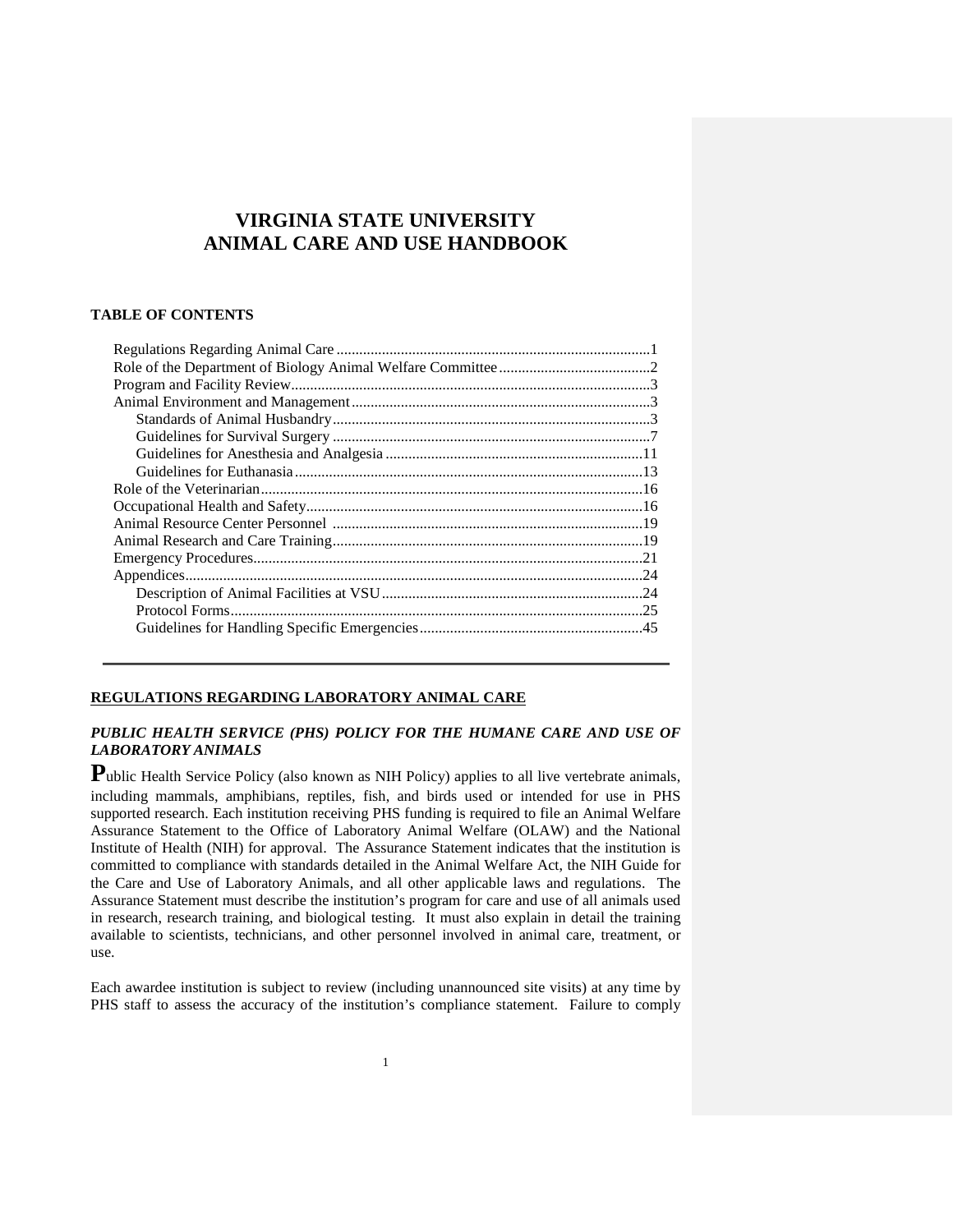# VIRGINIA STATE UNIVERSITY
# ANIMAL CARE AND USE HANDBOOK

**TABLE OF CONTENTS**

| | |
|---|---|
| Regulations Regarding Animal Care | 1 |
| Role of the Department of Biology Animal Welfare Committee | 2 |
| Program and Facility Review | 3 |
| Animal Environment and Management | 3 |
| Standards of Animal Husbandry | 3 |
| Guidelines for Survival Surgery | 7 |
| Guidelines for Anesthesia and Analgesia | 11 |
| Guidelines for Euthanasia | 13 |
| Role of the Veterinarian | 16 |
| Occupational Health and Safety | 16 |
| Animal Resource Center Personnel | 19 |
| Animal Research and Care Training | 19 |
| Emergency Procedures | 21 |
| Appendices | 24 |
| Description of Animal Facilities at VSU | 24 |
| Protocol Forms | 25 |
| Guidelines for Handling Specific Emergencies | 45 |

---

## REGULATIONS REGARDING LABORATORY ANIMAL CARE

### *PUBLIC HEALTH SERVICE (PHS) POLICY FOR THE HUMANE CARE AND USE OF LABORATORY ANIMALS*

Public Health Service Policy (also known as NIH Policy) applies to all live vertebrate animals, including mammals, amphibians, reptiles, fish, and birds used or intended for use in PHS supported research. Each institution receiving PHS funding is required to file an Animal Welfare Assurance Statement to the Office of Laboratory Animal Welfare (OLAW) and the National Institute of Health (NIH) for approval. The Assurance Statement indicates that the institution is committed to compliance with standards detailed in the Animal Welfare Act, the NIH Guide for the Care and Use of Laboratory Animals, and all other applicable laws and regulations. The Assurance Statement must describe the institution's program for care and use of all animals used in research, research training, and biological testing. It must also explain in detail the training available to scientists, technicians, and other personnel involved in animal care, treatment, or use.

Each awardee institution is subject to review (including unannounced site visits) at any time by PHS staff to assess the accuracy of the institution's compliance statement. Failure to comply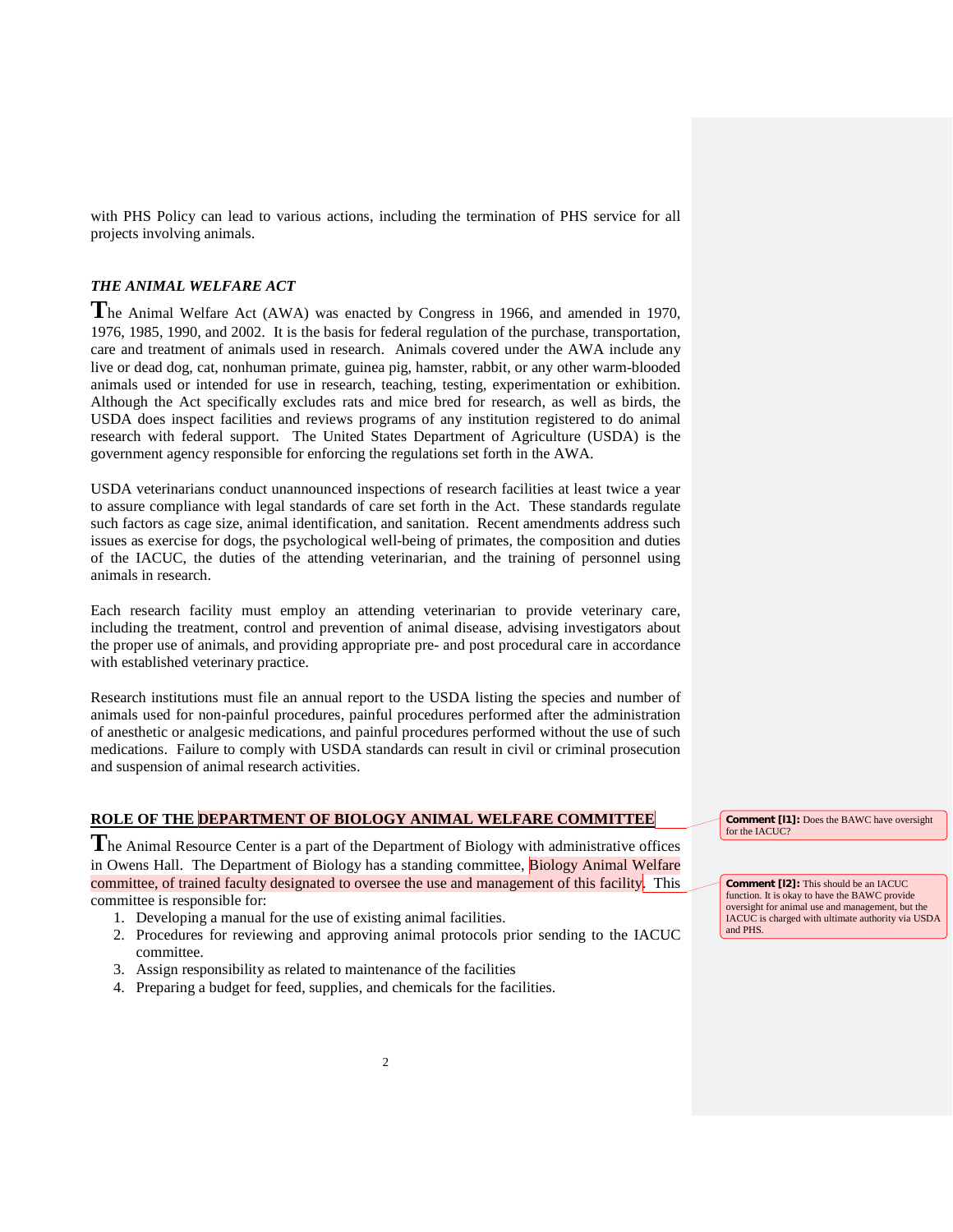with PHS Policy can lead to various actions, including the termination of PHS service for all projects involving animals.

### *THE ANIMAL WELFARE ACT*

The Animal Welfare Act (AWA) was enacted by Congress in 1966, and amended in 1970, 1976, 1985, 1990, and 2002. It is the basis for federal regulation of the purchase, transportation, care and treatment of animals used in research. Animals covered under the AWA include any live or dead dog, cat, nonhuman primate, guinea pig, hamster, rabbit, or any other warm-blooded animals used or intended for use in research, teaching, testing, experimentation or exhibition. Although the Act specifically excludes rats and mice bred for research, as well as birds, the USDA does inspect facilities and reviews programs of any institution registered to do animal research with federal support. The United States Department of Agriculture (USDA) is the government agency responsible for enforcing the regulations set forth in the AWA.

USDA veterinarians conduct unannounced inspections of research facilities at least twice a year to assure compliance with legal standards of care set forth in the Act. These standards regulate such factors as cage size, animal identification, and sanitation. Recent amendments address such issues as exercise for dogs, the psychological well-being of primates, the composition and duties of the IACUC, the duties of the attending veterinarian, and the training of personnel using animals in research.

Each research facility must employ an attending veterinarian to provide veterinary care, including the treatment, control and prevention of animal disease, advising investigators about the proper use of animals, and providing appropriate pre- and post procedural care in accordance with established veterinary practice.

Research institutions must file an annual report to the USDA listing the species and number of animals used for non-painful procedures, painful procedures performed after the administration of anesthetic or analgesic medications, and painful procedures performed without the use of such medications. Failure to comply with USDA standards can result in civil or criminal prosecution and suspension of animal research activities.

### ROLE OF THE DEPARTMENT OF BIOLOGY ANIMAL WELFARE COMMITTEE

The Animal Resource Center is a part of the Department of Biology with administrative offices in Owens Hall. The Department of Biology has a standing committee, Biology Animal Welfare committee, of trained faculty designated to oversee the use and management of this facility. This committee is responsible for:

1. Developing a manual for the use of existing animal facilities.
2. Procedures for reviewing and approving animal protocols prior sending to the IACUC committee.
3. Assign responsibility as related to maintenance of the facilities
4. Preparing a budget for feed, supplies, and chemicals for the facilities.

**Comment [l1]:** Does the BAWC have oversight for the IACUC?

**Comment [l2]:** This should be an IACUC function. It is okay to have the BAWC provide oversight for animal use and management, but the IACUC is charged with ultimate authority via USDA and PHS.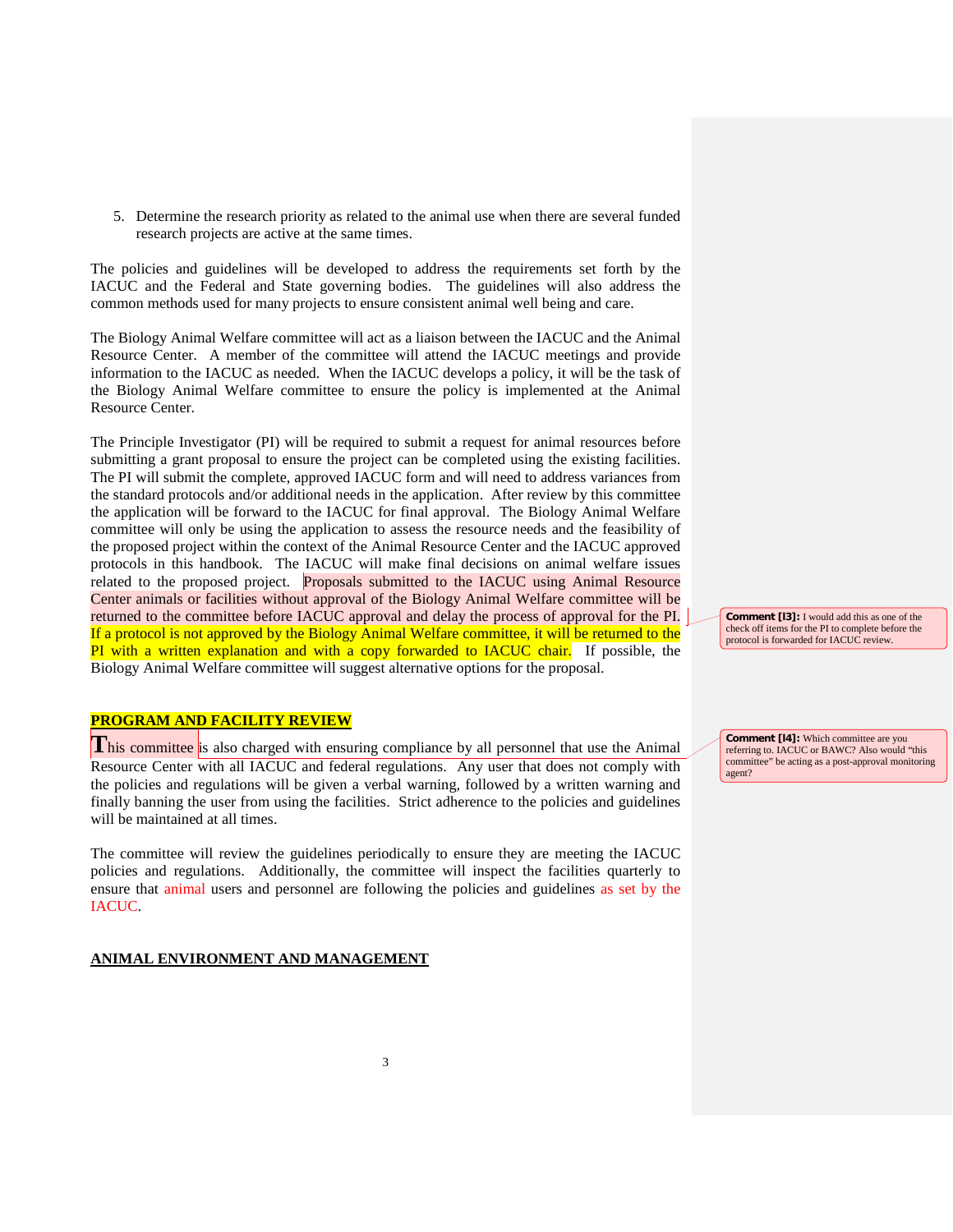5. Determine the research priority as related to the animal use when there are several funded research projects are active at the same times.

The policies and guidelines will be developed to address the requirements set forth by the IACUC and the Federal and State governing bodies. The guidelines will also address the common methods used for many projects to ensure consistent animal well being and care.

The Biology Animal Welfare committee will act as a liaison between the IACUC and the Animal Resource Center. A member of the committee will attend the IACUC meetings and provide information to the IACUC as needed. When the IACUC develops a policy, it will be the task of the Biology Animal Welfare committee to ensure the policy is implemented at the Animal Resource Center.

The Principle Investigator (PI) will be required to submit a request for animal resources before submitting a grant proposal to ensure the project can be completed using the existing facilities. The PI will submit the complete, approved IACUC form and will need to address variances from the standard protocols and/or additional needs in the application. After review by this committee the application will be forward to the IACUC for final approval. The Biology Animal Welfare committee will only be using the application to assess the resource needs and the feasibility of the proposed project within the context of the Animal Resource Center and the IACUC approved protocols in this handbook. The IACUC will make final decisions on animal welfare issues related to the proposed project. Proposals submitted to the IACUC using Animal Resource Center animals or facilities without approval of the Biology Animal Welfare committee will be returned to the committee before IACUC approval and delay the process of approval for the PI. If a protocol is not approved by the Biology Animal Welfare committee, it will be returned to the PI with a written explanation and with a copy forwarded to IACUC chair. If possible, the Biology Animal Welfare committee will suggest alternative options for the proposal.

> **Comment [I3]:** I would add this as one of the check off items for the PI to complete before the protocol is forwarded for IACUC review.

## PROGRAM AND FACILITY REVIEW

This committee is also charged with ensuring compliance by all personnel that use the Animal Resource Center with all IACUC and federal regulations. Any user that does not comply with the policies and regulations will be given a verbal warning, followed by a written warning and finally banning the user from using the facilities. Strict adherence to the policies and guidelines will be maintained at all times.

> **Comment [I4]:** Which committee are you referring to. IACUC or BAWC? Also would "this committee" be acting as a post-approval monitoring agent?

The committee will review the guidelines periodically to ensure they are meeting the IACUC policies and regulations. Additionally, the committee will inspect the facilities quarterly to ensure that animal users and personnel are following the policies and guidelines as set by the IACUC.

## ANIMAL ENVIRONMENT AND MANAGEMENT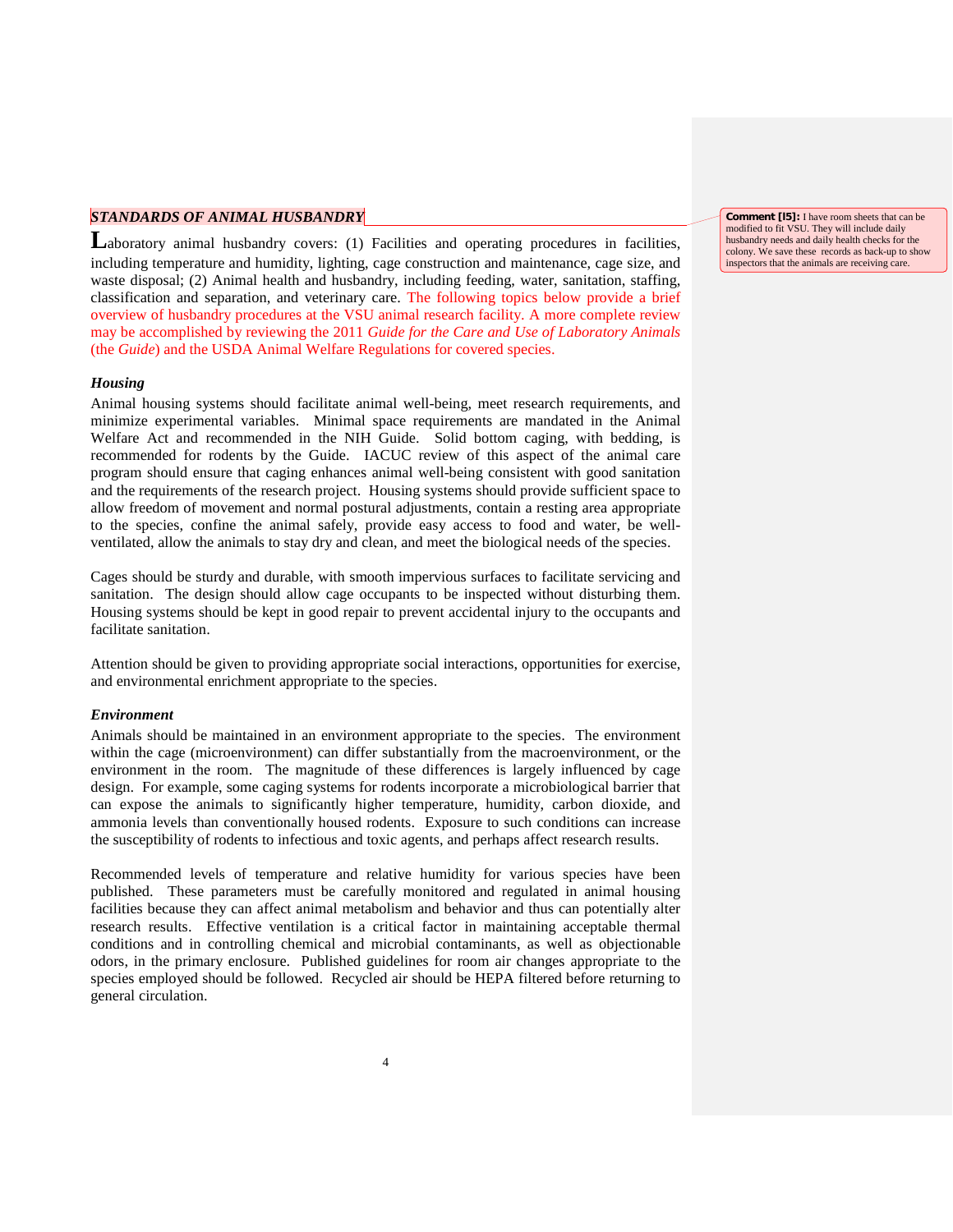## *STANDARDS OF ANIMAL HUSBANDRY*

Laboratory animal husbandry covers: (1) Facilities and operating procedures in facilities, including temperature and humidity, lighting, cage construction and maintenance, cage size, and waste disposal; (2) Animal health and husbandry, including feeding, water, sanitation, staffing, classification and separation, and veterinary care. The following topics below provide a brief overview of husbandry procedures at the VSU animal research facility. A more complete review may be accomplished by reviewing the 2011 *Guide for the Care and Use of Laboratory Animals* (the *Guide*) and the USDA Animal Welfare Regulations for covered species.

**Comment [I5]:** I have room sheets that can be modified to fit VSU. They will include daily husbandry needs and daily health checks for the colony. We save these records as back-up to show inspectors that the animals are receiving care.

### *Housing*

Animal housing systems should facilitate animal well-being, meet research requirements, and minimize experimental variables. Minimal space requirements are mandated in the Animal Welfare Act and recommended in the NIH Guide. Solid bottom caging, with bedding, is recommended for rodents by the Guide. IACUC review of this aspect of the animal care program should ensure that caging enhances animal well-being consistent with good sanitation and the requirements of the research project. Housing systems should provide sufficient space to allow freedom of movement and normal postural adjustments, contain a resting area appropriate to the species, confine the animal safely, provide easy access to food and water, be well-ventilated, allow the animals to stay dry and clean, and meet the biological needs of the species.

Cages should be sturdy and durable, with smooth impervious surfaces to facilitate servicing and sanitation. The design should allow cage occupants to be inspected without disturbing them. Housing systems should be kept in good repair to prevent accidental injury to the occupants and facilitate sanitation.

Attention should be given to providing appropriate social interactions, opportunities for exercise, and environmental enrichment appropriate to the species.

### *Environment*

Animals should be maintained in an environment appropriate to the species. The environment within the cage (microenvironment) can differ substantially from the macroenvironment, or the environment in the room. The magnitude of these differences is largely influenced by cage design. For example, some caging systems for rodents incorporate a microbiological barrier that can expose the animals to significantly higher temperature, humidity, carbon dioxide, and ammonia levels than conventionally housed rodents. Exposure to such conditions can increase the susceptibility of rodents to infectious and toxic agents, and perhaps affect research results.

Recommended levels of temperature and relative humidity for various species have been published. These parameters must be carefully monitored and regulated in animal housing facilities because they can affect animal metabolism and behavior and thus can potentially alter research results. Effective ventilation is a critical factor in maintaining acceptable thermal conditions and in controlling chemical and microbial contaminants, as well as objectionable odors, in the primary enclosure. Published guidelines for room air changes appropriate to the species employed should be followed. Recycled air should be HEPA filtered before returning to general circulation.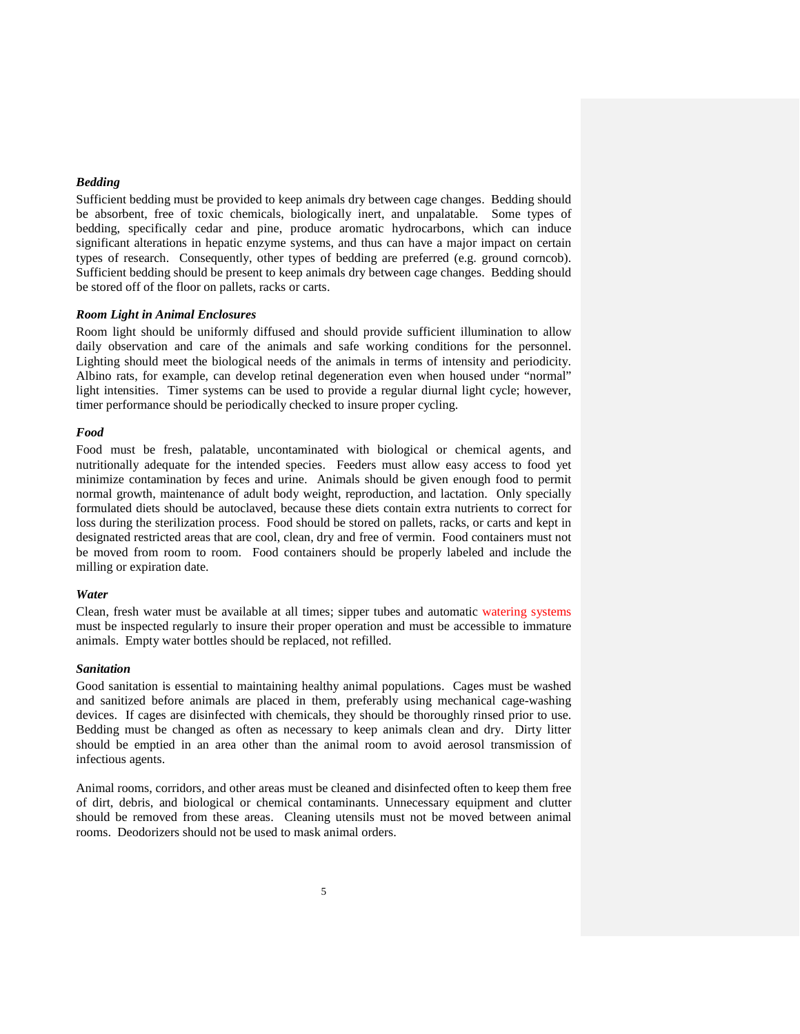***Bedding***

Sufficient bedding must be provided to keep animals dry between cage changes. Bedding should be absorbent, free of toxic chemicals, biologically inert, and unpalatable. Some types of bedding, specifically cedar and pine, produce aromatic hydrocarbons, which can induce significant alterations in hepatic enzyme systems, and thus can have a major impact on certain types of research. Consequently, other types of bedding are preferred (e.g. ground corncob). Sufficient bedding should be present to keep animals dry between cage changes. Bedding should be stored off of the floor on pallets, racks or carts.

***Room Light in Animal Enclosures***

Room light should be uniformly diffused and should provide sufficient illumination to allow daily observation and care of the animals and safe working conditions for the personnel. Lighting should meet the biological needs of the animals in terms of intensity and periodicity. Albino rats, for example, can develop retinal degeneration even when housed under "normal" light intensities. Timer systems can be used to provide a regular diurnal light cycle; however, timer performance should be periodically checked to insure proper cycling.

***Food***

Food must be fresh, palatable, uncontaminated with biological or chemical agents, and nutritionally adequate for the intended species. Feeders must allow easy access to food yet minimize contamination by feces and urine. Animals should be given enough food to permit normal growth, maintenance of adult body weight, reproduction, and lactation. Only specially formulated diets should be autoclaved, because these diets contain extra nutrients to correct for loss during the sterilization process. Food should be stored on pallets, racks, or carts and kept in designated restricted areas that are cool, clean, dry and free of vermin. Food containers must not be moved from room to room. Food containers should be properly labeled and include the milling or expiration date.

***Water***

Clean, fresh water must be available at all times; sipper tubes and automatic watering systems must be inspected regularly to insure their proper operation and must be accessible to immature animals. Empty water bottles should be replaced, not refilled.

***Sanitation***

Good sanitation is essential to maintaining healthy animal populations. Cages must be washed and sanitized before animals are placed in them, preferably using mechanical cage-washing devices. If cages are disinfected with chemicals, they should be thoroughly rinsed prior to use. Bedding must be changed as often as necessary to keep animals clean and dry. Dirty litter should be emptied in an area other than the animal room to avoid aerosol transmission of infectious agents.

Animal rooms, corridors, and other areas must be cleaned and disinfected often to keep them free of dirt, debris, and biological or chemical contaminants. Unnecessary equipment and clutter should be removed from these areas. Cleaning utensils must not be moved between animal rooms. Deodorizers should not be used to mask animal orders.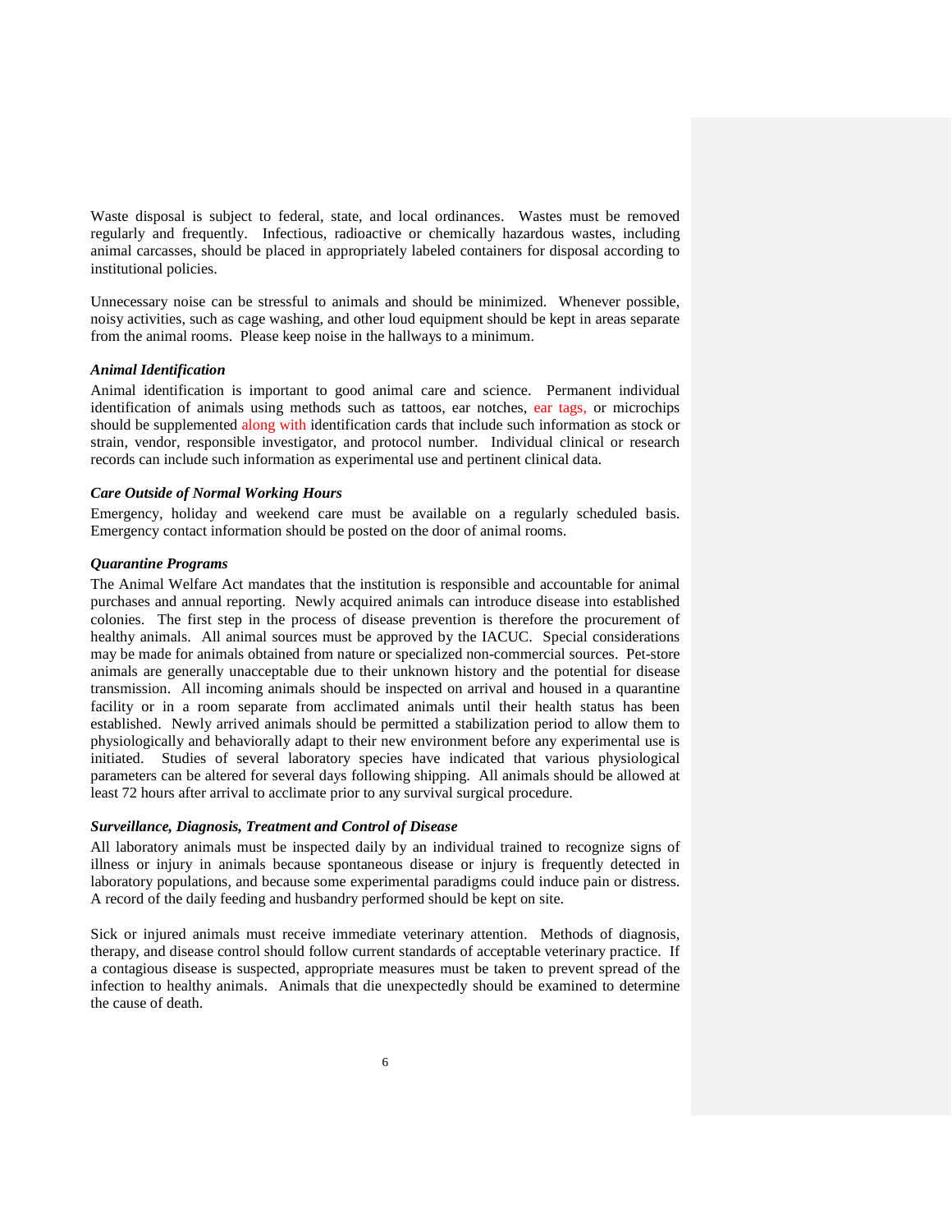Waste disposal is subject to federal, state, and local ordinances. Wastes must be removed regularly and frequently. Infectious, radioactive or chemically hazardous wastes, including animal carcasses, should be placed in appropriately labeled containers for disposal according to institutional policies.

Unnecessary noise can be stressful to animals and should be minimized. Whenever possible, noisy activities, such as cage washing, and other loud equipment should be kept in areas separate from the animal rooms. Please keep noise in the hallways to a minimum.

### *Animal Identification*

Animal identification is important to good animal care and science. Permanent individual identification of animals using methods such as tattoos, ear notches, ear tags, or microchips should be supplemented along with identification cards that include such information as stock or strain, vendor, responsible investigator, and protocol number. Individual clinical or research records can include such information as experimental use and pertinent clinical data.

### *Care Outside of Normal Working Hours*

Emergency, holiday and weekend care must be available on a regularly scheduled basis. Emergency contact information should be posted on the door of animal rooms.

### *Quarantine Programs*

The Animal Welfare Act mandates that the institution is responsible and accountable for animal purchases and annual reporting. Newly acquired animals can introduce disease into established colonies. The first step in the process of disease prevention is therefore the procurement of healthy animals. All animal sources must be approved by the IACUC. Special considerations may be made for animals obtained from nature or specialized non-commercial sources. Pet-store animals are generally unacceptable due to their unknown history and the potential for disease transmission. All incoming animals should be inspected on arrival and housed in a quarantine facility or in a room separate from acclimated animals until their health status has been established. Newly arrived animals should be permitted a stabilization period to allow them to physiologically and behaviorally adapt to their new environment before any experimental use is initiated. Studies of several laboratory species have indicated that various physiological parameters can be altered for several days following shipping. All animals should be allowed at least 72 hours after arrival to acclimate prior to any survival surgical procedure.

### *Surveillance, Diagnosis, Treatment and Control of Disease*

All laboratory animals must be inspected daily by an individual trained to recognize signs of illness or injury in animals because spontaneous disease or injury is frequently detected in laboratory populations, and because some experimental paradigms could induce pain or distress. A record of the daily feeding and husbandry performed should be kept on site.

Sick or injured animals must receive immediate veterinary attention. Methods of diagnosis, therapy, and disease control should follow current standards of acceptable veterinary practice. If a contagious disease is suspected, appropriate measures must be taken to prevent spread of the infection to healthy animals. Animals that die unexpectedly should be examined to determine the cause of death.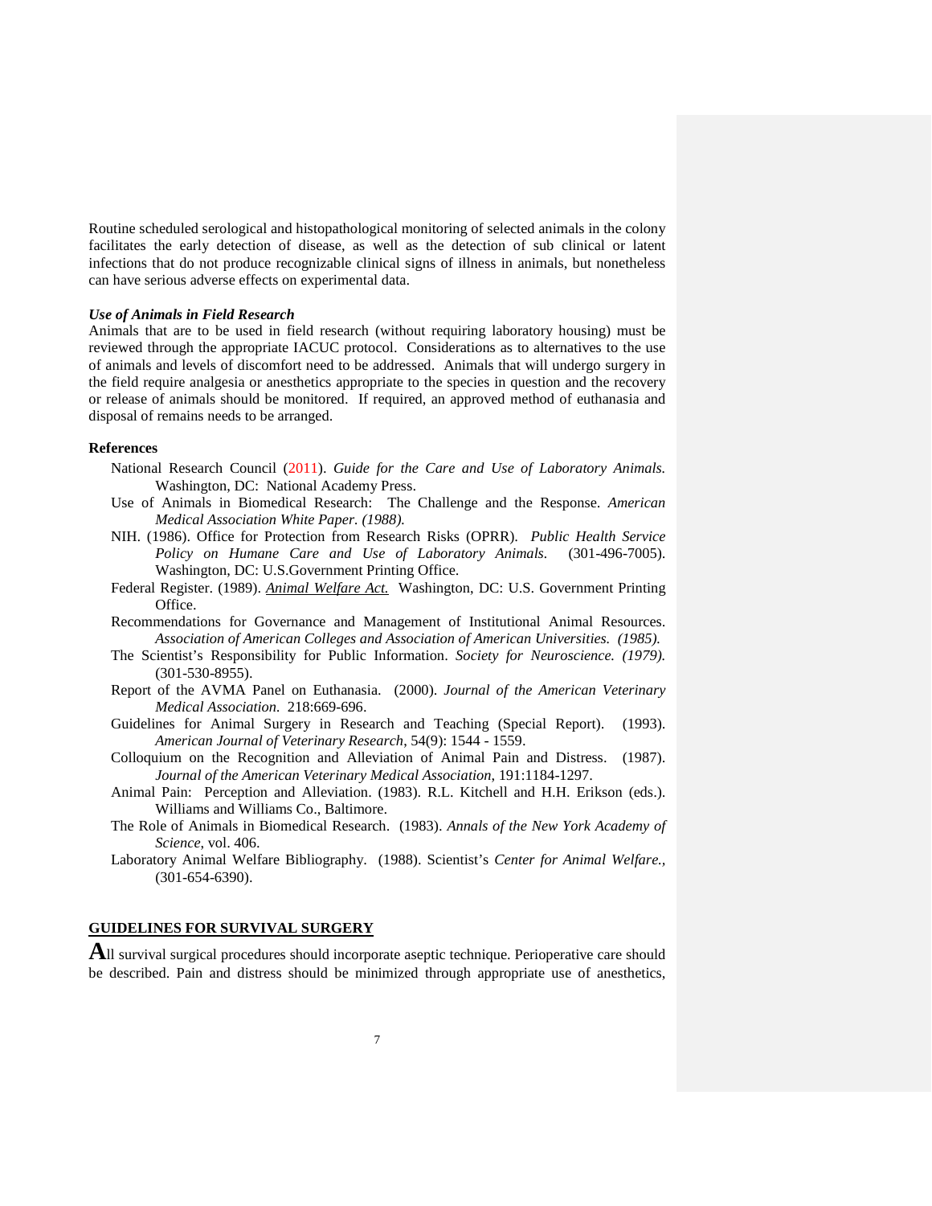Routine scheduled serological and histopathological monitoring of selected animals in the colony facilitates the early detection of disease, as well as the detection of sub clinical or latent infections that do not produce recognizable clinical signs of illness in animals, but nonetheless can have serious adverse effects on experimental data.

***Use of Animals in Field Research***

Animals that are to be used in field research (without requiring laboratory housing) must be reviewed through the appropriate IACUC protocol. Considerations as to alternatives to the use of animals and levels of discomfort need to be addressed. Animals that will undergo surgery in the field require analgesia or anesthetics appropriate to the species in question and the recovery or release of animals should be monitored. If required, an approved method of euthanasia and disposal of remains needs to be arranged.

**References**

- National Research Council (2011). *Guide for the Care and Use of Laboratory Animals.* Washington, DC: National Academy Press.
- Use of Animals in Biomedical Research: The Challenge and the Response. *American Medical Association White Paper. (1988).*
- NIH. (1986). Office for Protection from Research Risks (OPRR). *Public Health Service Policy on Humane Care and Use of Laboratory Animals.* (301-496-7005). Washington, DC: U.S.Government Printing Office.
- Federal Register. (1989). *Animal Welfare Act.* Washington, DC: U.S. Government Printing Office.
- Recommendations for Governance and Management of Institutional Animal Resources. *Association of American Colleges and Association of American Universities. (1985).*
- The Scientist's Responsibility for Public Information. *Society for Neuroscience. (1979).* (301-530-8955).
- Report of the AVMA Panel on Euthanasia. (2000). *Journal of the American Veterinary Medical Association.* 218:669-696.
- Guidelines for Animal Surgery in Research and Teaching (Special Report). (1993). *American Journal of Veterinary Research*, 54(9): 1544 - 1559.
- Colloquium on the Recognition and Alleviation of Animal Pain and Distress. (1987). *Journal of the American Veterinary Medical Association*, 191:1184-1297.
- Animal Pain: Perception and Alleviation. (1983). R.L. Kitchell and H.H. Erikson (eds.). Williams and Williams Co., Baltimore.
- The Role of Animals in Biomedical Research. (1983). *Annals of the New York Academy of Science*, vol. 406.
- Laboratory Animal Welfare Bibliography. (1988). Scientist's *Center for Animal Welfare.*, (301-654-6390).

## GUIDELINES FOR SURVIVAL SURGERY

**A**ll survival surgical procedures should incorporate aseptic technique. Perioperative care should be described. Pain and distress should be minimized through appropriate use of anesthetics,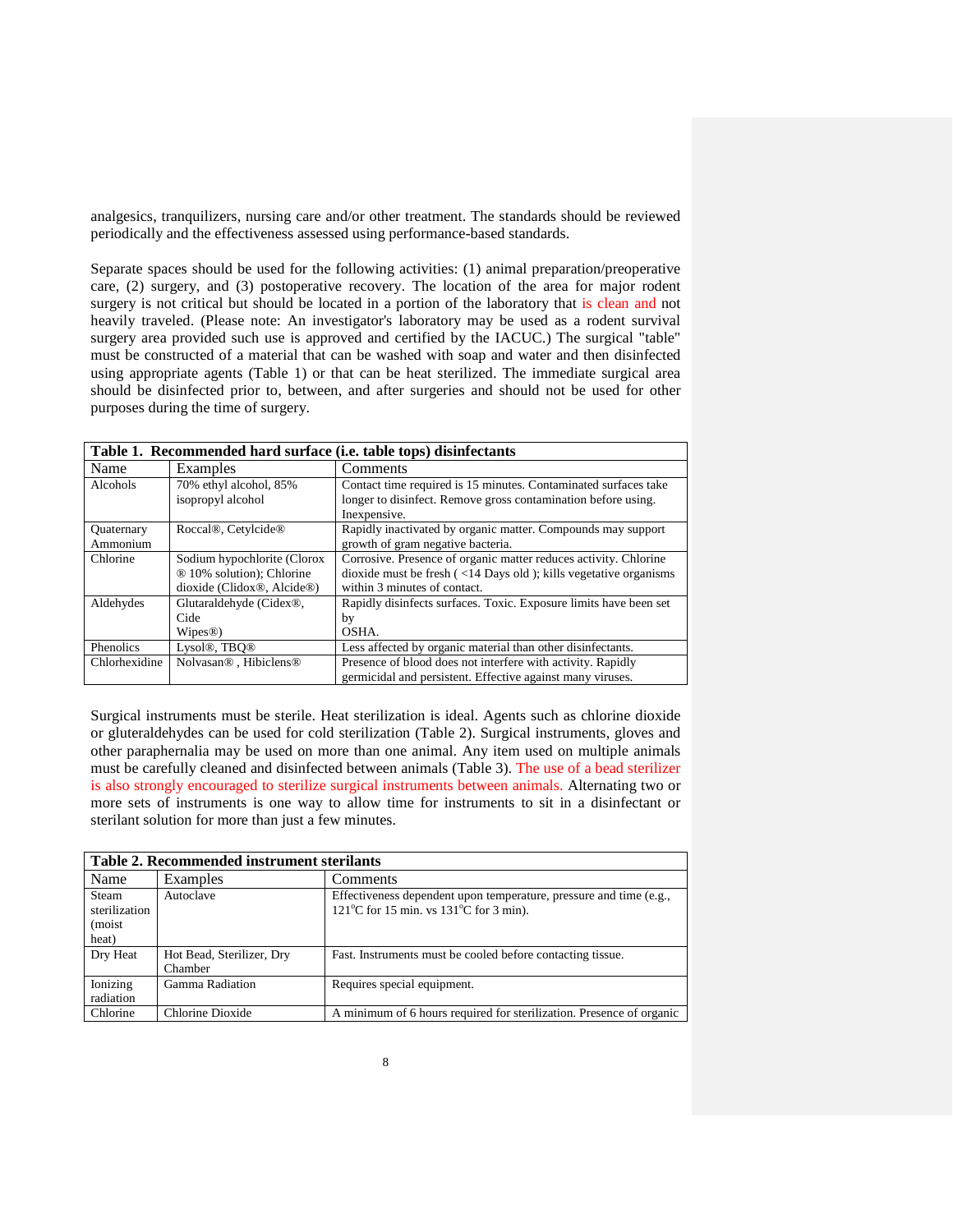analgesics, tranquilizers, nursing care and/or other treatment. The standards should be reviewed periodically and the effectiveness assessed using performance-based standards.

Separate spaces should be used for the following activities: (1) animal preparation/preoperative care, (2) surgery, and (3) postoperative recovery. The location of the area for major rodent surgery is not critical but should be located in a portion of the laboratory that is clean and not heavily traveled. (Please note: An investigator's laboratory may be used as a rodent survival surgery area provided such use is approved and certified by the IACUC.) The surgical "table" must be constructed of a material that can be washed with soap and water and then disinfected using appropriate agents (Table 1) or that can be heat sterilized. The immediate surgical area should be disinfected prior to, between, and after surgeries and should not be used for other purposes during the time of surgery.

**Table 1. Recommended hard surface (i.e. table tops) disinfectants**

| Name | Examples | Comments |
|---|---|---|
| Alcohols | 70% ethyl alcohol, 85% isopropyl alcohol | Contact time required is 15 minutes. Contaminated surfaces take longer to disinfect. Remove gross contamination before using. Inexpensive. |
| Quaternary Ammonium | Roccal®, Cetylcide® | Rapidly inactivated by organic matter. Compounds may support growth of gram negative bacteria. |
| Chlorine | Sodium hypochlorite (Clorox ® 10% solution); Chlorine dioxide (Clidox®, Alcide®) | Corrosive. Presence of organic matter reduces activity. Chlorine dioxide must be fresh ( <14 Days old ); kills vegetative organisms within 3 minutes of contact. |
| Aldehydes | Glutaraldehyde (Cidex®, Cide Wipes®) | Rapidly disinfects surfaces. Toxic. Exposure limits have been set by OSHA. |
| Phenolics | Lysol®, TBQ® | Less affected by organic material than other disinfectants. |
| Chlorhexidine | Nolvasan® , Hibiclens® | Presence of blood does not interfere with activity. Rapidly germicidal and persistent. Effective against many viruses. |

Surgical instruments must be sterile. Heat sterilization is ideal. Agents such as chlorine dioxide or gluteraldehydes can be used for cold sterilization (Table 2). Surgical instruments, gloves and other paraphernalia may be used on more than one animal. Any item used on multiple animals must be carefully cleaned and disinfected between animals (Table 3). The use of a bead sterilizer is also strongly encouraged to sterilize surgical instruments between animals. Alternating two or more sets of instruments is one way to allow time for instruments to sit in a disinfectant or sterilant solution for more than just a few minutes.

**Table 2. Recommended instrument sterilants**

| Name | Examples | Comments |
|---|---|---|
| Steam sterilization (moist heat) | Autoclave | Effectiveness dependent upon temperature, pressure and time (e.g., 121°C for 15 min. vs 131°C for 3 min). |
| Dry Heat | Hot Bead, Sterilizer, Dry Chamber | Fast. Instruments must be cooled before contacting tissue. |
| Ionizing radiation | Gamma Radiation | Requires special equipment. |
| Chlorine | Chlorine Dioxide | A minimum of 6 hours required for sterilization. Presence of organic |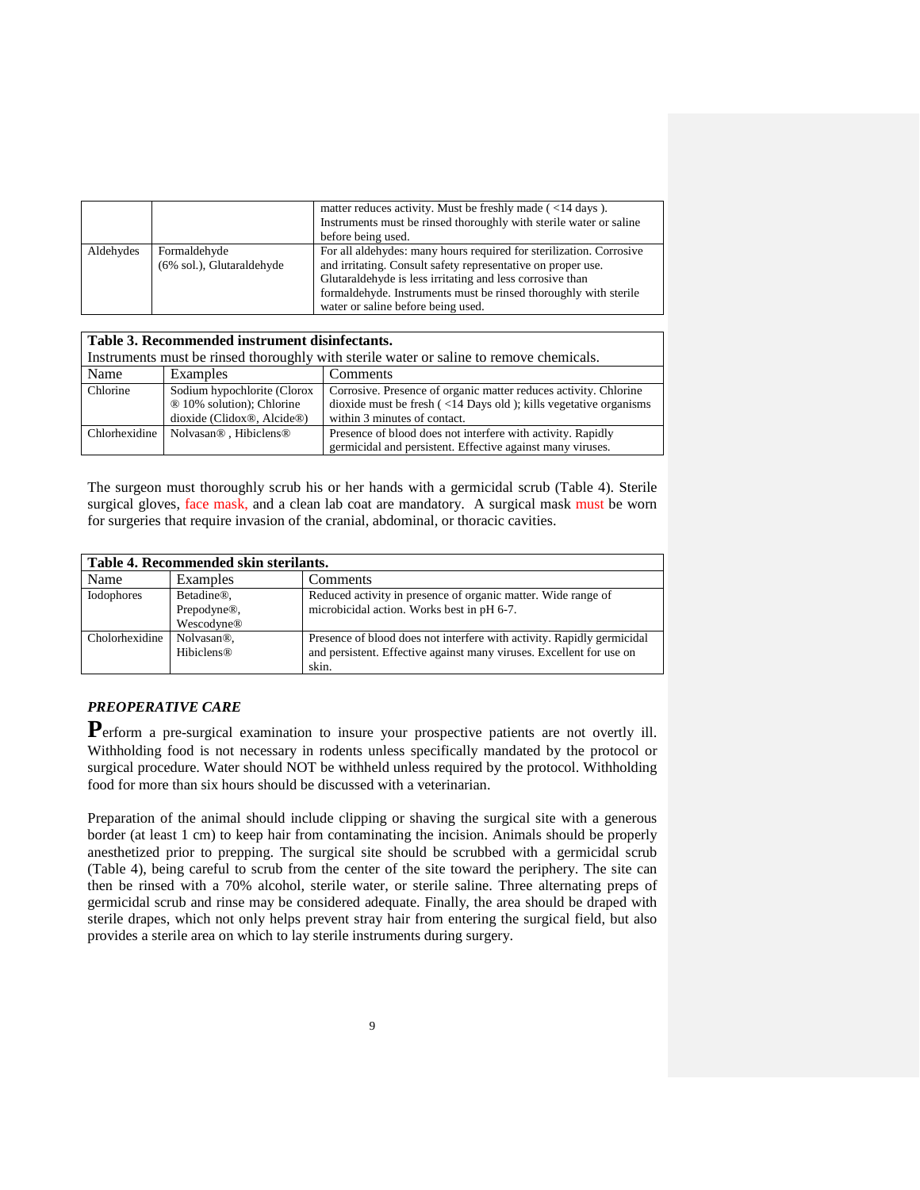| | | matter reduces activity. Must be freshly made ( <14 days ). Instruments must be rinsed thoroughly with sterile water or saline before being used. |
|---|---|---|
| Aldehydes | Formaldehyde (6% sol.), Glutaraldehyde | For all aldehydes: many hours required for sterilization. Corrosive and irritating. Consult safety representative on proper use. Glutaraldehyde is less irritating and less corrosive than formaldehyde. Instruments must be rinsed thoroughly with sterile water or saline before being used. |

**Table 3. Recommended instrument disinfectants.**

Instruments must be rinsed thoroughly with sterile water or saline to remove chemicals.

| Name | Examples | Comments |
|---|---|---|
| Chlorine | Sodium hypochlorite (Clorox ® 10% solution); Chlorine dioxide (Clidox®, Alcide®) | Corrosive. Presence of organic matter reduces activity. Chlorine dioxide must be fresh ( <14 Days old ); kills vegetative organisms within 3 minutes of contact. |
| Chlorhexidine | Nolvasan® , Hibiclens® | Presence of blood does not interfere with activity. Rapidly germicidal and persistent. Effective against many viruses. |

The surgeon must thoroughly scrub his or her hands with a germicidal scrub (Table 4). Sterile surgical gloves, face mask, and a clean lab coat are mandatory. A surgical mask must be worn for surgeries that require invasion of the cranial, abdominal, or thoracic cavities.

**Table 4. Recommended skin sterilants.**

| Name | Examples | Comments |
|---|---|---|
| Iodophores | Betadine®, Prepodyne®, Wescodyne® | Reduced activity in presence of organic matter. Wide range of microbicidal action. Works best in pH 6-7. |
| Cholorhexidine | Nolvasan®, Hibiclens® | Presence of blood does not interfere with activity. Rapidly germicidal and persistent. Effective against many viruses. Excellent for use on skin. |

### *PREOPERATIVE CARE*

**P**erform a pre-surgical examination to insure your prospective patients are not overtly ill. Withholding food is not necessary in rodents unless specifically mandated by the protocol or surgical procedure. Water should NOT be withheld unless required by the protocol. Withholding food for more than six hours should be discussed with a veterinarian.

Preparation of the animal should include clipping or shaving the surgical site with a generous border (at least 1 cm) to keep hair from contaminating the incision. Animals should be properly anesthetized prior to prepping. The surgical site should be scrubbed with a germicidal scrub (Table 4), being careful to scrub from the center of the site toward the periphery. The site can then be rinsed with a 70% alcohol, sterile water, or sterile saline. Three alternating preps of germicidal scrub and rinse may be considered adequate. Finally, the area should be draped with sterile drapes, which not only helps prevent stray hair from entering the surgical field, but also provides a sterile area on which to lay sterile instruments during surgery.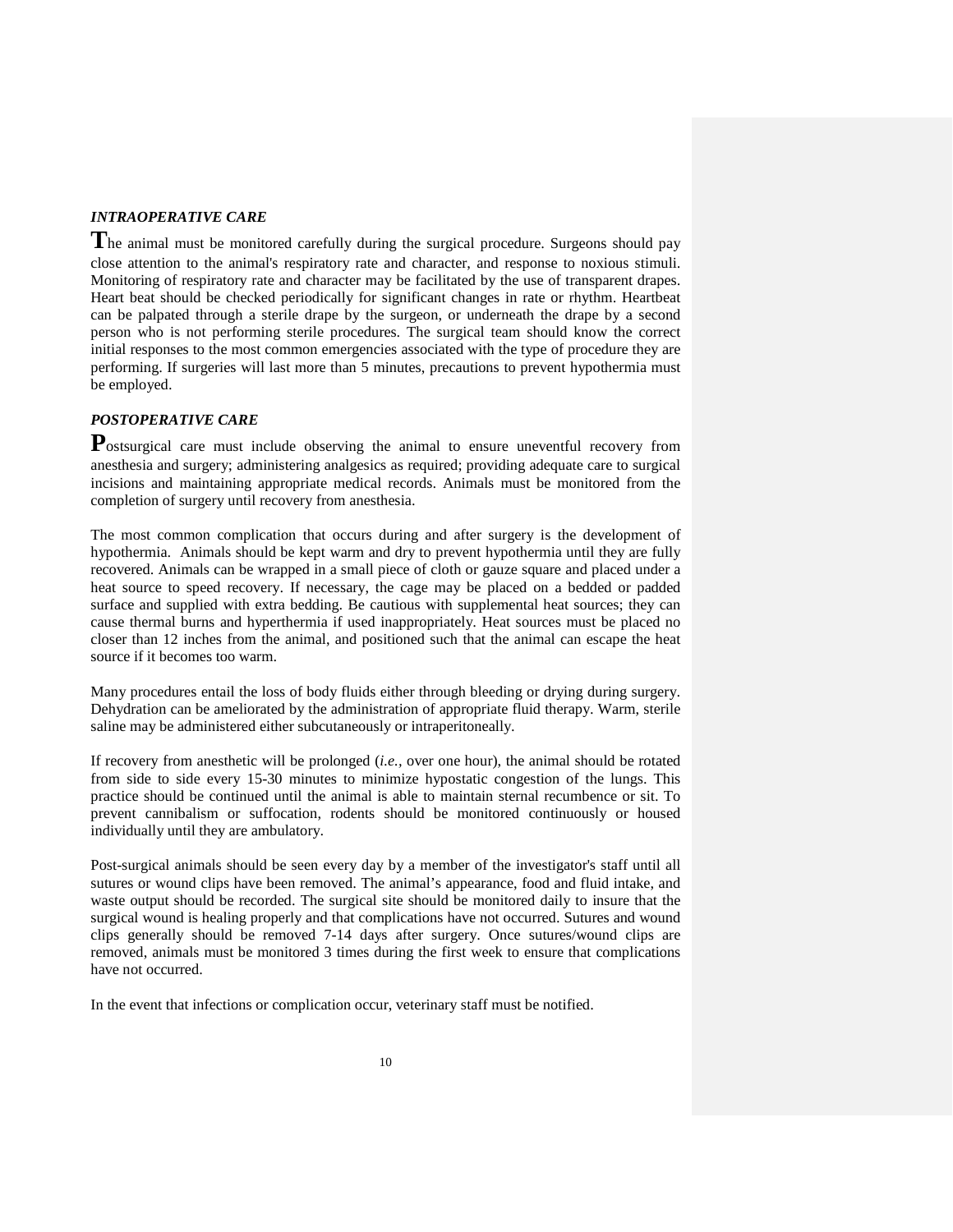### *INTRAOPERATIVE CARE*

The animal must be monitored carefully during the surgical procedure. Surgeons should pay close attention to the animal's respiratory rate and character, and response to noxious stimuli. Monitoring of respiratory rate and character may be facilitated by the use of transparent drapes. Heart beat should be checked periodically for significant changes in rate or rhythm. Heartbeat can be palpated through a sterile drape by the surgeon, or underneath the drape by a second person who is not performing sterile procedures. The surgical team should know the correct initial responses to the most common emergencies associated with the type of procedure they are performing. If surgeries will last more than 5 minutes, precautions to prevent hypothermia must be employed.

### *POSTOPERATIVE CARE*

Postsurgical care must include observing the animal to ensure uneventful recovery from anesthesia and surgery; administering analgesics as required; providing adequate care to surgical incisions and maintaining appropriate medical records. Animals must be monitored from the completion of surgery until recovery from anesthesia.

The most common complication that occurs during and after surgery is the development of hypothermia. Animals should be kept warm and dry to prevent hypothermia until they are fully recovered. Animals can be wrapped in a small piece of cloth or gauze square and placed under a heat source to speed recovery. If necessary, the cage may be placed on a bedded or padded surface and supplied with extra bedding. Be cautious with supplemental heat sources; they can cause thermal burns and hyperthermia if used inappropriately. Heat sources must be placed no closer than 12 inches from the animal, and positioned such that the animal can escape the heat source if it becomes too warm.

Many procedures entail the loss of body fluids either through bleeding or drying during surgery. Dehydration can be ameliorated by the administration of appropriate fluid therapy. Warm, sterile saline may be administered either subcutaneously or intraperitoneally.

If recovery from anesthetic will be prolonged (*i.e.,* over one hour), the animal should be rotated from side to side every 15-30 minutes to minimize hypostatic congestion of the lungs. This practice should be continued until the animal is able to maintain sternal recumbence or sit. To prevent cannibalism or suffocation, rodents should be monitored continuously or housed individually until they are ambulatory.

Post-surgical animals should be seen every day by a member of the investigator's staff until all sutures or wound clips have been removed. The animal's appearance, food and fluid intake, and waste output should be recorded. The surgical site should be monitored daily to insure that the surgical wound is healing properly and that complications have not occurred. Sutures and wound clips generally should be removed 7-14 days after surgery. Once sutures/wound clips are removed, animals must be monitored 3 times during the first week to ensure that complications have not occurred.

In the event that infections or complication occur, veterinary staff must be notified.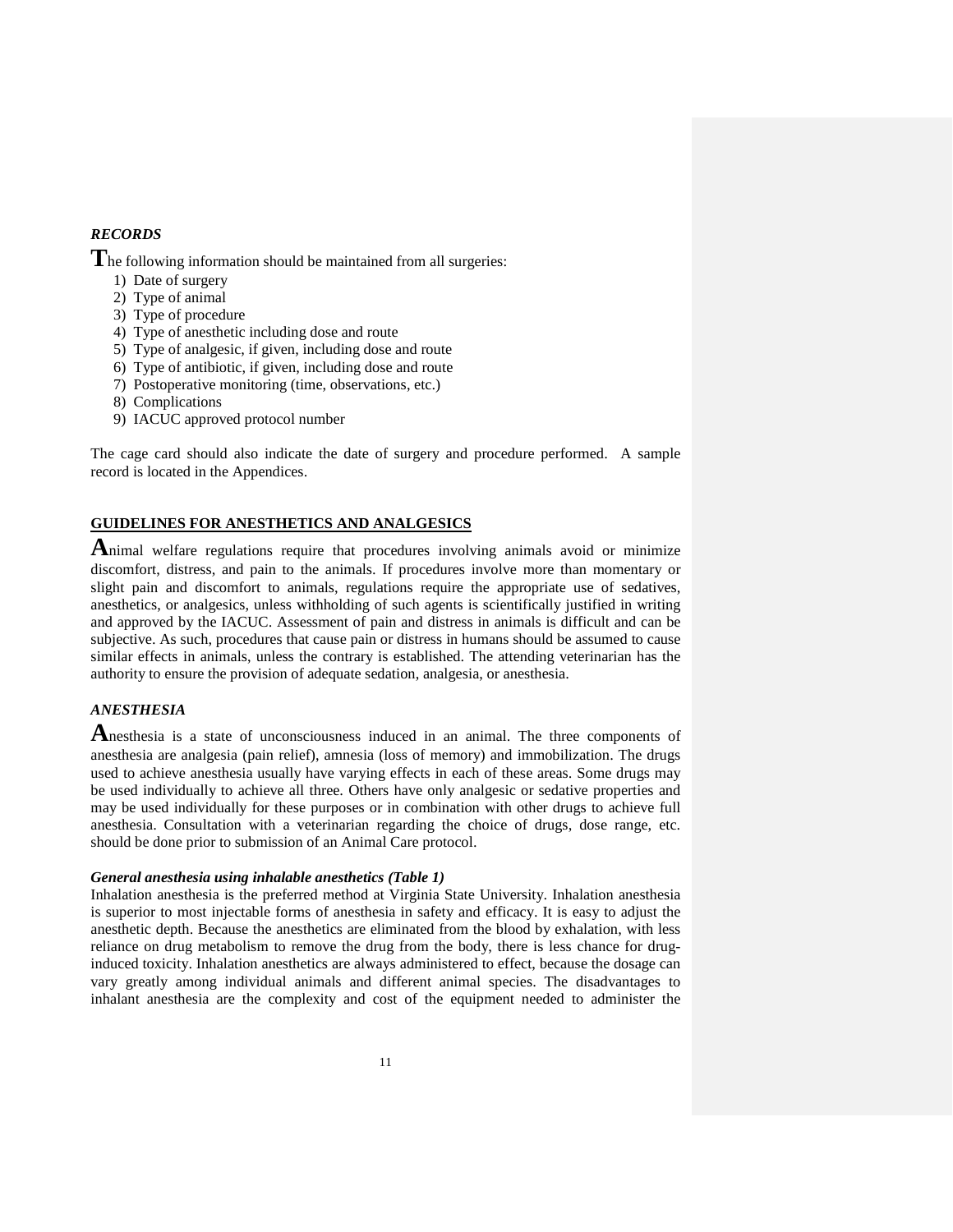### *RECORDS*

**T**he following information should be maintained from all surgeries:

1) Date of surgery
2) Type of animal
3) Type of procedure
4) Type of anesthetic including dose and route
5) Type of analgesic, if given, including dose and route
6) Type of antibiotic, if given, including dose and route
7) Postoperative monitoring (time, observations, etc.)
8) Complications
9) IACUC approved protocol number

The cage card should also indicate the date of surgery and procedure performed. A sample record is located in the Appendices.

## GUIDELINES FOR ANESTHETICS AND ANALGESICS

**A**nimal welfare regulations require that procedures involving animals avoid or minimize discomfort, distress, and pain to the animals. If procedures involve more than momentary or slight pain and discomfort to animals, regulations require the appropriate use of sedatives, anesthetics, or analgesics, unless withholding of such agents is scientifically justified in writing and approved by the IACUC. Assessment of pain and distress in animals is difficult and can be subjective. As such, procedures that cause pain or distress in humans should be assumed to cause similar effects in animals, unless the contrary is established. The attending veterinarian has the authority to ensure the provision of adequate sedation, analgesia, or anesthesia.

### *ANESTHESIA*

**A**nesthesia is a state of unconsciousness induced in an animal. The three components of anesthesia are analgesia (pain relief), amnesia (loss of memory) and immobilization. The drugs used to achieve anesthesia usually have varying effects in each of these areas. Some drugs may be used individually to achieve all three. Others have only analgesic or sedative properties and may be used individually for these purposes or in combination with other drugs to achieve full anesthesia. Consultation with a veterinarian regarding the choice of drugs, dose range, etc. should be done prior to submission of an Animal Care protocol.

#### ***General anesthesia using inhalable anesthetics (Table 1)***

Inhalation anesthesia is the preferred method at Virginia State University. Inhalation anesthesia is superior to most injectable forms of anesthesia in safety and efficacy. It is easy to adjust the anesthetic depth. Because the anesthetics are eliminated from the blood by exhalation, with less reliance on drug metabolism to remove the drug from the body, there is less chance for drug-induced toxicity. Inhalation anesthetics are always administered to effect, because the dosage can vary greatly among individual animals and different animal species. The disadvantages to inhalant anesthesia are the complexity and cost of the equipment needed to administer the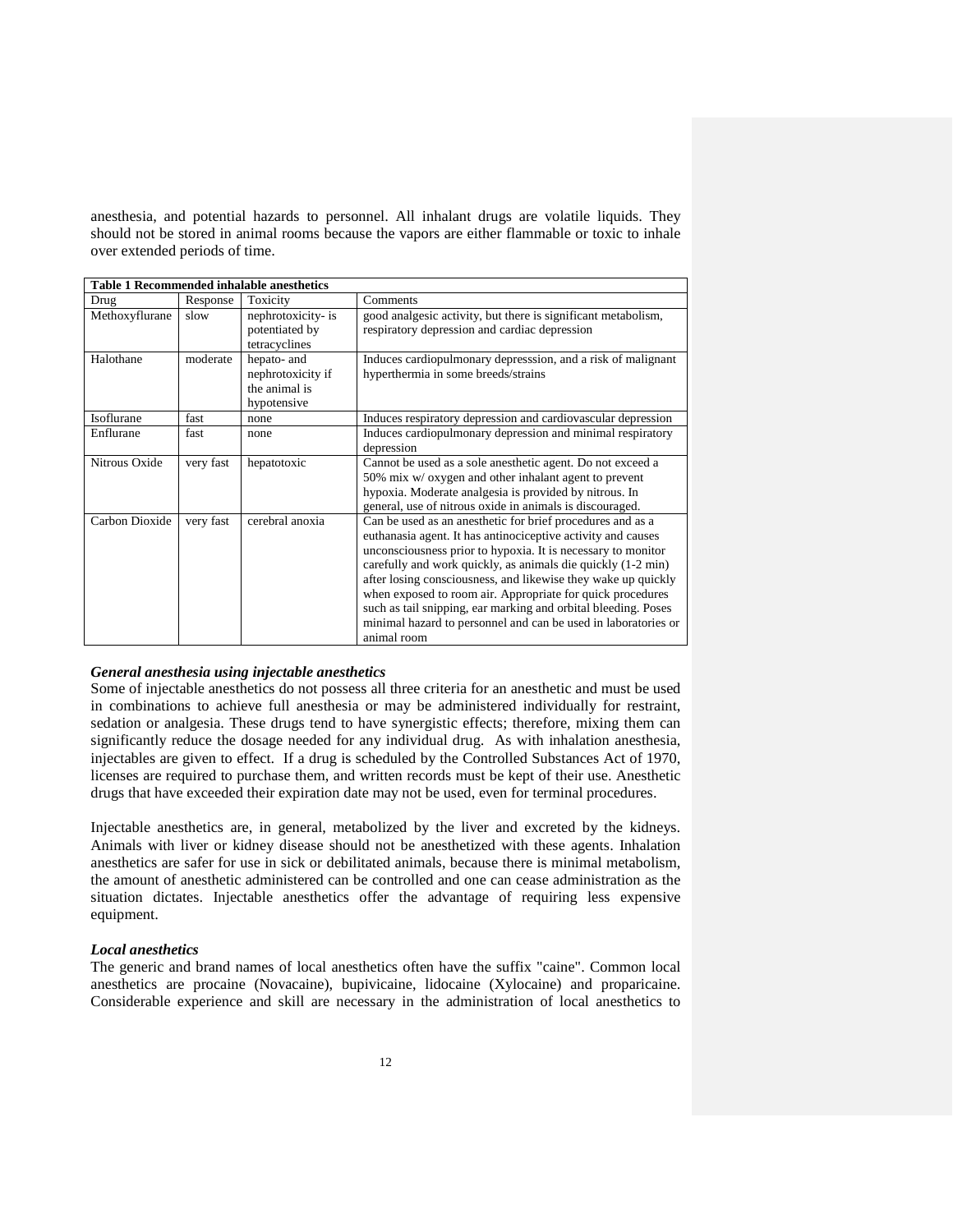anesthesia, and potential hazards to personnel. All inhalant drugs are volatile liquids. They should not be stored in animal rooms because the vapors are either flammable or toxic to inhale over extended periods of time.

| **Table 1 Recommended inhalable anesthetics** | | | |
|---|---|---|---|
| Drug | Response | Toxicity | Comments |
| Methoxyflurane | slow | nephrotoxicity- is potentiated by tetracyclines | good analgesic activity, but there is significant metabolism, respiratory depression and cardiac depression |
| Halothane | moderate | hepato- and nephrotoxicity if the animal is hypotensive | Induces cardiopulmonary depresssion, and a risk of malignant hyperthermia in some breeds/strains |
| Isoflurane | fast | none | Induces respiratory depression and cardiovascular depression |
| Enflurane | fast | none | Induces cardiopulmonary depression and minimal respiratory depression |
| Nitrous Oxide | very fast | hepatotoxic | Cannot be used as a sole anesthetic agent. Do not exceed a 50% mix w/ oxygen and other inhalant agent to prevent hypoxia. Moderate analgesia is provided by nitrous. In general, use of nitrous oxide in animals is discouraged. |
| Carbon Dioxide | very fast | cerebral anoxia | Can be used as an anesthetic for brief procedures and as a euthanasia agent. It has antinociceptive activity and causes unconsciousness prior to hypoxia. It is necessary to monitor carefully and work quickly, as animals die quickly (1-2 min) after losing consciousness, and likewise they wake up quickly when exposed to room air. Appropriate for quick procedures such as tail snipping, ear marking and orbital bleeding. Poses minimal hazard to personnel and can be used in laboratories or animal room |

***General anesthesia using injectable anesthetics***

Some of injectable anesthetics do not possess all three criteria for an anesthetic and must be used in combinations to achieve full anesthesia or may be administered individually for restraint, sedation or analgesia. These drugs tend to have synergistic effects; therefore, mixing them can significantly reduce the dosage needed for any individual drug. As with inhalation anesthesia, injectables are given to effect. If a drug is scheduled by the Controlled Substances Act of 1970, licenses are required to purchase them, and written records must be kept of their use. Anesthetic drugs that have exceeded their expiration date may not be used, even for terminal procedures.

Injectable anesthetics are, in general, metabolized by the liver and excreted by the kidneys. Animals with liver or kidney disease should not be anesthetized with these agents. Inhalation anesthetics are safer for use in sick or debilitated animals, because there is minimal metabolism, the amount of anesthetic administered can be controlled and one can cease administration as the situation dictates. Injectable anesthetics offer the advantage of requiring less expensive equipment.

***Local anesthetics***

The generic and brand names of local anesthetics often have the suffix "caine". Common local anesthetics are procaine (Novacaine), bupivicaine, lidocaine (Xylocaine) and proparicaine. Considerable experience and skill are necessary in the administration of local anesthetics to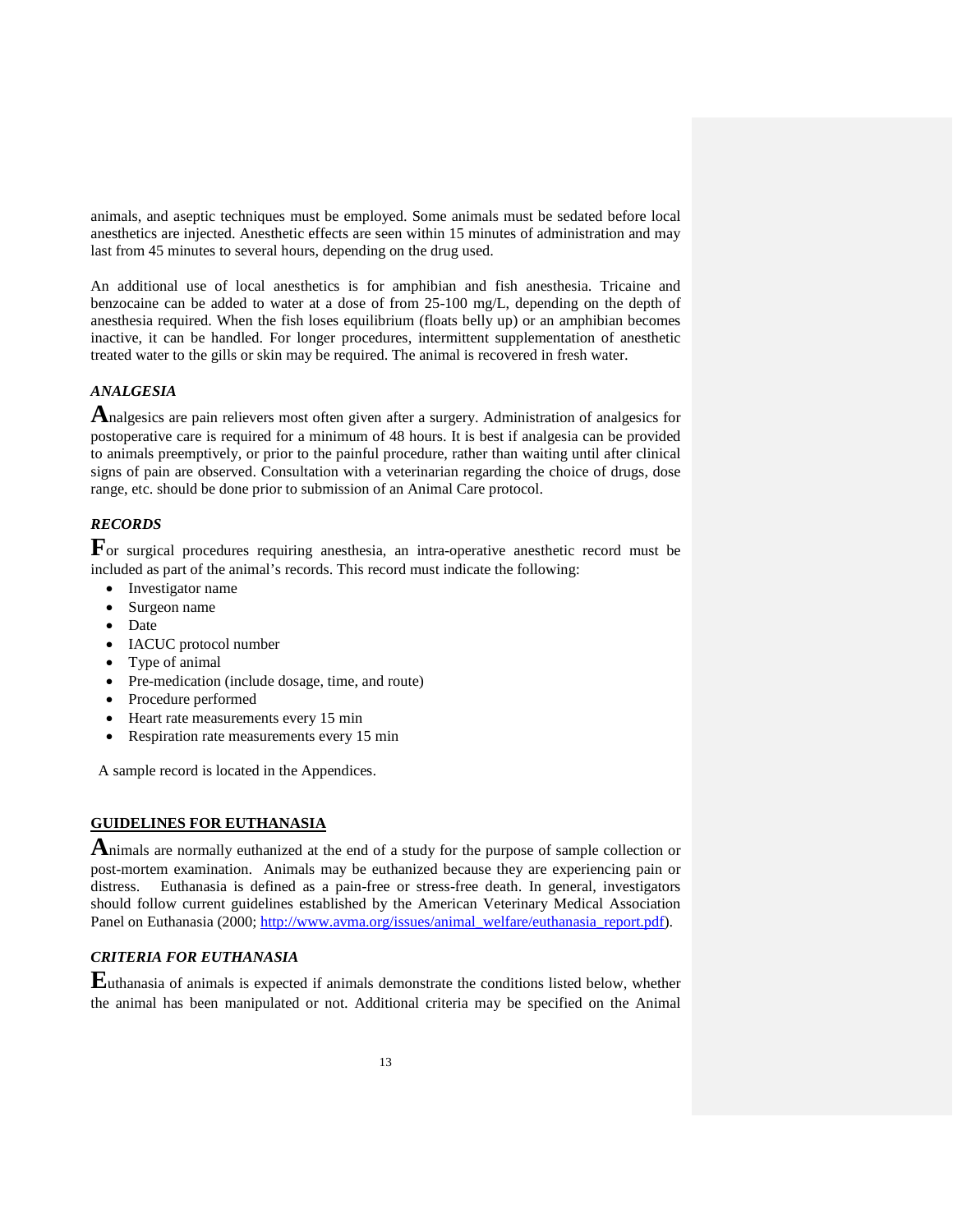animals, and aseptic techniques must be employed. Some animals must be sedated before local anesthetics are injected. Anesthetic effects are seen within 15 minutes of administration and may last from 45 minutes to several hours, depending on the drug used.

An additional use of local anesthetics is for amphibian and fish anesthesia. Tricaine and benzocaine can be added to water at a dose of from 25-100 mg/L, depending on the depth of anesthesia required. When the fish loses equilibrium (floats belly up) or an amphibian becomes inactive, it can be handled. For longer procedures, intermittent supplementation of anesthetic treated water to the gills or skin may be required. The animal is recovered in fresh water.

### *ANALGESIA*

Analgesics are pain relievers most often given after a surgery. Administration of analgesics for postoperative care is required for a minimum of 48 hours. It is best if analgesia can be provided to animals preemptively, or prior to the painful procedure, rather than waiting until after clinical signs of pain are observed. Consultation with a veterinarian regarding the choice of drugs, dose range, etc. should be done prior to submission of an Animal Care protocol.

### *RECORDS*

For surgical procedures requiring anesthesia, an intra-operative anesthetic record must be included as part of the animal's records. This record must indicate the following:

- Investigator name
- Surgeon name
- Date
- IACUC protocol number
- Type of animal
- Pre-medication (include dosage, time, and route)
- Procedure performed
- Heart rate measurements every 15 min
- Respiration rate measurements every 15 min

A sample record is located in the Appendices.

## GUIDELINES FOR EUTHANASIA

Animals are normally euthanized at the end of a study for the purpose of sample collection or post-mortem examination. Animals may be euthanized because they are experiencing pain or distress. Euthanasia is defined as a pain-free or stress-free death. In general, investigators should follow current guidelines established by the American Veterinary Medical Association Panel on Euthanasia (2000; http://www.avma.org/issues/animal_welfare/euthanasia_report.pdf).

### *CRITERIA FOR EUTHANASIA*

Euthanasia of animals is expected if animals demonstrate the conditions listed below, whether the animal has been manipulated or not. Additional criteria may be specified on the Animal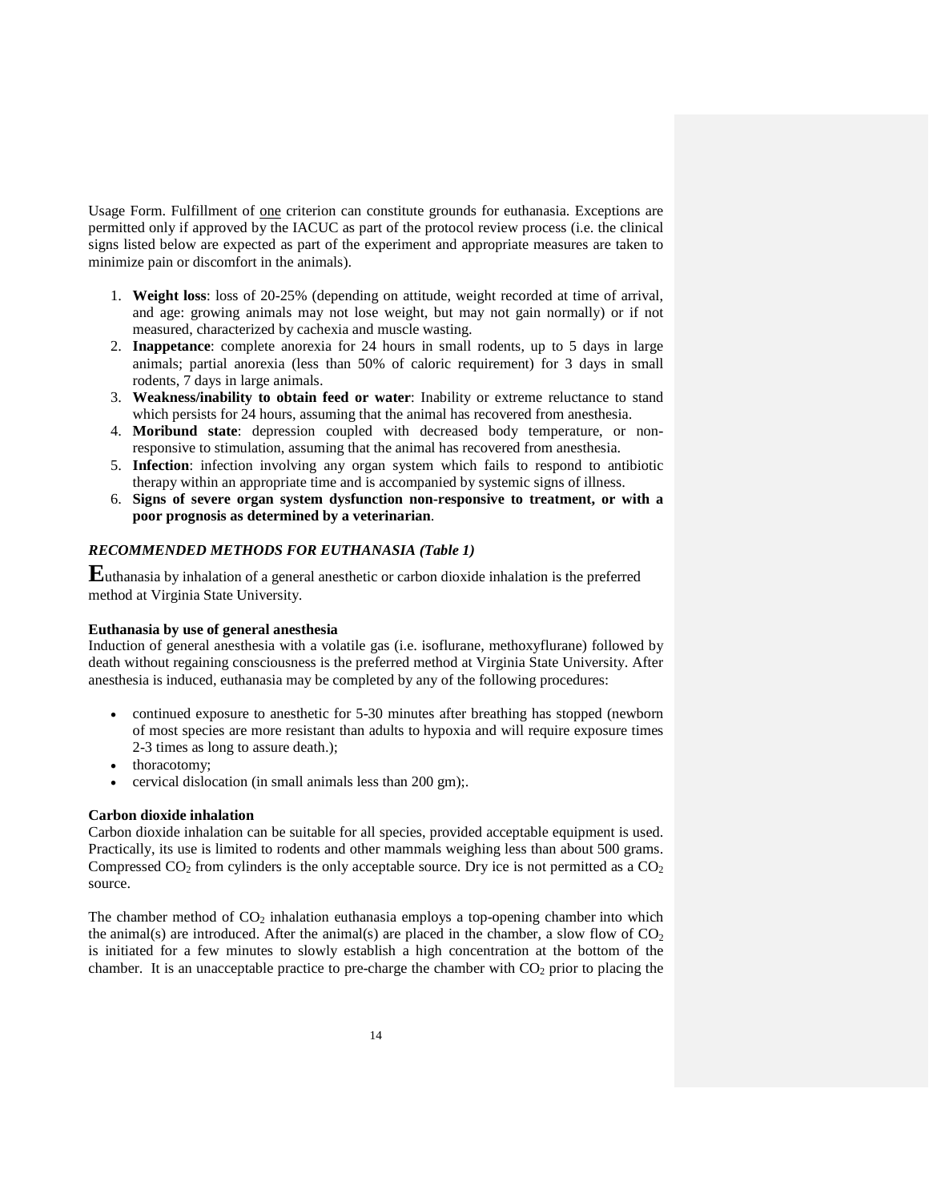Usage Form. Fulfillment of one criterion can constitute grounds for euthanasia. Exceptions are permitted only if approved by the IACUC as part of the protocol review process (i.e. the clinical signs listed below are expected as part of the experiment and appropriate measures are taken to minimize pain or discomfort in the animals).

1. **Weight loss**: loss of 20-25% (depending on attitude, weight recorded at time of arrival, and age: growing animals may not lose weight, but may not gain normally) or if not measured, characterized by cachexia and muscle wasting.
2. **Inappetance**: complete anorexia for 24 hours in small rodents, up to 5 days in large animals; partial anorexia (less than 50% of caloric requirement) for 3 days in small rodents, 7 days in large animals.
3. **Weakness/inability to obtain feed or water**: Inability or extreme reluctance to stand which persists for 24 hours, assuming that the animal has recovered from anesthesia.
4. **Moribund state**: depression coupled with decreased body temperature, or non-responsive to stimulation, assuming that the animal has recovered from anesthesia.
5. **Infection**: infection involving any organ system which fails to respond to antibiotic therapy within an appropriate time and is accompanied by systemic signs of illness.
6. **Signs of severe organ system dysfunction non-responsive to treatment, or with a poor prognosis as determined by a veterinarian**.

### *RECOMMENDED METHODS FOR EUTHANASIA (Table 1)*

**E**uthanasia by inhalation of a general anesthetic or carbon dioxide inhalation is the preferred method at Virginia State University.

**Euthanasia by use of general anesthesia**

Induction of general anesthesia with a volatile gas (i.e. isoflurane, methoxyflurane) followed by death without regaining consciousness is the preferred method at Virginia State University. After anesthesia is induced, euthanasia may be completed by any of the following procedures:

- continued exposure to anesthetic for 5-30 minutes after breathing has stopped (newborn of most species are more resistant than adults to hypoxia and will require exposure times 2-3 times as long to assure death.);
- thoracotomy;
- cervical dislocation (in small animals less than 200 gm);.

**Carbon dioxide inhalation**

Carbon dioxide inhalation can be suitable for all species, provided acceptable equipment is used. Practically, its use is limited to rodents and other mammals weighing less than about 500 grams. Compressed $CO_2$ from cylinders is the only acceptable source. Dry ice is not permitted as a $CO_2$ source.

The chamber method of $CO_2$ inhalation euthanasia employs a top-opening chamber into which the animal(s) are introduced. After the animal(s) are placed in the chamber, a slow flow of $CO_2$ is initiated for a few minutes to slowly establish a high concentration at the bottom of the chamber. It is an unacceptable practice to pre-charge the chamber with $CO_2$ prior to placing the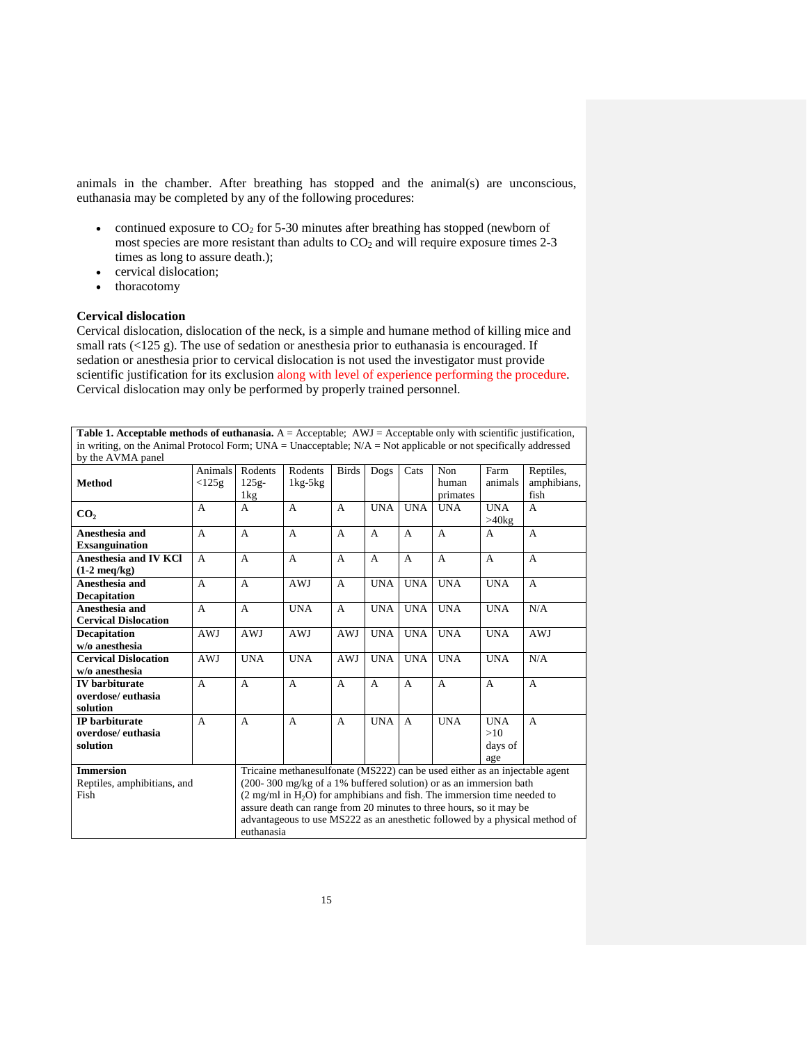animals in the chamber. After breathing has stopped and the animal(s) are unconscious, euthanasia may be completed by any of the following procedures:

- continued exposure to $CO_2$ for 5-30 minutes after breathing has stopped (newborn of most species are more resistant than adults to $CO_2$ and will require exposure times 2-3 times as long to assure death.);
- cervical dislocation;
- thoracotomy

### Cervical dislocation

Cervical dislocation, dislocation of the neck, is a simple and humane method of killing mice and small rats (<125 g). The use of sedation or anesthesia prior to euthanasia is encouraged. If sedation or anesthesia prior to cervical dislocation is not used the investigator must provide scientific justification for its exclusion along with level of experience performing the procedure. Cervical dislocation may only be performed by properly trained personnel.

**Table 1. Acceptable methods of euthanasia.** A = Acceptable; AWJ = Acceptable only with scientific justification, in writing, on the Animal Protocol Form; UNA = Unacceptable; N/A = Not applicable or not specifically addressed by the AVMA panel

| Method | Animals <125g | Rodents 125g-1kg | Rodents 1kg-5kg | Birds | Dogs | Cats | Non human primates | Farm animals | Reptiles, amphibians, fish |
|---|---|---|---|---|---|---|---|---|---|
| **$CO_2$** | A | A | A | A | UNA | UNA | UNA | UNA >40kg | A |
| **Anesthesia and Exsanguination** | A | A | A | A | A | A | A | A | A |
| **Anesthesia and IV KCl (1-2 meq/kg)** | A | A | A | A | A | A | A | A | A |
| **Anesthesia and Decapitation** | A | A | AWJ | A | UNA | UNA | UNA | UNA | A |
| **Anesthesia and Cervical Dislocation** | A | A | UNA | A | UNA | UNA | UNA | UNA | N/A |
| **Decapitation w/o anesthesia** | AWJ | AWJ | AWJ | AWJ | UNA | UNA | UNA | UNA | AWJ |
| **Cervical Dislocation w/o anesthesia** | AWJ | UNA | UNA | AWJ | UNA | UNA | UNA | UNA | N/A |
| **IV barbiturate overdose/ euthasia solution** | A | A | A | A | A | A | A | A | A |
| **IP barbiturate overdose/ euthasia solution** | A | A | A | A | UNA | A | UNA | UNA >10 days of age | A |
| **Immersion** Reptiles, amphibitians, and Fish | Tricaine methanesulfonate (MS222) can be used either as an injectable agent (200- 300 mg/kg of a 1% buffered solution) or as an immersion bath (2 mg/ml in $H_2O$) for amphibians and fish. The immersion time needed to assure death can range from 20 minutes to three hours, so it may be advantageous to use MS222 as an anesthetic followed by a physical method of euthanasia | | | | | | | | |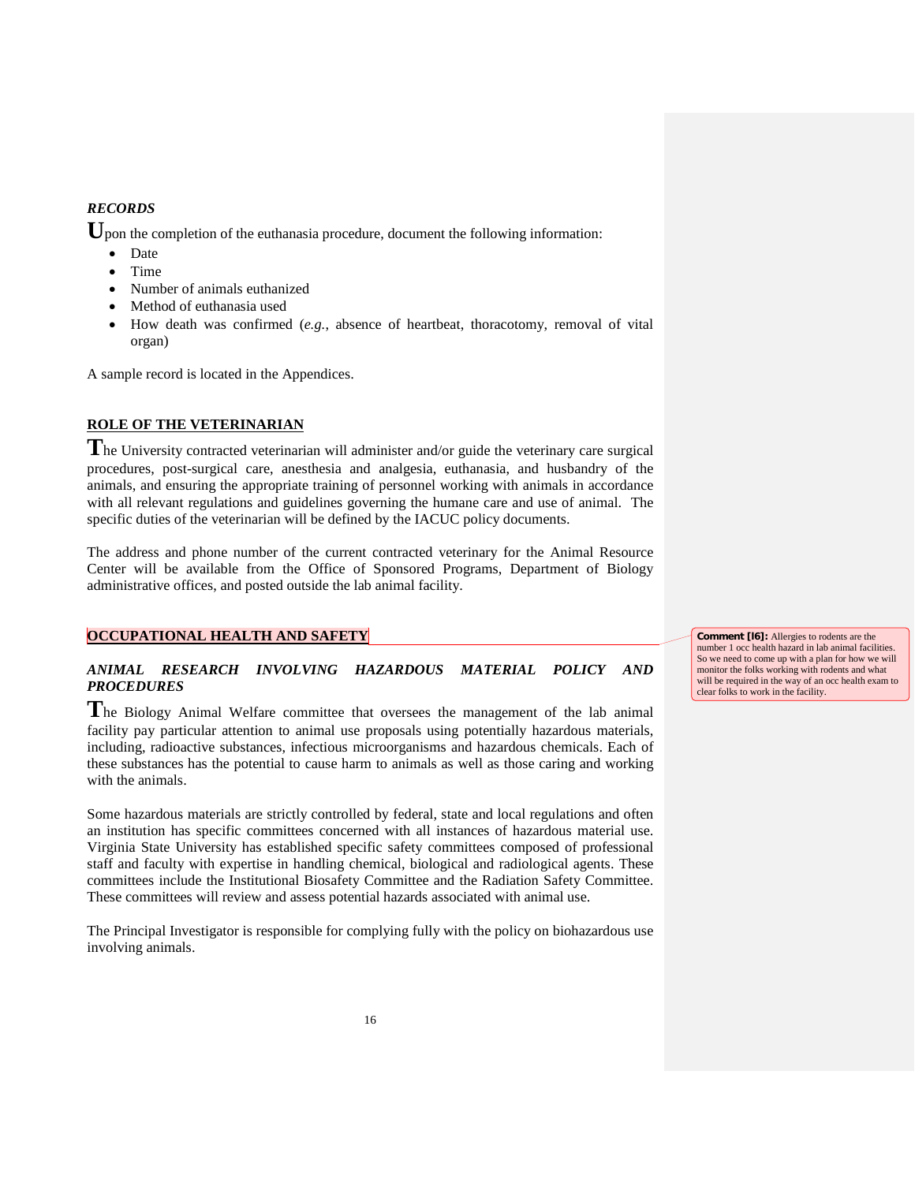### *RECORDS*

Upon the completion of the euthanasia procedure, document the following information:

- Date
- Time
- Number of animals euthanized
- Method of euthanasia used
- How death was confirmed (*e.g.*, absence of heartbeat, thoracotomy, removal of vital organ)

A sample record is located in the Appendices.

## ROLE OF THE VETERINARIAN

The University contracted veterinarian will administer and/or guide the veterinary care surgical procedures, post-surgical care, anesthesia and analgesia, euthanasia, and husbandry of the animals, and ensuring the appropriate training of personnel working with animals in accordance with all relevant regulations and guidelines governing the humane care and use of animal. The specific duties of the veterinarian will be defined by the IACUC policy documents.

The address and phone number of the current contracted veterinary for the Animal Resource Center will be available from the Office of Sponsored Programs, Department of Biology administrative offices, and posted outside the lab animal facility.

## OCCUPATIONAL HEALTH AND SAFETY

> **Comment [I6]:** Allergies to rodents are the number 1 occ health hazard in lab animal facilities. So we need to come up with a plan for how we will monitor the folks working with rodents and what will be required in the way of an occ health exam to clear folks to work in the facility.

### *ANIMAL RESEARCH INVOLVING HAZARDOUS MATERIAL POLICY AND PROCEDURES*

The Biology Animal Welfare committee that oversees the management of the lab animal facility pay particular attention to animal use proposals using potentially hazardous materials, including, radioactive substances, infectious microorganisms and hazardous chemicals. Each of these substances has the potential to cause harm to animals as well as those caring and working with the animals.

Some hazardous materials are strictly controlled by federal, state and local regulations and often an institution has specific committees concerned with all instances of hazardous material use. Virginia State University has established specific safety committees composed of professional staff and faculty with expertise in handling chemical, biological and radiological agents. These committees include the Institutional Biosafety Committee and the Radiation Safety Committee. These committees will review and assess potential hazards associated with animal use.

The Principal Investigator is responsible for complying fully with the policy on biohazardous use involving animals.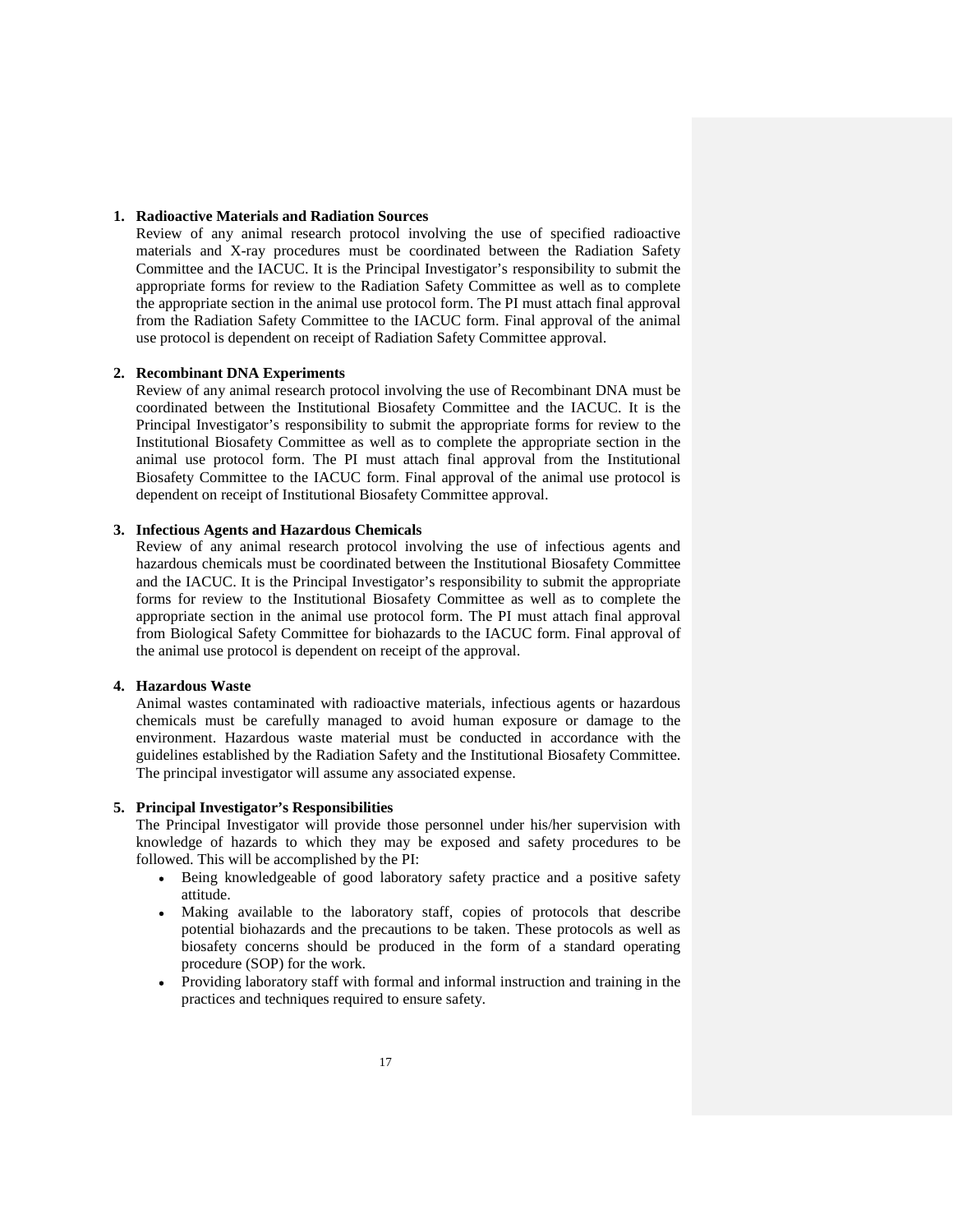1. **Radioactive Materials and Radiation Sources**
   Review of any animal research protocol involving the use of specified radioactive materials and X-ray procedures must be coordinated between the Radiation Safety Committee and the IACUC. It is the Principal Investigator's responsibility to submit the appropriate forms for review to the Radiation Safety Committee as well as to complete the appropriate section in the animal use protocol form. The PI must attach final approval from the Radiation Safety Committee to the IACUC form. Final approval of the animal use protocol is dependent on receipt of Radiation Safety Committee approval.

2. **Recombinant DNA Experiments**
   Review of any animal research protocol involving the use of Recombinant DNA must be coordinated between the Institutional Biosafety Committee and the IACUC. It is the Principal Investigator's responsibility to submit the appropriate forms for review to the Institutional Biosafety Committee as well as to complete the appropriate section in the animal use protocol form. The PI must attach final approval from the Institutional Biosafety Committee to the IACUC form. Final approval of the animal use protocol is dependent on receipt of Institutional Biosafety Committee approval.

3. **Infectious Agents and Hazardous Chemicals**
   Review of any animal research protocol involving the use of infectious agents and hazardous chemicals must be coordinated between the Institutional Biosafety Committee and the IACUC. It is the Principal Investigator's responsibility to submit the appropriate forms for review to the Institutional Biosafety Committee as well as to complete the appropriate section in the animal use protocol form. The PI must attach final approval from Biological Safety Committee for biohazards to the IACUC form. Final approval of the animal use protocol is dependent on receipt of the approval.

4. **Hazardous Waste**
   Animal wastes contaminated with radioactive materials, infectious agents or hazardous chemicals must be carefully managed to avoid human exposure or damage to the environment. Hazardous waste material must be conducted in accordance with the guidelines established by the Radiation Safety and the Institutional Biosafety Committee. The principal investigator will assume any associated expense.

5. **Principal Investigator's Responsibilities**
   The Principal Investigator will provide those personnel under his/her supervision with knowledge of hazards to which they may be exposed and safety procedures to be followed. This will be accomplished by the PI:
   - Being knowledgeable of good laboratory safety practice and a positive safety attitude.
   - Making available to the laboratory staff, copies of protocols that describe potential biohazards and the precautions to be taken. These protocols as well as biosafety concerns should be produced in the form of a standard operating procedure (SOP) for the work.
   - Providing laboratory staff with formal and informal instruction and training in the practices and techniques required to ensure safety.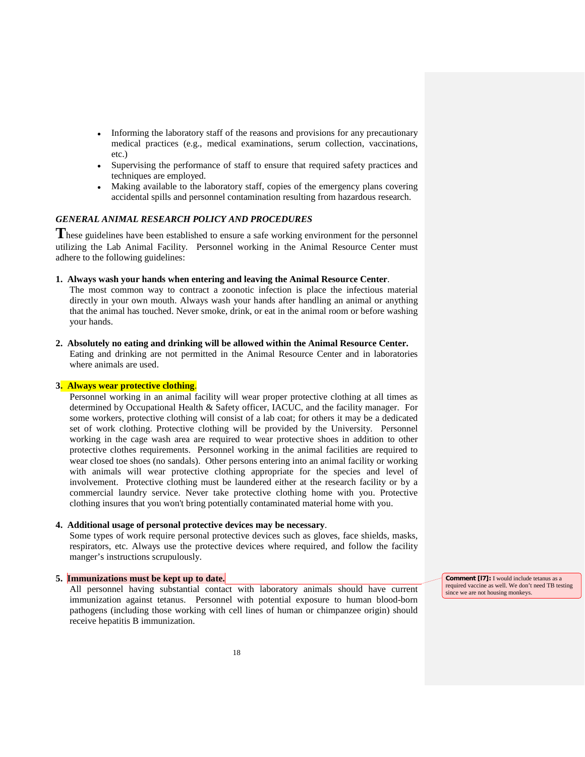- Informing the laboratory staff of the reasons and provisions for any precautionary medical practices (e.g., medical examinations, serum collection, vaccinations, etc.)
- Supervising the performance of staff to ensure that required safety practices and techniques are employed.
- Making available to the laboratory staff, copies of the emergency plans covering accidental spills and personnel contamination resulting from hazardous research.

### *GENERAL ANIMAL RESEARCH POLICY AND PROCEDURES*

These guidelines have been established to ensure a safe working environment for the personnel utilizing the Lab Animal Facility. Personnel working in the Animal Resource Center must adhere to the following guidelines:

**1. Always wash your hands when entering and leaving the Animal Resource Center**.

The most common way to contract a zoonotic infection is place the infectious material directly in your own mouth. Always wash your hands after handling an animal or anything that the animal has touched. Never smoke, drink, or eat in the animal room or before washing your hands.

**2. Absolutely no eating and drinking will be allowed within the Animal Resource Center.**

Eating and drinking are not permitted in the Animal Resource Center and in laboratories where animals are used.

**3. Always wear protective clothing**.

Personnel working in an animal facility will wear proper protective clothing at all times as determined by Occupational Health & Safety officer, IACUC, and the facility manager. For some workers, protective clothing will consist of a lab coat; for others it may be a dedicated set of work clothing. Protective clothing will be provided by the University. Personnel working in the cage wash area are required to wear protective shoes in addition to other protective clothes requirements. Personnel working in the animal facilities are required to wear closed toe shoes (no sandals). Other persons entering into an animal facility or working with animals will wear protective clothing appropriate for the species and level of involvement. Protective clothing must be laundered either at the research facility or by a commercial laundry service. Never take protective clothing home with you. Protective clothing insures that you won't bring potentially contaminated material home with you.

**4. Additional usage of personal protective devices may be necessary**.

Some types of work require personal protective devices such as gloves, face shields, masks, respirators, etc. Always use the protective devices where required, and follow the facility manger's instructions scrupulously.

**5. Immunizations must be kept up to date.**

All personnel having substantial contact with laboratory animals should have current immunization against tetanus. Personnel with potential exposure to human blood-born pathogens (including those working with cell lines of human or chimpanzee origin) should receive hepatitis B immunization.

**Comment [I7]:** I would include tetanus as a required vaccine as well. We don't need TB testing since we are not housing monkeys.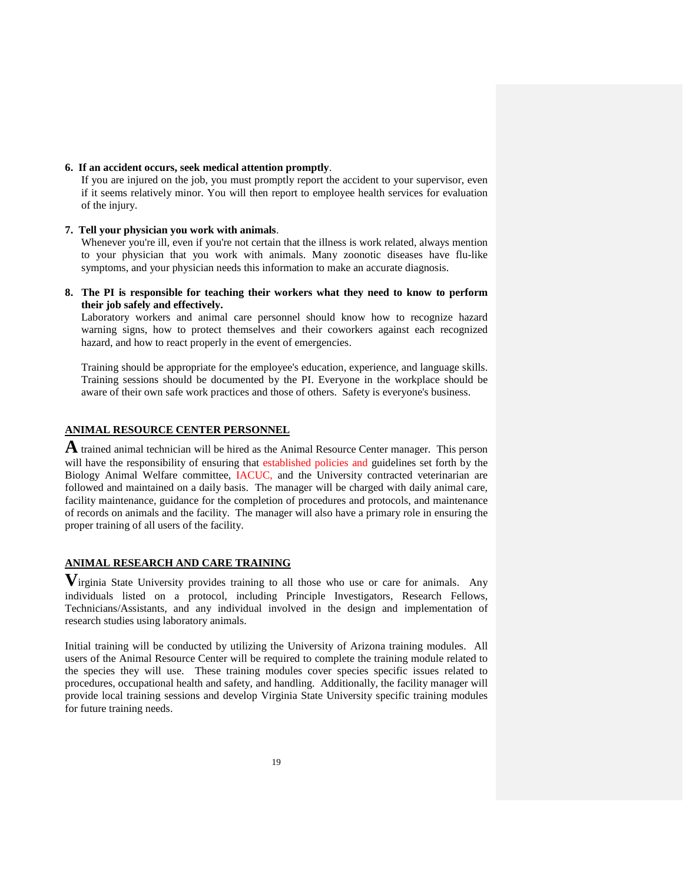6. **If an accident occurs, seek medical attention promptly**.
   If you are injured on the job, you must promptly report the accident to your supervisor, even if it seems relatively minor. You will then report to employee health services for evaluation of the injury.

7. **Tell your physician you work with animals**.
   Whenever you're ill, even if you're not certain that the illness is work related, always mention to your physician that you work with animals. Many zoonotic diseases have flu-like symptoms, and your physician needs this information to make an accurate diagnosis.

8. **The PI is responsible for teaching their workers what they need to know to perform their job safely and effectively.**
   Laboratory workers and animal care personnel should know how to recognize hazard warning signs, how to protect themselves and their coworkers against each recognized hazard, and how to react properly in the event of emergencies.

   Training should be appropriate for the employee's education, experience, and language skills. Training sessions should be documented by the PI. Everyone in the workplace should be aware of their own safe work practices and those of others. Safety is everyone's business.

## ANIMAL RESOURCE CENTER PERSONNEL

A trained animal technician will be hired as the Animal Resource Center manager. This person will have the responsibility of ensuring that established policies and guidelines set forth by the Biology Animal Welfare committee, IACUC, and the University contracted veterinarian are followed and maintained on a daily basis. The manager will be charged with daily animal care, facility maintenance, guidance for the completion of procedures and protocols, and maintenance of records on animals and the facility. The manager will also have a primary role in ensuring the proper training of all users of the facility.

## ANIMAL RESEARCH AND CARE TRAINING

Virginia State University provides training to all those who use or care for animals. Any individuals listed on a protocol, including Principle Investigators, Research Fellows, Technicians/Assistants, and any individual involved in the design and implementation of research studies using laboratory animals.

Initial training will be conducted by utilizing the University of Arizona training modules. All users of the Animal Resource Center will be required to complete the training module related to the species they will use. These training modules cover species specific issues related to procedures, occupational health and safety, and handling. Additionally, the facility manager will provide local training sessions and develop Virginia State University specific training modules for future training needs.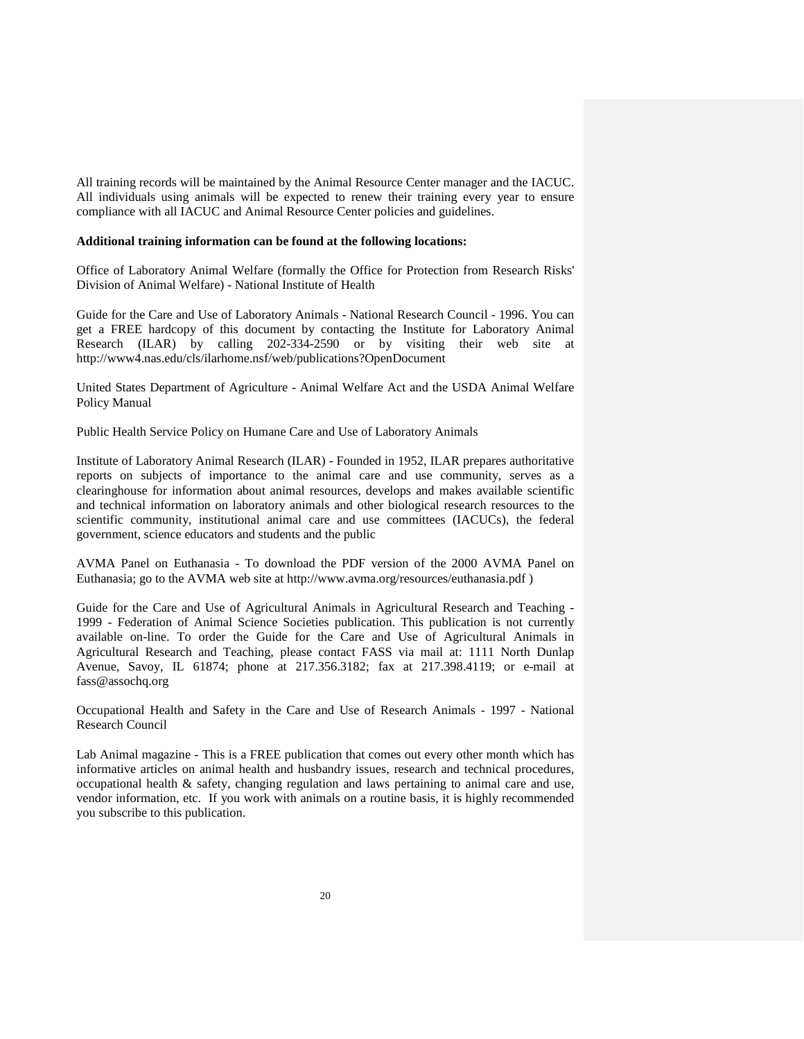All training records will be maintained by the Animal Resource Center manager and the IACUC. All individuals using animals will be expected to renew their training every year to ensure compliance with all IACUC and Animal Resource Center policies and guidelines.

**Additional training information can be found at the following locations:**

Office of Laboratory Animal Welfare (formally the Office for Protection from Research Risks' Division of Animal Welfare) - National Institute of Health

Guide for the Care and Use of Laboratory Animals - National Research Council - 1996. You can get a FREE hardcopy of this document by contacting the Institute for Laboratory Animal Research (ILAR) by calling 202-334-2590 or by visiting their web site at http://www4.nas.edu/cls/ilarhome.nsf/web/publications?OpenDocument

United States Department of Agriculture - Animal Welfare Act and the USDA Animal Welfare Policy Manual

Public Health Service Policy on Humane Care and Use of Laboratory Animals

Institute of Laboratory Animal Research (ILAR) - Founded in 1952, ILAR prepares authoritative reports on subjects of importance to the animal care and use community, serves as a clearinghouse for information about animal resources, develops and makes available scientific and technical information on laboratory animals and other biological research resources to the scientific community, institutional animal care and use committees (IACUCs), the federal government, science educators and students and the public

AVMA Panel on Euthanasia - To download the PDF version of the 2000 AVMA Panel on Euthanasia; go to the AVMA web site at http://www.avma.org/resources/euthanasia.pdf )

Guide for the Care and Use of Agricultural Animals in Agricultural Research and Teaching - 1999 - Federation of Animal Science Societies publication. This publication is not currently available on-line. To order the Guide for the Care and Use of Agricultural Animals in Agricultural Research and Teaching, please contact FASS via mail at: 1111 North Dunlap Avenue, Savoy, IL 61874; phone at 217.356.3182; fax at 217.398.4119; or e-mail at fass@assochq.org

Occupational Health and Safety in the Care and Use of Research Animals - 1997 - National Research Council

Lab Animal magazine - This is a FREE publication that comes out every other month which has informative articles on animal health and husbandry issues, research and technical procedures, occupational health & safety, changing regulation and laws pertaining to animal care and use, vendor information, etc. If you work with animals on a routine basis, it is highly recommended you subscribe to this publication.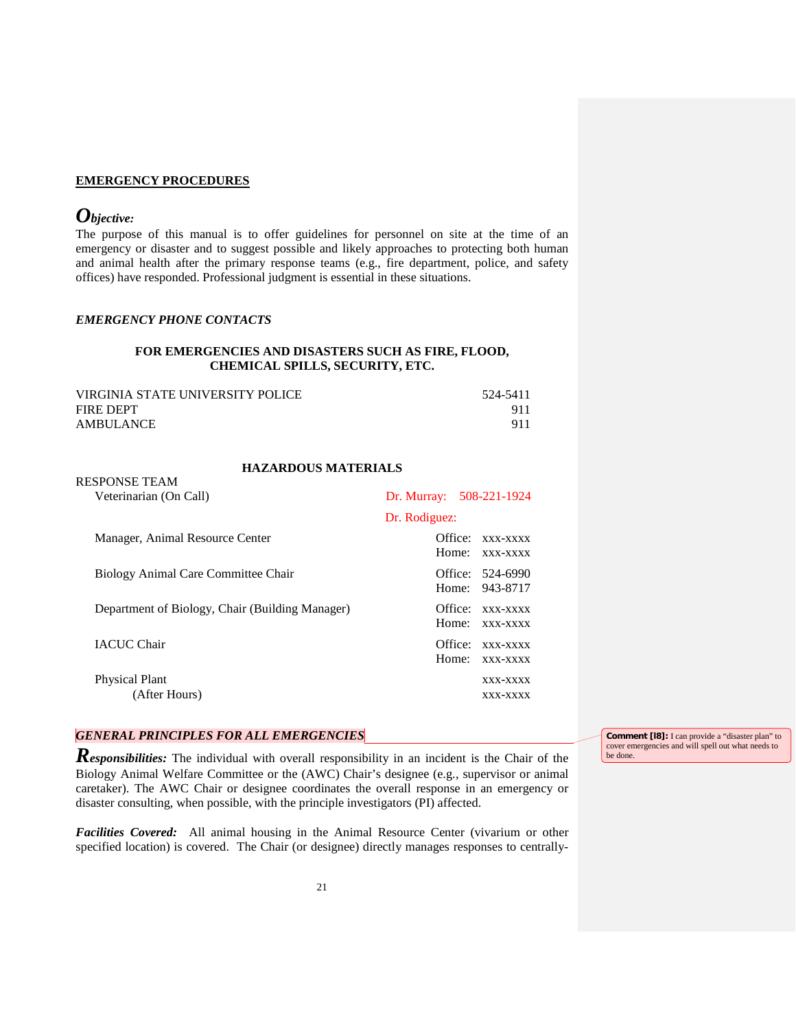## EMERGENCY PROCEDURES

***Objective:***

The purpose of this manual is to offer guidelines for personnel on site at the time of an emergency or disaster and to suggest possible and likely approaches to protecting both human and animal health after the primary response teams (e.g., fire department, police, and safety offices) have responded. Professional judgment is essential in these situations.

### *EMERGENCY PHONE CONTACTS*

**FOR EMERGENCIES AND DISASTERS SUCH AS FIRE, FLOOD, CHEMICAL SPILLS, SECURITY, ETC.**

| | |
|---|---|
| VIRGINIA STATE UNIVERSITY POLICE | 524-5411 |
| FIRE DEPT | 911 |
| AMBULANCE | 911 |

**HAZARDOUS MATERIALS**

RESPONSE TEAM

| | |
|---|---|
| Veterinarian (On Call) | Dr. Murray: 508-221-1924<br>Dr. Rodiguez: |
| Manager, Animal Resource Center | Office: xxx-xxxx<br>Home: xxx-xxxx |
| Biology Animal Care Committee Chair | Office: 524-6990<br>Home: 943-8717 |
| Department of Biology, Chair (Building Manager) | Office: xxx-xxxx<br>Home: xxx-xxxx |
| IACUC Chair | Office: xxx-xxxx<br>Home: xxx-xxxx |
| Physical Plant<br>(After Hours) | xxx-xxxx<br>xxx-xxxx |

### *GENERAL PRINCIPLES FOR ALL EMERGENCIES*

Comment [l8]: I can provide a "disaster plan" to cover emergencies and will spell out what needs to be done.

***Responsibilities:*** The individual with overall responsibility in an incident is the Chair of the Biology Animal Welfare Committee or the (AWC) Chair's designee (e.g., supervisor or animal caretaker). The AWC Chair or designee coordinates the overall response in an emergency or disaster consulting, when possible, with the principle investigators (PI) affected.

***Facilities Covered:*** All animal housing in the Animal Resource Center (vivarium or other specified location) is covered. The Chair (or designee) directly manages responses to centrally-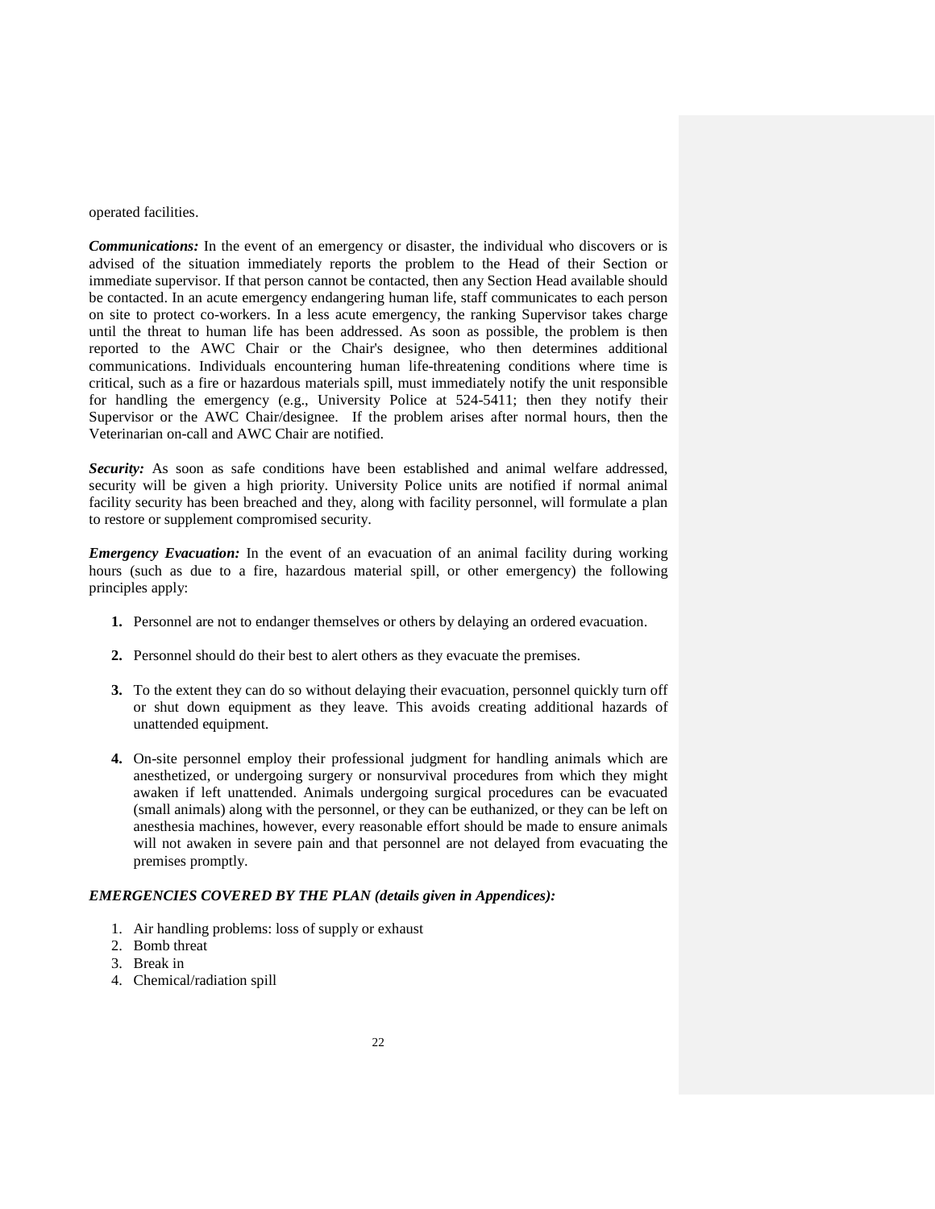operated facilities.

***Communications:*** In the event of an emergency or disaster, the individual who discovers or is advised of the situation immediately reports the problem to the Head of their Section or immediate supervisor. If that person cannot be contacted, then any Section Head available should be contacted. In an acute emergency endangering human life, staff communicates to each person on site to protect co-workers. In a less acute emergency, the ranking Supervisor takes charge until the threat to human life has been addressed. As soon as possible, the problem is then reported to the AWC Chair or the Chair's designee, who then determines additional communications. Individuals encountering human life-threatening conditions where time is critical, such as a fire or hazardous materials spill, must immediately notify the unit responsible for handling the emergency (e.g., University Police at 524-5411; then they notify their Supervisor or the AWC Chair/designee. If the problem arises after normal hours, then the Veterinarian on-call and AWC Chair are notified.

***Security:*** As soon as safe conditions have been established and animal welfare addressed, security will be given a high priority. University Police units are notified if normal animal facility security has been breached and they, along with facility personnel, will formulate a plan to restore or supplement compromised security.

***Emergency Evacuation:*** In the event of an evacuation of an animal facility during working hours (such as due to a fire, hazardous material spill, or other emergency) the following principles apply:

1. Personnel are not to endanger themselves or others by delaying an ordered evacuation.

2. Personnel should do their best to alert others as they evacuate the premises.

3. To the extent they can do so without delaying their evacuation, personnel quickly turn off or shut down equipment as they leave. This avoids creating additional hazards of unattended equipment.

4. On-site personnel employ their professional judgment for handling animals which are anesthetized, or undergoing surgery or nonsurvival procedures from which they might awaken if left unattended. Animals undergoing surgical procedures can be evacuated (small animals) along with the personnel, or they can be euthanized, or they can be left on anesthesia machines, however, every reasonable effort should be made to ensure animals will not awaken in severe pain and that personnel are not delayed from evacuating the premises promptly.

***EMERGENCIES COVERED BY THE PLAN (details given in Appendices):***

1. Air handling problems: loss of supply or exhaust
2. Bomb threat
3. Break in
4. Chemical/radiation spill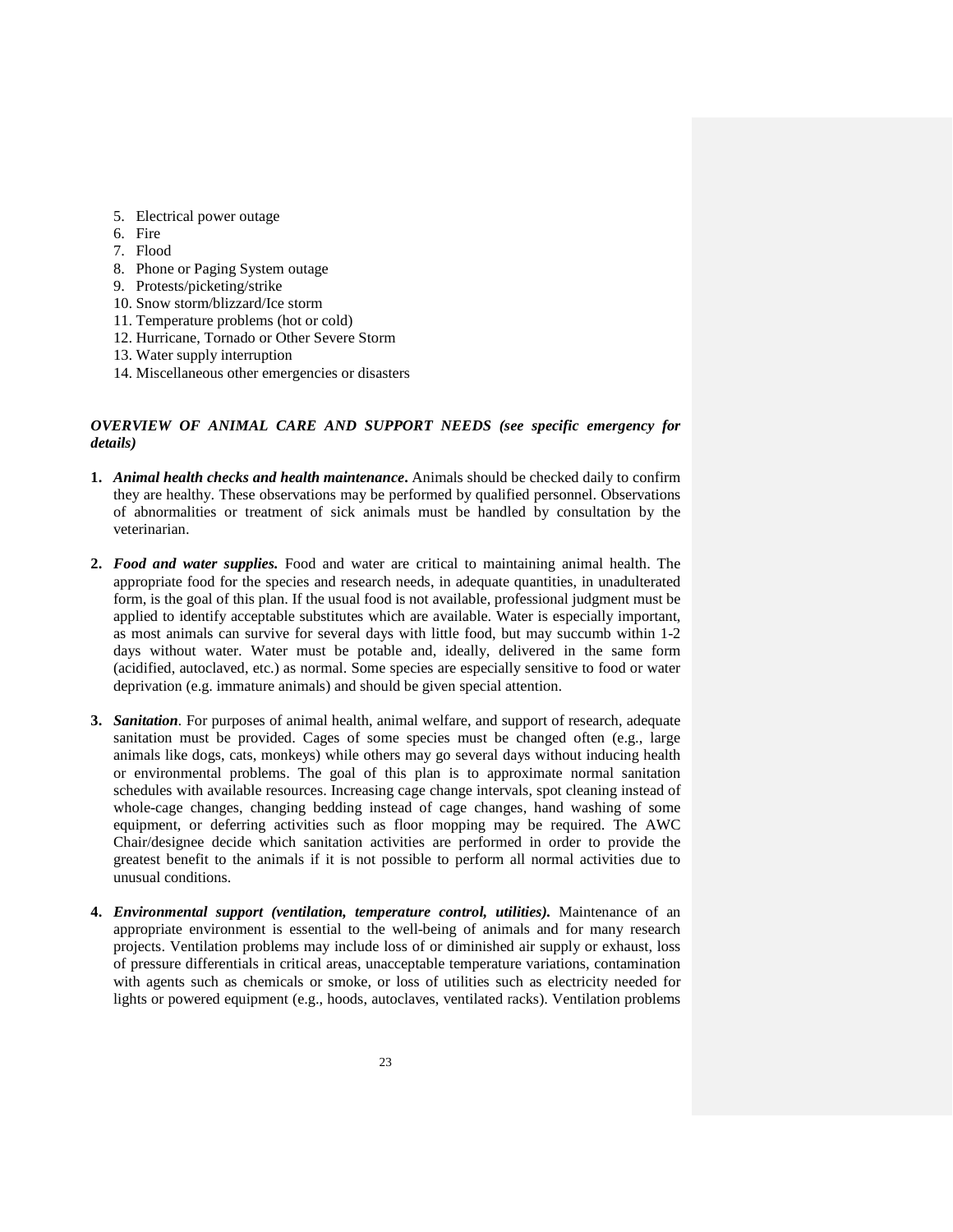5. Electrical power outage
6. Fire
7. Flood
8. Phone or Paging System outage
9. Protests/picketing/strike
10. Snow storm/blizzard/Ice storm
11. Temperature problems (hot or cold)
12. Hurricane, Tornado or Other Severe Storm
13. Water supply interruption
14. Miscellaneous other emergencies or disasters

***OVERVIEW OF ANIMAL CARE AND SUPPORT NEEDS (see specific emergency for details)***

1. ***Animal health checks and health maintenance*****.** Animals should be checked daily to confirm they are healthy. These observations may be performed by qualified personnel. Observations of abnormalities or treatment of sick animals must be handled by consultation by the veterinarian.

2. ***Food and water supplies.*** Food and water are critical to maintaining animal health. The appropriate food for the species and research needs, in adequate quantities, in unadulterated form, is the goal of this plan. If the usual food is not available, professional judgment must be applied to identify acceptable substitutes which are available. Water is especially important, as most animals can survive for several days with little food, but may succumb within 1-2 days without water. Water must be potable and, ideally, delivered in the same form (acidified, autoclaved, etc.) as normal. Some species are especially sensitive to food or water deprivation (e.g. immature animals) and should be given special attention.

3. ***Sanitation***. For purposes of animal health, animal welfare, and support of research, adequate sanitation must be provided. Cages of some species must be changed often (e.g., large animals like dogs, cats, monkeys) while others may go several days without inducing health or environmental problems. The goal of this plan is to approximate normal sanitation schedules with available resources. Increasing cage change intervals, spot cleaning instead of whole-cage changes, changing bedding instead of cage changes, hand washing of some equipment, or deferring activities such as floor mopping may be required. The AWC Chair/designee decide which sanitation activities are performed in order to provide the greatest benefit to the animals if it is not possible to perform all normal activities due to unusual conditions.

4. ***Environmental support (ventilation, temperature control, utilities).*** Maintenance of an appropriate environment is essential to the well-being of animals and for many research projects. Ventilation problems may include loss of or diminished air supply or exhaust, loss of pressure differentials in critical areas, unacceptable temperature variations, contamination with agents such as chemicals or smoke, or loss of utilities such as electricity needed for lights or powered equipment (e.g., hoods, autoclaves, ventilated racks). Ventilation problems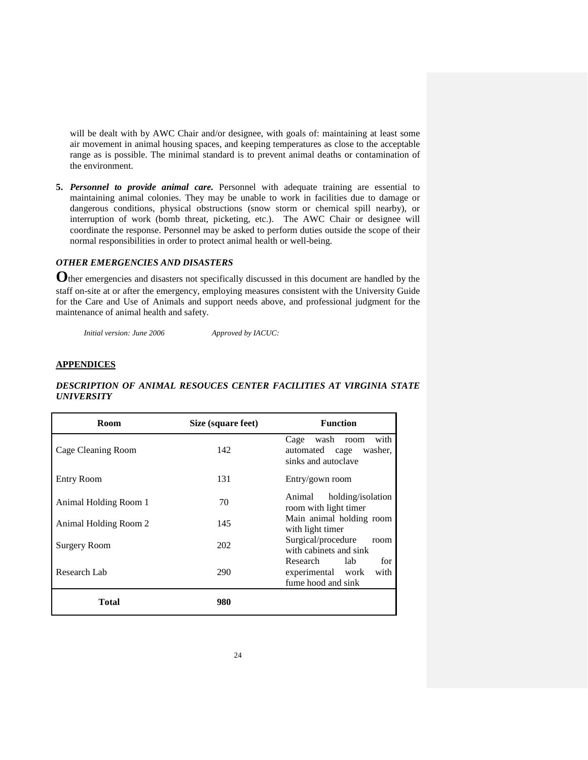will be dealt with by AWC Chair and/or designee, with goals of: maintaining at least some air movement in animal housing spaces, and keeping temperatures as close to the acceptable range as is possible. The minimal standard is to prevent animal deaths or contamination of the environment.

5. ***Personnel to provide animal care.*** Personnel with adequate training are essential to maintaining animal colonies. They may be unable to work in facilities due to damage or dangerous conditions, physical obstructions (snow storm or chemical spill nearby), or interruption of work (bomb threat, picketing, etc.). The AWC Chair or designee will coordinate the response. Personnel may be asked to perform duties outside the scope of their normal responsibilities in order to protect animal health or well-being.

### *OTHER EMERGENCIES AND DISASTERS*

**O**ther emergencies and disasters not specifically discussed in this document are handled by the staff on-site at or after the emergency, employing measures consistent with the University Guide for the Care and Use of Animals and support needs above, and professional judgment for the maintenance of animal health and safety.

*Initial version: June 2006* *Approved by IACUC:*

## APPENDICES

### *DESCRIPTION OF ANIMAL RESOUCES CENTER FACILITIES AT VIRGINIA STATE UNIVERSITY*

| Room | Size (square feet) | Function |
|---|---|---|
| Cage Cleaning Room | 142 | Cage wash room with automated cage washer, sinks and autoclave |
| Entry Room | 131 | Entry/gown room |
| Animal Holding Room 1 | 70 | Animal holding/isolation room with light timer |
| Animal Holding Room 2 | 145 | Main animal holding room with light timer |
| Surgery Room | 202 | Surgical/procedure room with cabinets and sink |
| Research Lab | 290 | Research lab for experimental work with fume hood and sink |
| **Total** | **980** | |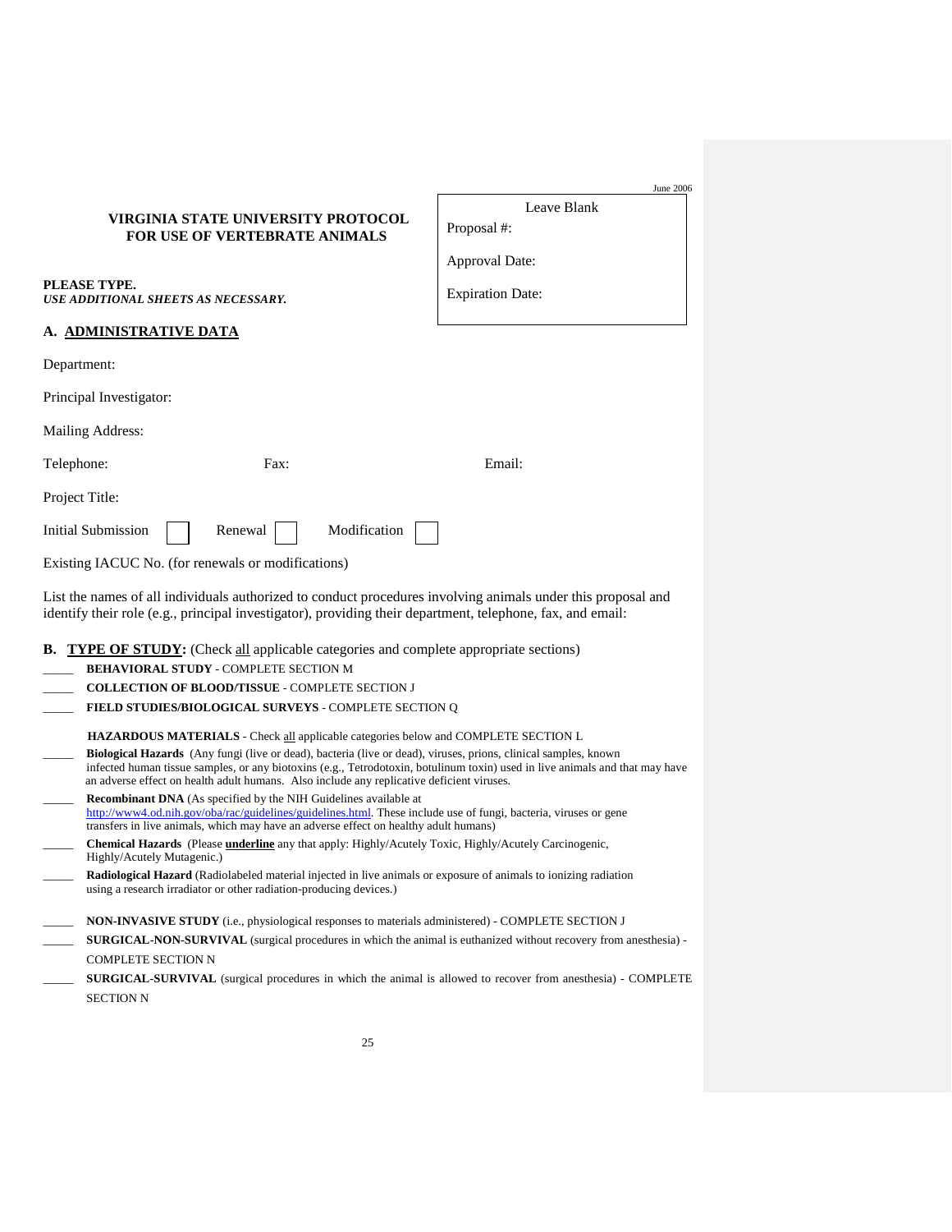June 2006

## VIRGINIA STATE UNIVERSITY PROTOCOL FOR USE OF VERTEBRATE ANIMALS

| Leave Blank |
|---|
| Proposal #: |
| Approval Date: |
| Expiration Date: |

**PLEASE TYPE.**
***USE ADDITIONAL SHEETS AS NECESSARY.***

### A. ADMINISTRATIVE DATA

Department:

Principal Investigator:

Mailing Address:

Telephone: Fax: Email:

Project Title:

Initial Submission ☐ Renewal ☐ Modification ☐

Existing IACUC No. (for renewals or modifications)

List the names of all individuals authorized to conduct procedures involving animals under this proposal and identify their role (e.g., principal investigator), providing their department, telephone, fax, and email:

### B. TYPE OF STUDY: (Check all applicable categories and complete appropriate sections)

_____ **BEHAVIORAL STUDY** - COMPLETE SECTION M

_____ **COLLECTION OF BLOOD/TISSUE** - COMPLETE SECTION J

_____ **FIELD STUDIES/BIOLOGICAL SURVEYS** - COMPLETE SECTION Q

**HAZARDOUS MATERIALS** - Check all applicable categories below and COMPLETE SECTION L

_____ **Biological Hazards** (Any fungi (live or dead), bacteria (live or dead), viruses, prions, clinical samples, known infected human tissue samples, or any biotoxins (e.g., Tetrodotoxin, botulinum toxin) used in live animals and that may have an adverse effect on health adult humans. Also include any replicative deficient viruses.

_____ **Recombinant DNA** (As specified by the NIH Guidelines available at http://www4.od.nih.gov/oba/rac/guidelines/guidelines.html. These include use of fungi, bacteria, viruses or gene transfers in live animals, which may have an adverse effect on healthy adult humans)

_____ **Chemical Hazards** (Please **underline** any that apply: Highly/Acutely Toxic, Highly/Acutely Carcinogenic, Highly/Acutely Mutagenic.)

_____ **Radiological Hazard** (Radiolabeled material injected in live animals or exposure of animals to ionizing radiation using a research irradiator or other radiation-producing devices.)

_____ **NON-INVASIVE STUDY** (i.e., physiological responses to materials administered) - COMPLETE SECTION J

_____ **SURGICAL-NON-SURVIVAL** (surgical procedures in which the animal is euthanized without recovery from anesthesia) - COMPLETE SECTION N

_____ **SURGICAL-SURVIVAL** (surgical procedures in which the animal is allowed to recover from anesthesia) - COMPLETE SECTION N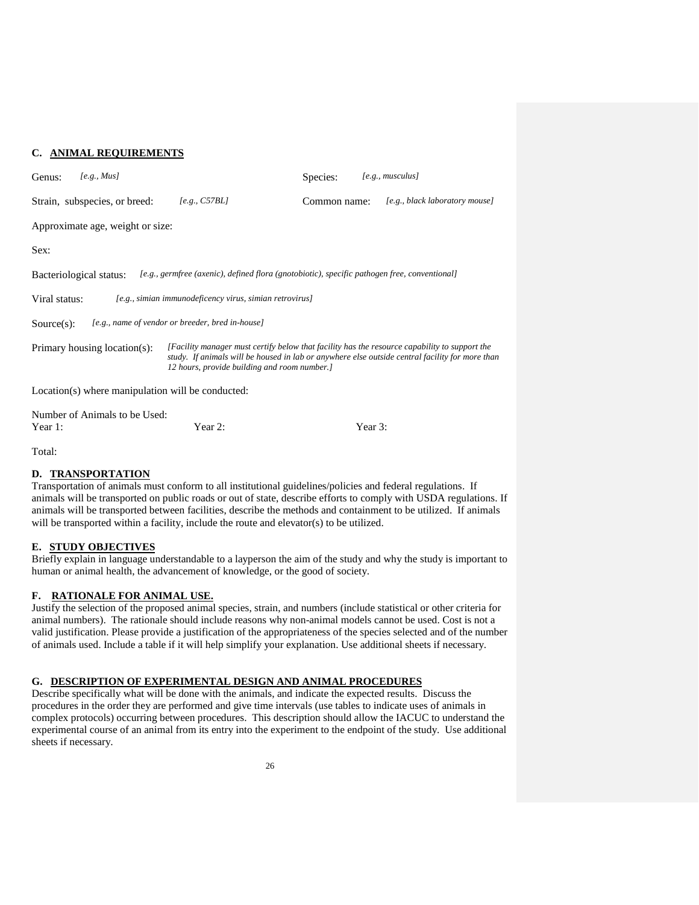## C. ANIMAL REQUIREMENTS

Genus: *[e.g., Mus]* Species: *[e.g., musculus]*

Strain, subspecies, or breed: *[e.g., C57BL]* Common name: *[e.g., black laboratory mouse]*

Approximate age, weight or size:

Sex:

Bacteriological status: *[e.g., germfree (axenic), defined flora (gnotobiotic), specific pathogen free, conventional]*

Viral status: *[e.g., simian immunodeficency virus, simian retrovirus]*

Source(s): *[e.g., name of vendor or breeder, bred in-house]*

Primary housing location(s): *[Facility manager must certify below that facility has the resource capability to support the study. If animals will be housed in lab or anywhere else outside central facility for more than 12 hours, provide building and room number.]*

Location(s) where manipulation will be conducted:

Number of Animals to be Used:
Year 1: Year 2: Year 3:

Total:

## D. TRANSPORTATION

Transportation of animals must conform to all institutional guidelines/policies and federal regulations. If animals will be transported on public roads or out of state, describe efforts to comply with USDA regulations. If animals will be transported between facilities, describe the methods and containment to be utilized. If animals will be transported within a facility, include the route and elevator(s) to be utilized.

## E. STUDY OBJECTIVES

Briefly explain in language understandable to a layperson the aim of the study and why the study is important to human or animal health, the advancement of knowledge, or the good of society.

## F. RATIONALE FOR ANIMAL USE.

Justify the selection of the proposed animal species, strain, and numbers (include statistical or other criteria for animal numbers). The rationale should include reasons why non-animal models cannot be used. Cost is not a valid justification. Please provide a justification of the appropriateness of the species selected and of the number of animals used. Include a table if it will help simplify your explanation. Use additional sheets if necessary.

## G. DESCRIPTION OF EXPERIMENTAL DESIGN AND ANIMAL PROCEDURES

Describe specifically what will be done with the animals, and indicate the expected results. Discuss the procedures in the order they are performed and give time intervals (use tables to indicate uses of animals in complex protocols) occurring between procedures. This description should allow the IACUC to understand the experimental course of an animal from its entry into the experiment to the endpoint of the study. Use additional sheets if necessary.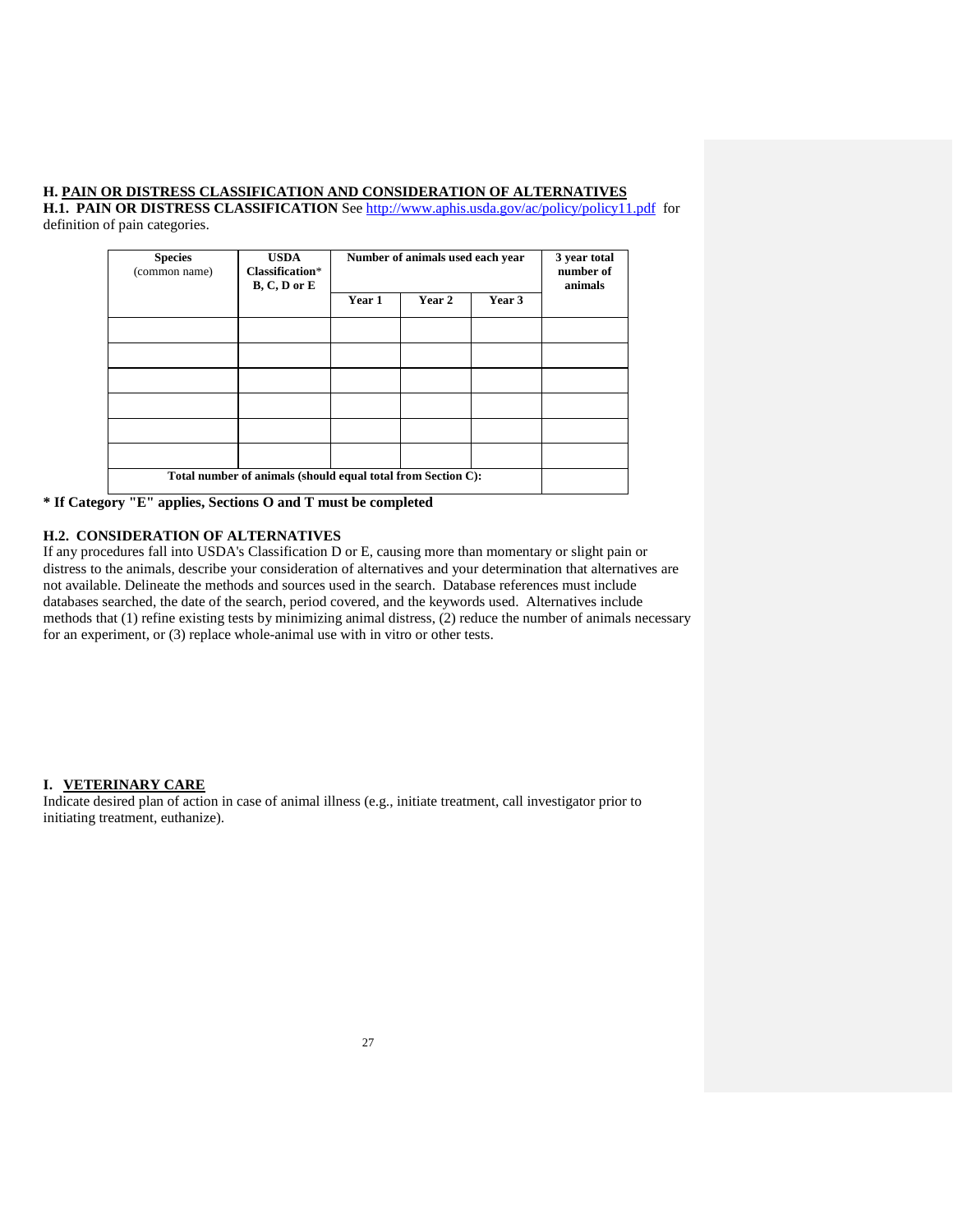## H. PAIN OR DISTRESS CLASSIFICATION AND CONSIDERATION OF ALTERNATIVES

**H.1. PAIN OR DISTRESS CLASSIFICATION** See http://www.aphis.usda.gov/ac/policy/policy11.pdf for definition of pain categories.

| **Species** (common name) | **USDA Classification*** **B, C, D or E** | **Number of animals used each year** | | | **3 year total number of animals** |
|---|---|---|---|---|---|
| | | **Year 1** | **Year 2** | **Year 3** | |
| | | | | | |
| | | | | | |
| | | | | | |
| | | | | | |
| | | | | | |
| | | | | | |
| **Total number of animals (should equal total from Section C):** | | | | | |

**\* If Category "E" applies, Sections O and T must be completed**

### H.2. CONSIDERATION OF ALTERNATIVES

If any procedures fall into USDA's Classification D or E, causing more than momentary or slight pain or distress to the animals, describe your consideration of alternatives and your determination that alternatives are not available. Delineate the methods and sources used in the search. Database references must include databases searched, the date of the search, period covered, and the keywords used. Alternatives include methods that (1) refine existing tests by minimizing animal distress, (2) reduce the number of animals necessary for an experiment, or (3) replace whole-animal use with in vitro or other tests.

## I. VETERINARY CARE

Indicate desired plan of action in case of animal illness (e.g., initiate treatment, call investigator prior to initiating treatment, euthanize).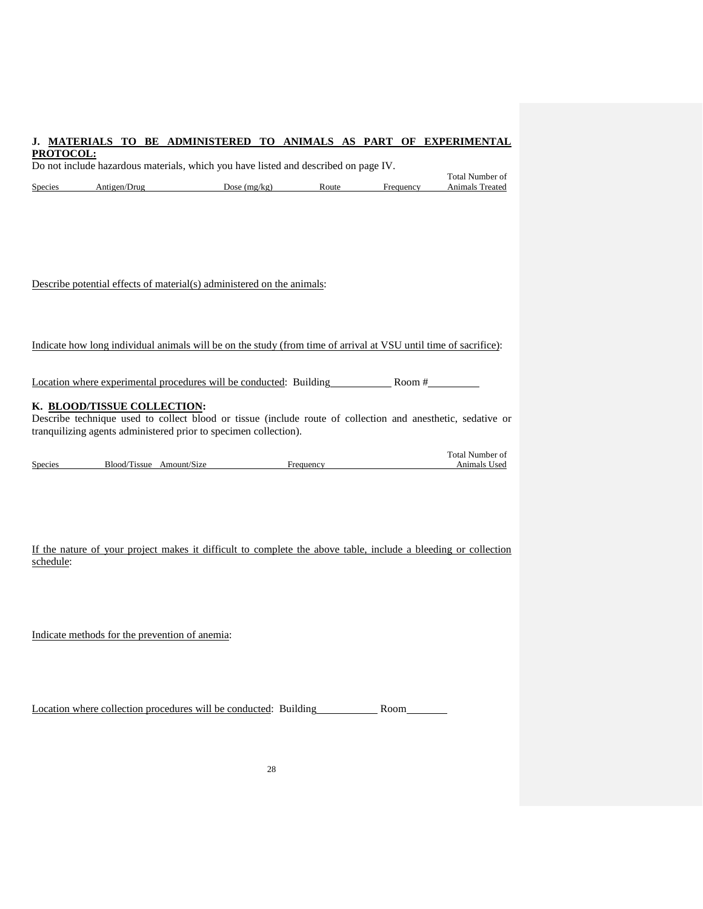**J. <u>MATERIALS TO BE ADMINISTERED TO ANIMALS AS PART OF EXPERIMENTAL PROTOCOL:</u>**

Do not include hazardous materials, which you have listed and described on page IV.

| Species | Antigen/Drug | Dose (mg/kg) | Route | Frequency | Total Number of Animals Treated |
|---|---|---|---|---|---|

<u>Describe potential effects of material(s) administered on the animals</u>:

<u>Indicate how long individual animals will be on the study (from time of arrival at VSU until time of sacrifice)</u>:

<u>Location where experimental procedures will be conducted</u>: Building\_\_\_\_\_\_\_\_\_\_\_ Room #\_\_\_\_\_\_\_\_\_

**K. <u>BLOOD/TISSUE COLLECTION</u>:**

Describe technique used to collect blood or tissue (include route of collection and anesthetic, sedative or tranquilizing agents administered prior to specimen collection).

| Species | Blood/Tissue | Amount/Size | Frequency | Total Number of Animals Used |
|---|---|---|---|---|

<u>If the nature of your project makes it difficult to complete the above table, include a bleeding or collection schedule</u>:

<u>Indicate methods for the prevention of anemia</u>:

<u>Location where collection procedures will be conducted</u>: Building\_\_\_\_\_\_\_\_\_\_\_ Room\_\_\_\_\_\_\_\_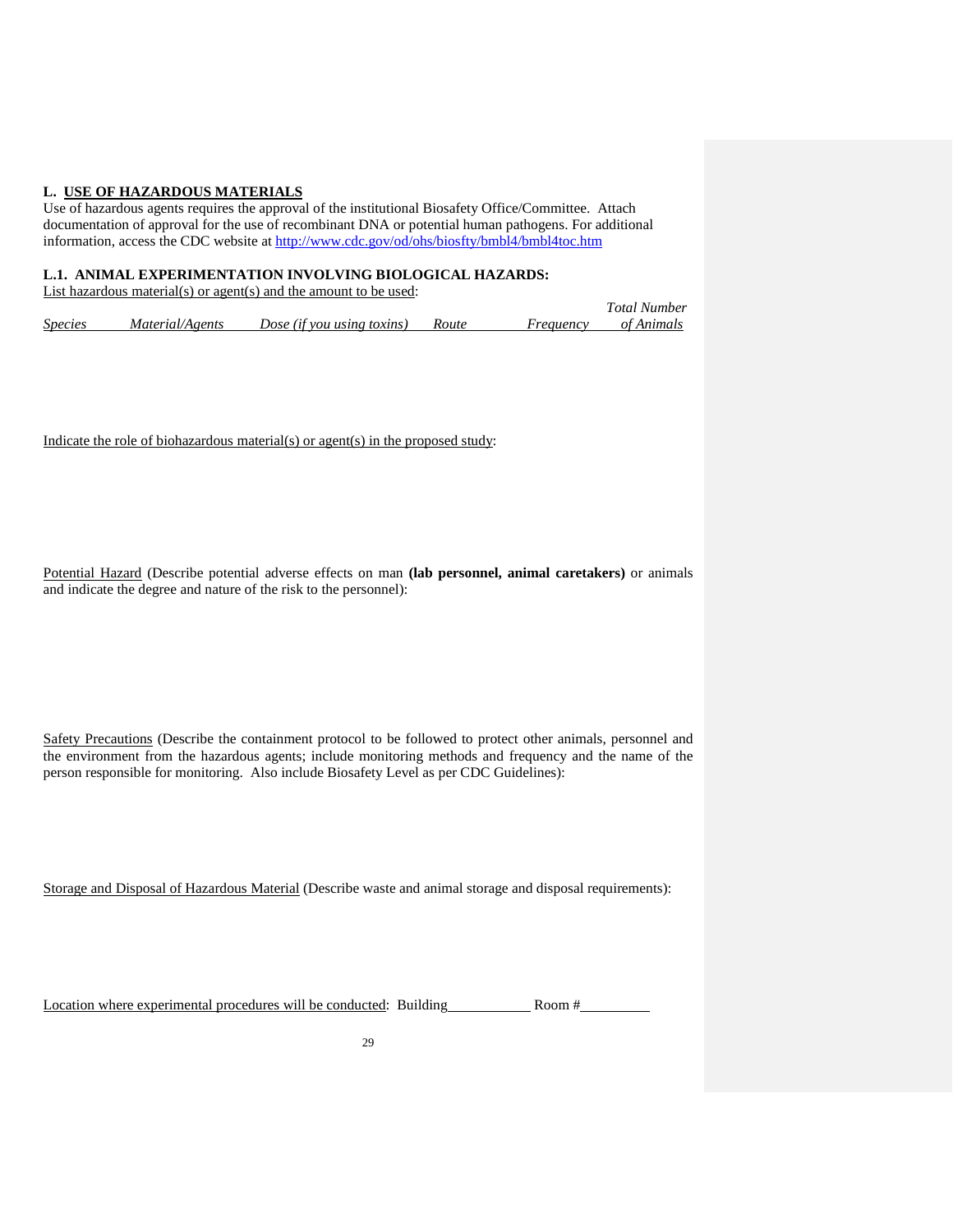**L. USE OF HAZARDOUS MATERIALS**

Use of hazardous agents requires the approval of the institutional Biosafety Office/Committee. Attach documentation of approval for the use of recombinant DNA or potential human pathogens. For additional information, access the CDC website at http://www.cdc.gov/od/ohs/biosfty/bmbl4/bmbl4toc.htm

**L.1. ANIMAL EXPERIMENTATION INVOLVING BIOLOGICAL HAZARDS:**

List hazardous material(s) or agent(s) and the amount to be used:

| *Species* | *Material/Agents* | *Dose (if you using toxins)* | *Route* | *Frequency* | *Total Number of Animals* |
| --- | --- | --- | --- | --- | --- |
| | | | | | |

Indicate the role of biohazardous material(s) or agent(s) in the proposed study:

Potential Hazard (Describe potential adverse effects on man **(lab personnel, animal caretakers)** or animals and indicate the degree and nature of the risk to the personnel):

Safety Precautions (Describe the containment protocol to be followed to protect other animals, personnel and the environment from the hazardous agents; include monitoring methods and frequency and the name of the person responsible for monitoring. Also include Biosafety Level as per CDC Guidelines):

Storage and Disposal of Hazardous Material (Describe waste and animal storage and disposal requirements):

Location where experimental procedures will be conducted: Building\_\_\_\_\_\_\_\_\_\_\_\_ Room #\_\_\_\_\_\_\_\_\_\_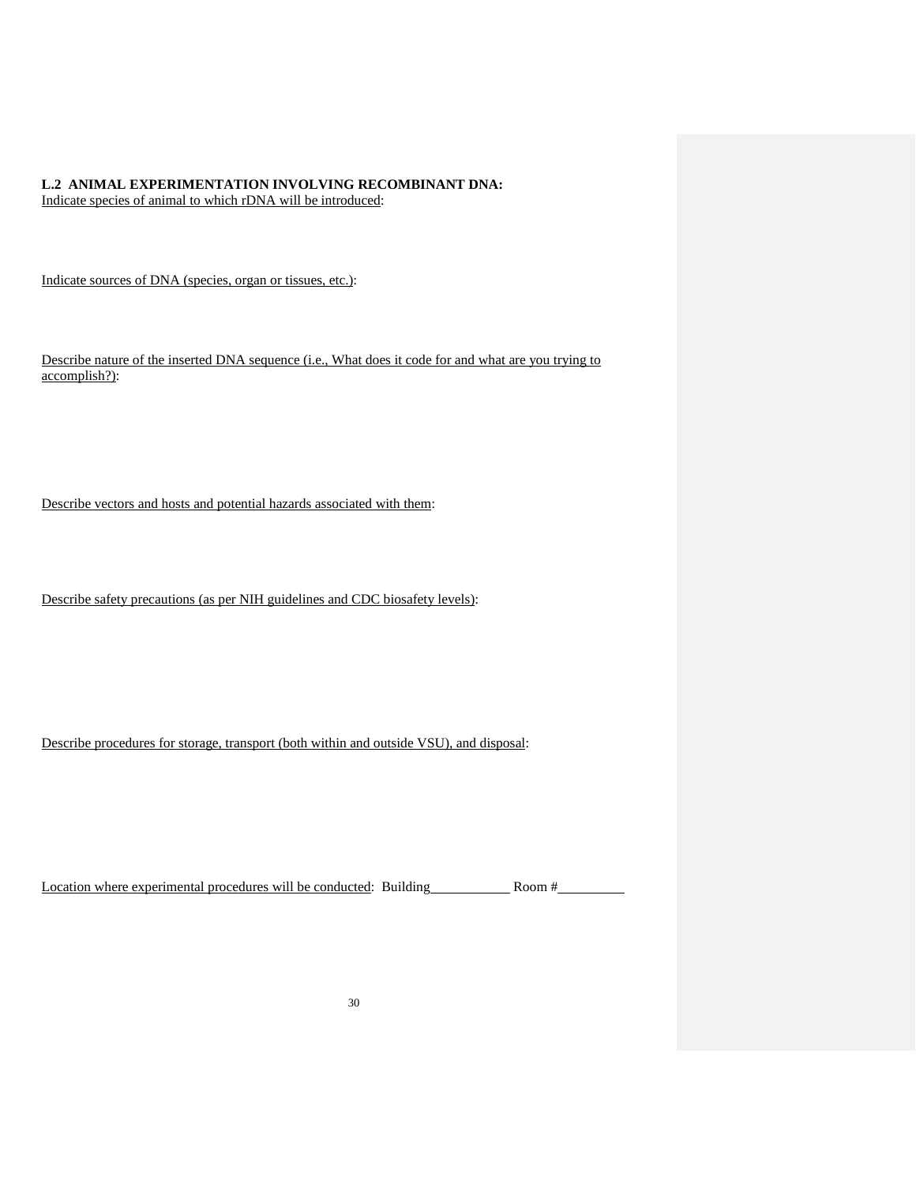**L.2 ANIMAL EXPERIMENTATION INVOLVING RECOMBINANT DNA:**

<u>Indicate species of animal to which rDNA will be introduced</u>:

<u>Indicate sources of DNA (species, organ or tissues, etc.)</u>:

<u>Describe nature of the inserted DNA sequence (i.e., What does it code for and what are you trying to accomplish?)</u>:

<u>Describe vectors and hosts and potential hazards associated with them</u>:

<u>Describe safety precautions (as per NIH guidelines and CDC biosafety levels)</u>:

<u>Describe procedures for storage, transport (both within and outside VSU), and disposal</u>:

<u>Location where experimental procedures will be conducted</u>: Building\_\_\_\_\_\_\_\_\_\_\_\_ Room #\_\_\_\_\_\_\_\_\_\_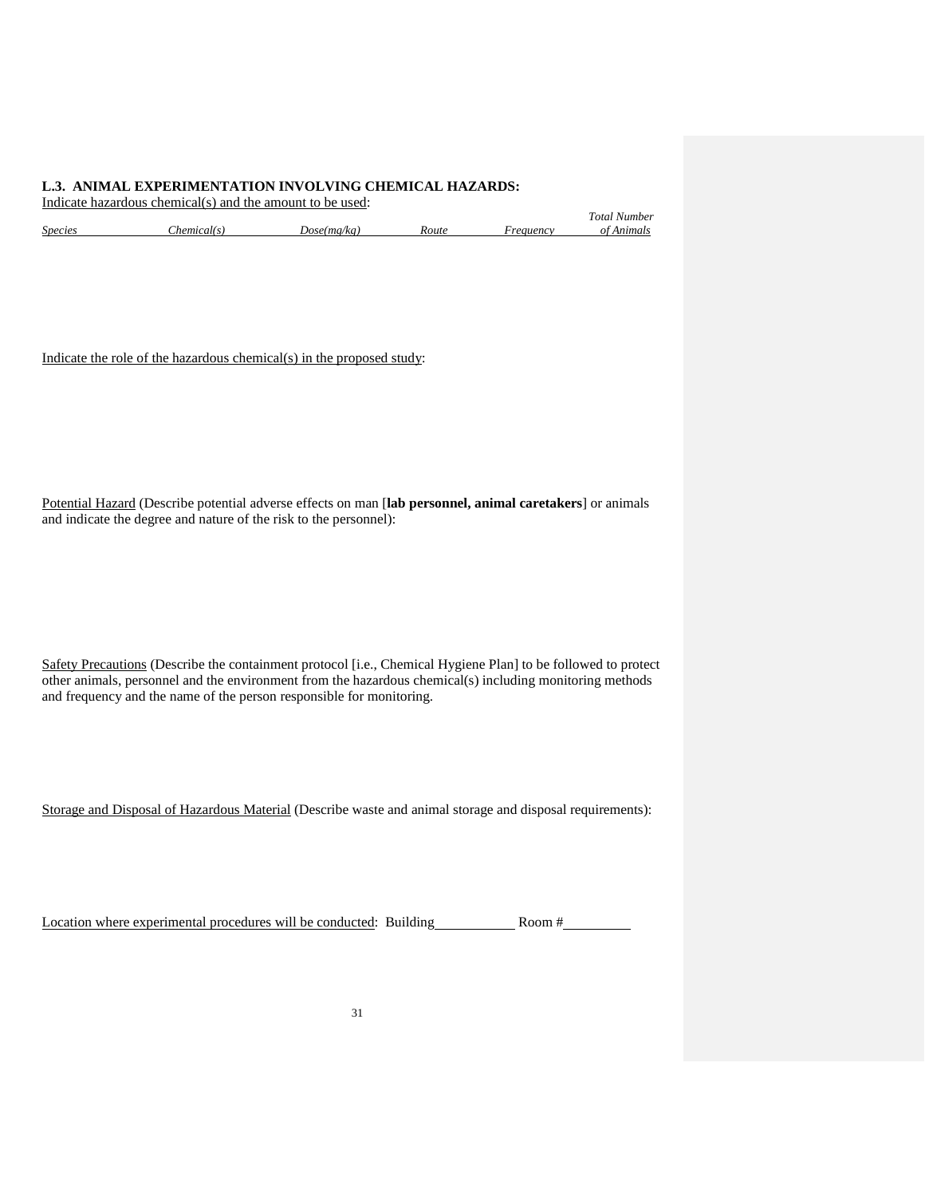### L.3. ANIMAL EXPERIMENTATION INVOLVING CHEMICAL HAZARDS:

Indicate hazardous chemical(s) and the amount to be used:

| *Species* | *Chemical(s)* | *Dose(mg/kg)* | *Route* | *Frequency* | *Total Number of Animals* |
|---|---|---|---|---|---|

Indicate the role of the hazardous chemical(s) in the proposed study:

Potential Hazard (Describe potential adverse effects on man [**lab personnel, animal caretakers**] or animals and indicate the degree and nature of the risk to the personnel):

Safety Precautions (Describe the containment protocol [i.e., Chemical Hygiene Plan] to be followed to protect other animals, personnel and the environment from the hazardous chemical(s) including monitoring methods and frequency and the name of the person responsible for monitoring.

Storage and Disposal of Hazardous Material (Describe waste and animal storage and disposal requirements):

Location where experimental procedures will be conducted: Building\_\_\_\_\_\_\_\_\_\_ Room #\_\_\_\_\_\_\_\_\_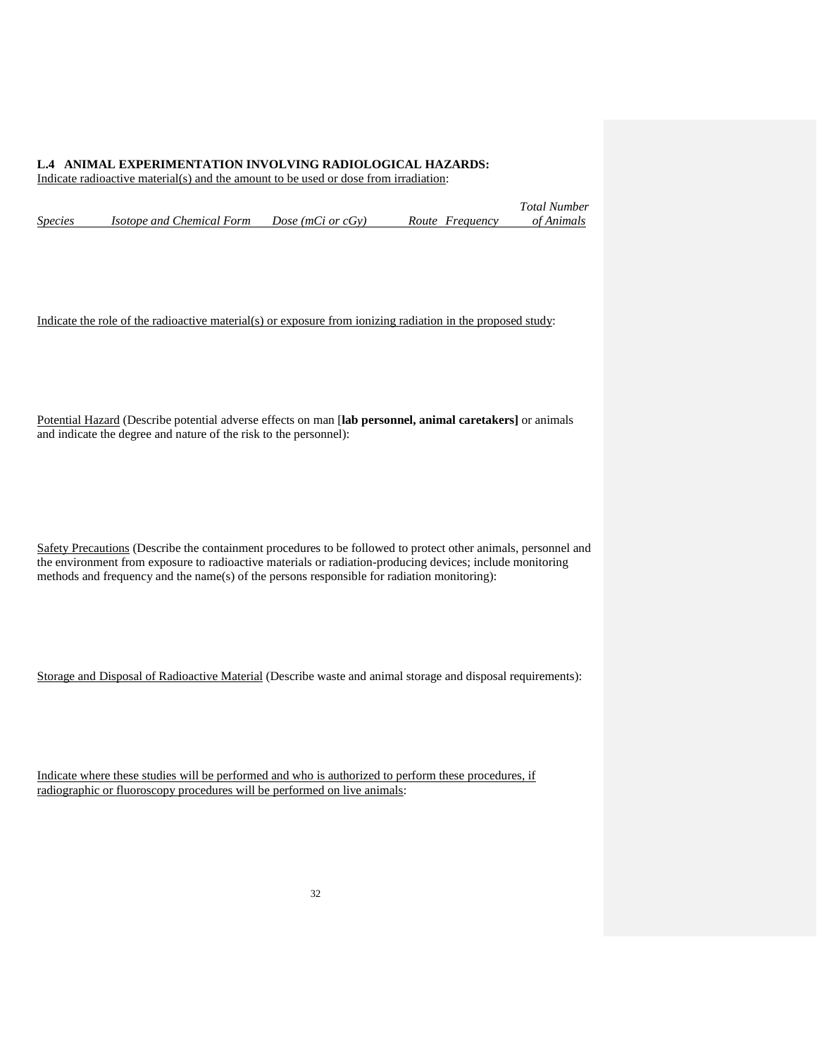### L.4 ANIMAL EXPERIMENTATION INVOLVING RADIOLOGICAL HAZARDS:

Indicate radioactive material(s) and the amount to be used or dose from irradiation:

| *Species* | *Isotope and Chemical Form* | *Dose (mCi or cGy)* | *Route* | *Frequency* | *Total Number of Animals* |
|---|---|---|---|---|---|

Indicate the role of the radioactive material(s) or exposure from ionizing radiation in the proposed study:

Potential Hazard (Describe potential adverse effects on man [**lab personnel, animal caretakers]** or animals and indicate the degree and nature of the risk to the personnel):

Safety Precautions (Describe the containment procedures to be followed to protect other animals, personnel and the environment from exposure to radioactive materials or radiation-producing devices; include monitoring methods and frequency and the name(s) of the persons responsible for radiation monitoring):

Storage and Disposal of Radioactive Material (Describe waste and animal storage and disposal requirements):

Indicate where these studies will be performed and who is authorized to perform these procedures, if radiographic or fluoroscopy procedures will be performed on live animals: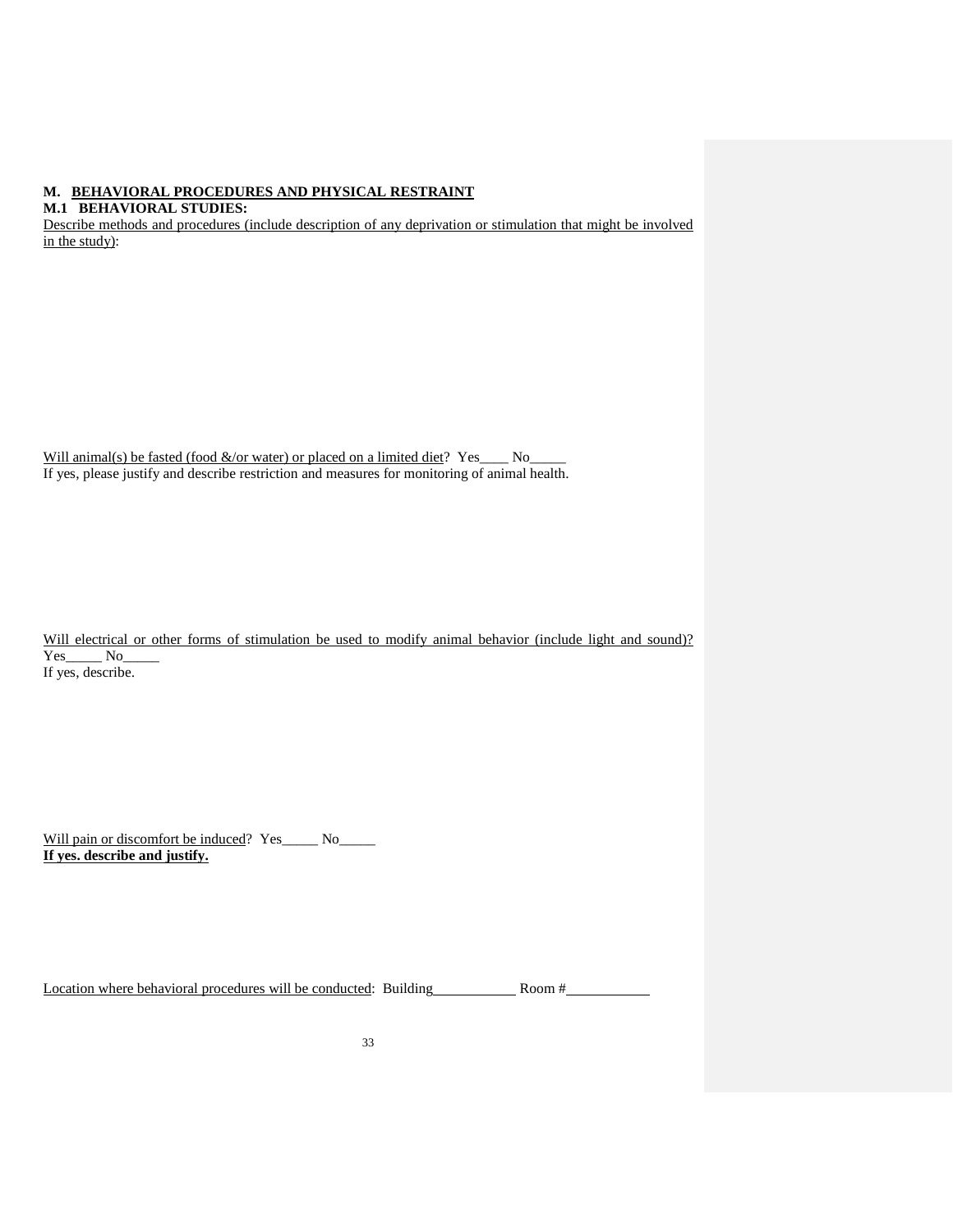## M. <u>BEHAVIORAL PROCEDURES AND PHYSICAL RESTRAINT</u>

### M.1 BEHAVIORAL STUDIES:

<u>Describe methods and procedures (include description of any deprivation or stimulation that might be involved in the study)</u>:

<u>Will animal(s) be fasted (food &/or water) or placed on a limited diet</u>? Yes____ No_____

If yes, please justify and describe restriction and measures for monitoring of animal health.

<u>Will electrical or other forms of stimulation be used to modify animal behavior (include light and sound)?</u> Yes_____ No_____

If yes, describe.

<u>Will pain or discomfort be induced</u>? Yes_____ No_____

**<u>If yes. describe and justify.</u>**

<u>Location where behavioral procedures will be conducted</u>: Building___________ Room #___________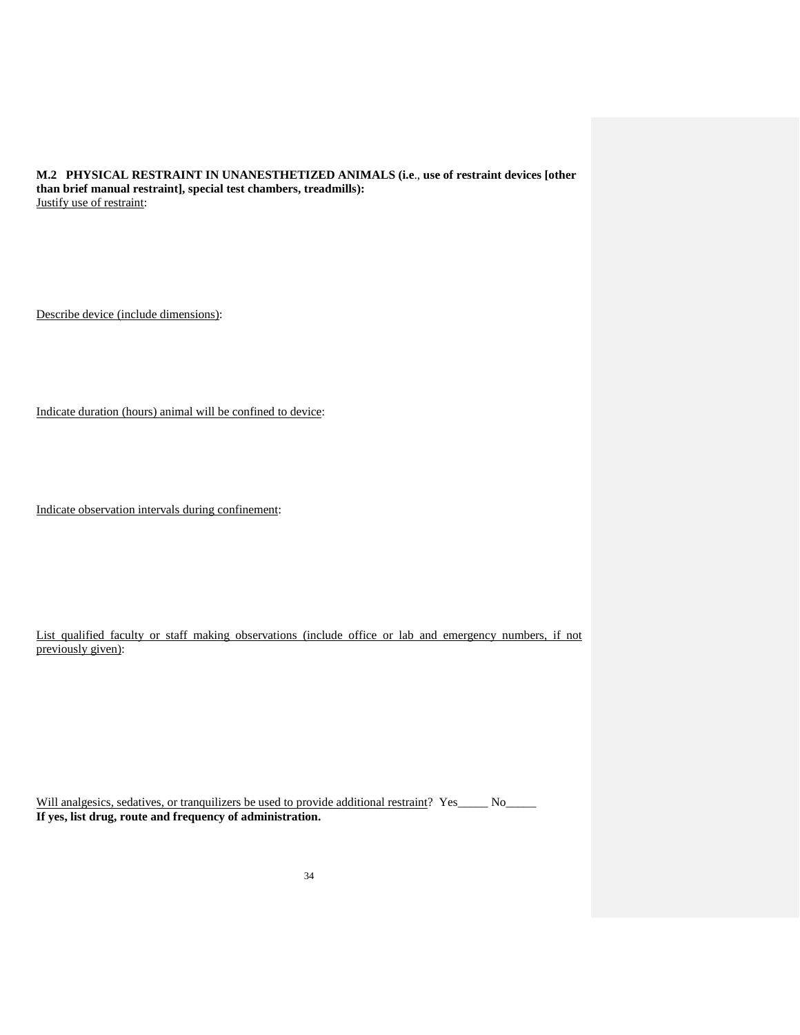**M.2 PHYSICAL RESTRAINT IN UNANESTHETIZED ANIMALS (i.e., use of restraint devices [other than brief manual restraint], special test chambers, treadmills):**

Justify use of restraint:

Describe device (include dimensions):

Indicate duration (hours) animal will be confined to device:

Indicate observation intervals during confinement:

List qualified faculty or staff making observations (include office or lab and emergency numbers, if not previously given):

Will analgesics, sedatives, or tranquilizers be used to provide additional restraint? Yes_____ No_____

**If yes, list drug, route and frequency of administration.**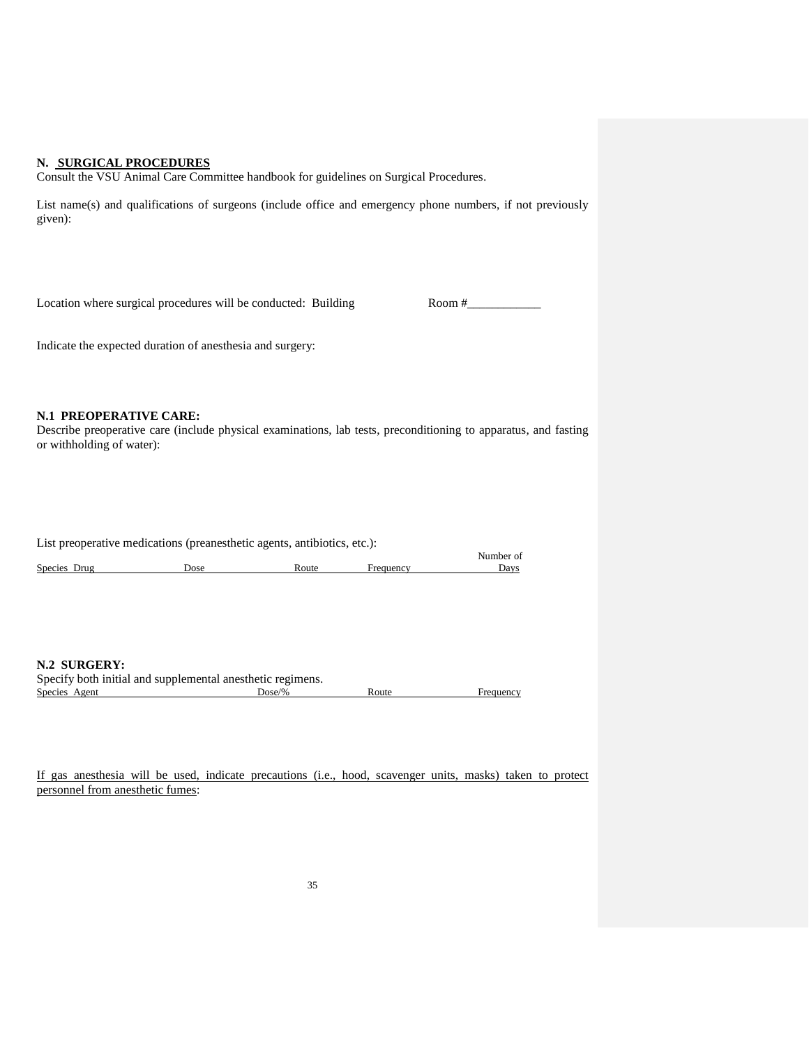## N. SURGICAL PROCEDURES

Consult the VSU Animal Care Committee handbook for guidelines on Surgical Procedures.

List name(s) and qualifications of surgeons (include office and emergency phone numbers, if not previously given):

Location where surgical procedures will be conducted: Building Room #____________

Indicate the expected duration of anesthesia and surgery:

### N.1 PREOPERATIVE CARE:

Describe preoperative care (include physical examinations, lab tests, preconditioning to apparatus, and fasting or withholding of water):

List preoperative medications (preanesthetic agents, antibiotics, etc.):

| Species | Drug | Dose | Route | Frequency | Number of Days |
|---|---|---|---|---|---|

### N.2 SURGERY:

Specify both initial and supplemental anesthetic regimens.

| Species | Agent | Dose/% | Route | Frequency |
|---|---|---|---|---|

If gas anesthesia will be used, indicate precautions (i.e., hood, scavenger units, masks) taken to protect personnel from anesthetic fumes: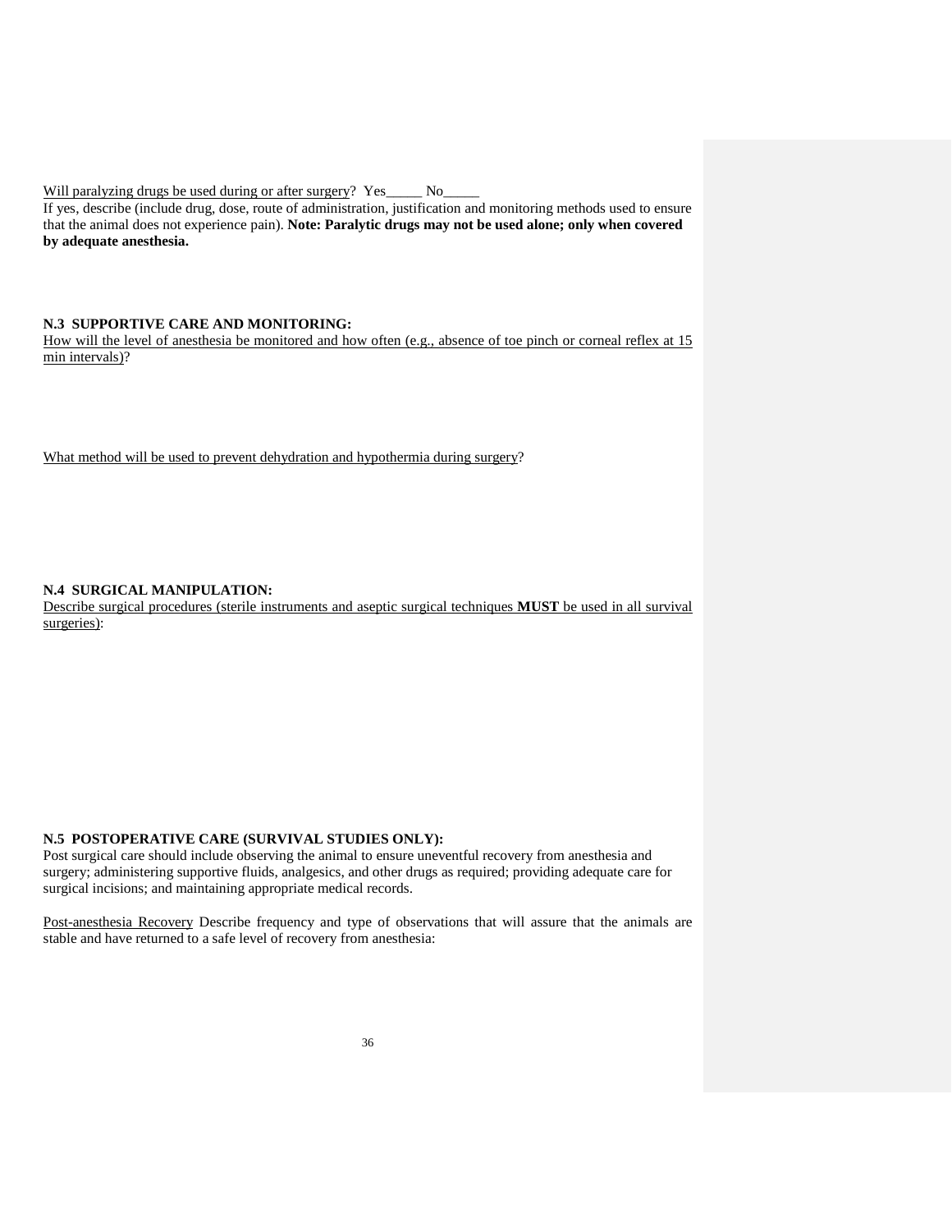Will paralyzing drugs be used during or after surgery? Yes_____ No_____

If yes, describe (include drug, dose, route of administration, justification and monitoring methods used to ensure that the animal does not experience pain). **Note: Paralytic drugs may not be used alone; only when covered by adequate anesthesia.**

**N.3 SUPPORTIVE CARE AND MONITORING:**

How will the level of anesthesia be monitored and how often (e.g., absence of toe pinch or corneal reflex at 15 min intervals)?

What method will be used to prevent dehydration and hypothermia during surgery?

**N.4 SURGICAL MANIPULATION:**

Describe surgical procedures (sterile instruments and aseptic surgical techniques **MUST** be used in all survival surgeries):

**N.5 POSTOPERATIVE CARE (SURVIVAL STUDIES ONLY):**

Post surgical care should include observing the animal to ensure uneventful recovery from anesthesia and surgery; administering supportive fluids, analgesics, and other drugs as required; providing adequate care for surgical incisions; and maintaining appropriate medical records.

Post-anesthesia Recovery Describe frequency and type of observations that will assure that the animals are stable and have returned to a safe level of recovery from anesthesia: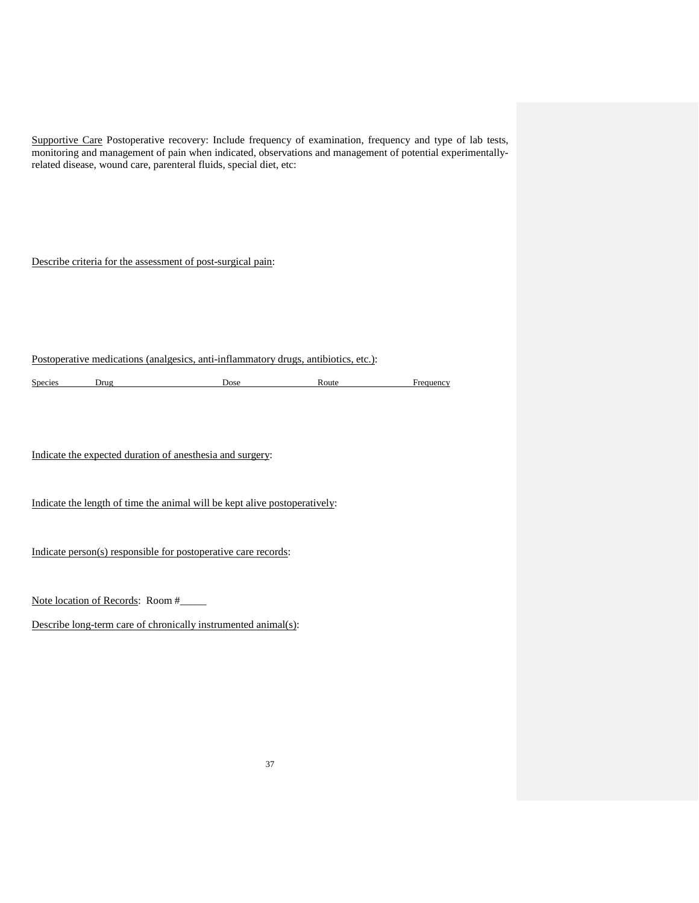<u>Supportive Care</u> Postoperative recovery: Include frequency of examination, frequency and type of lab tests, monitoring and management of pain when indicated, observations and management of potential experimentally-related disease, wound care, parenteral fluids, special diet, etc:

<u>Describe criteria for the assessment of post-surgical pain</u>:

<u>Postoperative medications (analgesics, anti-inflammatory drugs, antibiotics, etc.)</u>:

| Species | Drug | Dose | Route | Frequency |
|---|---|---|---|---|

<u>Indicate the expected duration of anesthesia and surgery</u>:

<u>Indicate the length of time the animal will be kept alive postoperatively</u>:

<u>Indicate person(s) responsible for postoperative care records</u>:

<u>Note location of Records</u>: Room #_____

<u>Describe long-term care of chronically instrumented animal(s)</u>: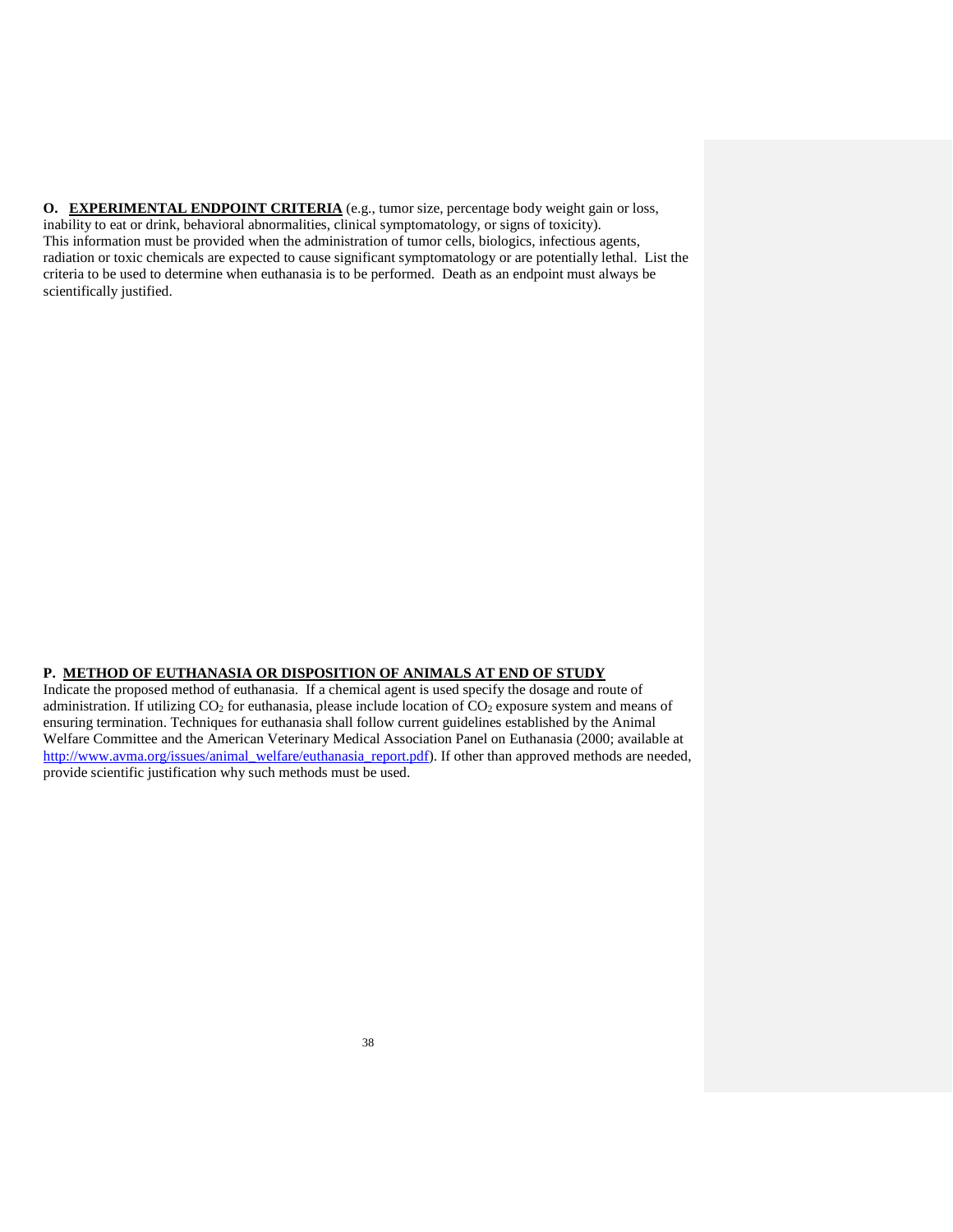**O. <u>EXPERIMENTAL ENDPOINT CRITERIA</u>** (e.g., tumor size, percentage body weight gain or loss, inability to eat or drink, behavioral abnormalities, clinical symptomatology, or signs of toxicity). This information must be provided when the administration of tumor cells, biologics, infectious agents, radiation or toxic chemicals are expected to cause significant symptomatology or are potentially lethal. List the criteria to be used to determine when euthanasia is to be performed. Death as an endpoint must always be scientifically justified.

**P. <u>METHOD OF EUTHANASIA OR DISPOSITION OF ANIMALS AT END OF STUDY</u>**

Indicate the proposed method of euthanasia. If a chemical agent is used specify the dosage and route of administration. If utilizing $CO_2$ for euthanasia, please include location of $CO_2$ exposure system and means of ensuring termination. Techniques for euthanasia shall follow current guidelines established by the Animal Welfare Committee and the American Veterinary Medical Association Panel on Euthanasia (2000; available at http://www.avma.org/issues/animal_welfare/euthanasia_report.pdf). If other than approved methods are needed, provide scientific justification why such methods must be used.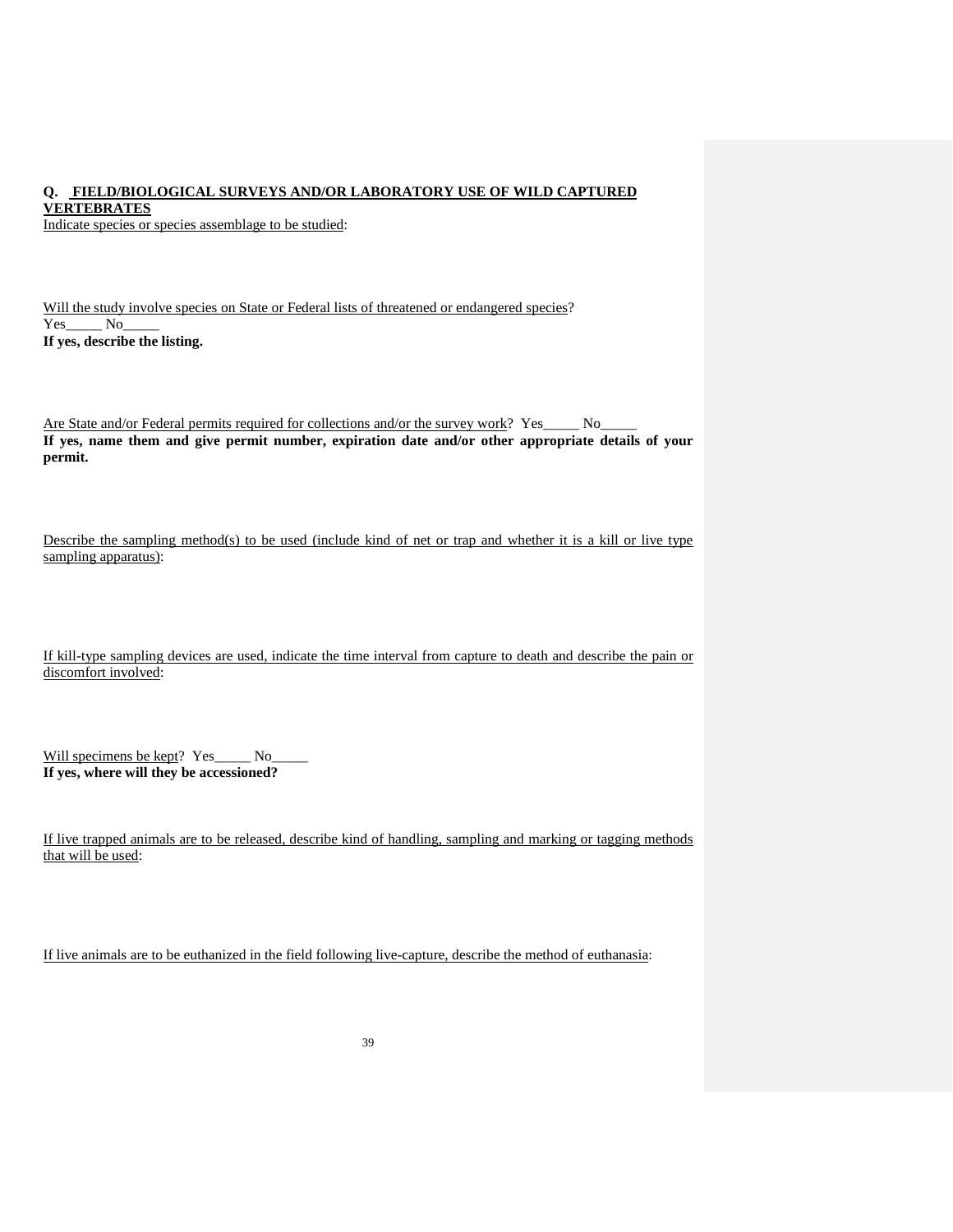## Q. FIELD/BIOLOGICAL SURVEYS AND/OR LABORATORY USE OF WILD CAPTURED VERTEBRATES

Indicate species or species assemblage to be studied:

Will the study involve species on State or Federal lists of threatened or endangered species?
Yes_____ No_____
**If yes, describe the listing.**

Are State and/or Federal permits required for collections and/or the survey work? Yes_____ No_____
**If yes, name them and give permit number, expiration date and/or other appropriate details of your permit.**

Describe the sampling method(s) to be used (include kind of net or trap and whether it is a kill or live type sampling apparatus):

If kill-type sampling devices are used, indicate the time interval from capture to death and describe the pain or discomfort involved:

Will specimens be kept? Yes_____ No_____
**If yes, where will they be accessioned?**

If live trapped animals are to be released, describe kind of handling, sampling and marking or tagging methods that will be used:

If live animals are to be euthanized in the field following live-capture, describe the method of euthanasia: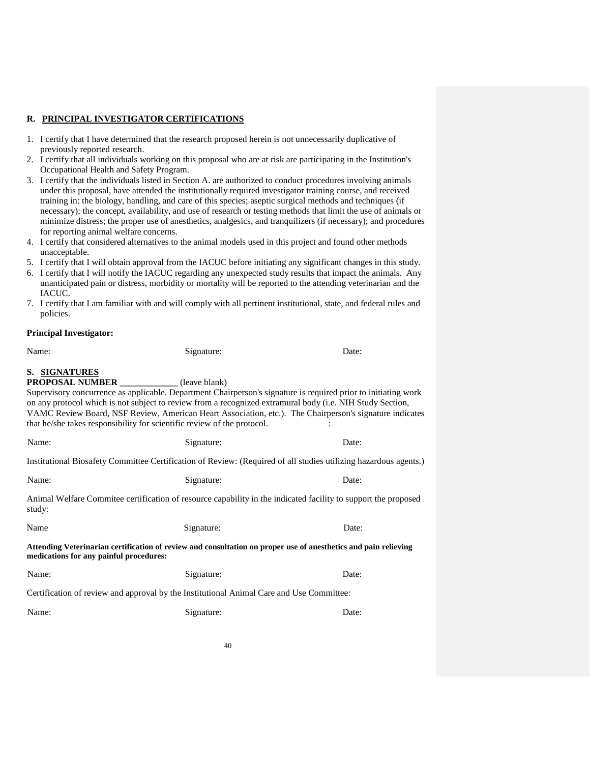## R. PRINCIPAL INVESTIGATOR CERTIFICATIONS

1. I certify that I have determined that the research proposed herein is not unnecessarily duplicative of previously reported research.
2. I certify that all individuals working on this proposal who are at risk are participating in the Institution's Occupational Health and Safety Program.
3. I certify that the individuals listed in Section A. are authorized to conduct procedures involving animals under this proposal, have attended the institutionally required investigator training course, and received training in: the biology, handling, and care of this species; aseptic surgical methods and techniques (if necessary); the concept, availability, and use of research or testing methods that limit the use of animals or minimize distress; the proper use of anesthetics, analgesics, and tranquilizers (if necessary); and procedures for reporting animal welfare concerns.
4. I certify that considered alternatives to the animal models used in this project and found other methods unacceptable.
5. I certify that I will obtain approval from the IACUC before initiating any significant changes in this study.
6. I certify that I will notify the IACUC regarding any unexpected study results that impact the animals. Any unanticipated pain or distress, morbidity or mortality will be reported to the attending veterinarian and the IACUC.
7. I certify that I am familiar with and will comply with all pertinent institutional, state, and federal rules and policies.

**Principal Investigator:**

Name: Signature: Date:

## S. SIGNATURES

**PROPOSAL NUMBER _____________** (leave blank)

Supervisory concurrence as applicable. Department Chairperson's signature is required prior to initiating work on any protocol which is not subject to review from a recognized extramural body (i.e. NIH Study Section, VAMC Review Board, NSF Review, American Heart Association, etc.). The Chairperson's signature indicates that he/she takes responsibility for scientific review of the protocol. :

Name: Signature: Date:

Institutional Biosafety Committee Certification of Review: (Required of all studies utilizing hazardous agents.)

Name: Signature: Date:

Animal Welfare Commitee certification of resource capability in the indicated facility to support the proposed study:

Name Signature: Date:

**Attending Veterinarian certification of review and consultation on proper use of anesthetics and pain relieving medications for any painful procedures:**

Name: Signature: Date:

Certification of review and approval by the Institutional Animal Care and Use Committee:

Name: Signature: Date: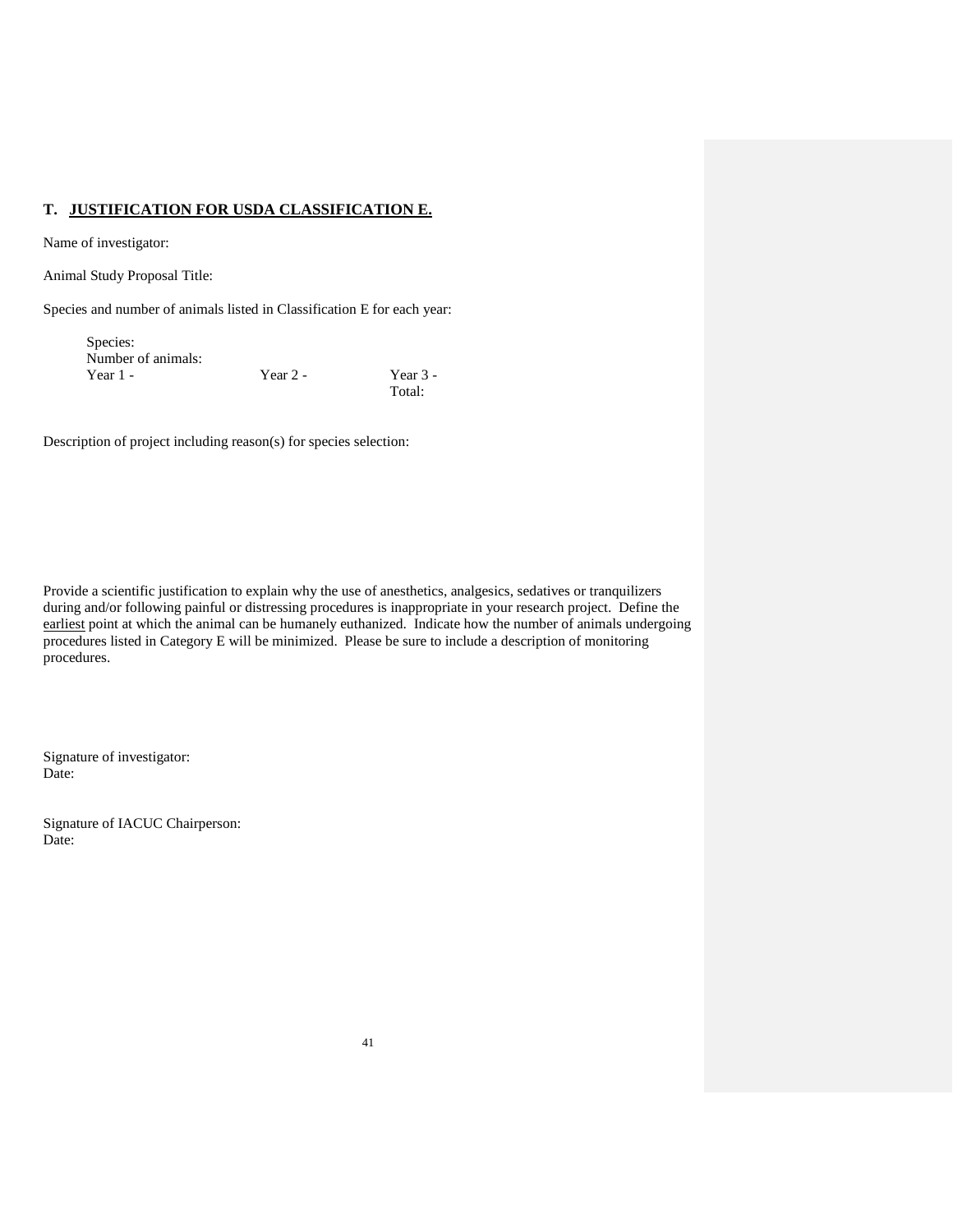## T. JUSTIFICATION FOR USDA CLASSIFICATION E.

Name of investigator:

Animal Study Proposal Title:

Species and number of animals listed in Classification E for each year:

Species:
Number of animals:
Year 1 - Year 2 - Year 3 -
Total:

Description of project including reason(s) for species selection:

Provide a scientific justification to explain why the use of anesthetics, analgesics, sedatives or tranquilizers during and/or following painful or distressing procedures is inappropriate in your research project. Define the earliest point at which the animal can be humanely euthanized. Indicate how the number of animals undergoing procedures listed in Category E will be minimized. Please be sure to include a description of monitoring procedures.

Signature of investigator:
Date:

Signature of IACUC Chairperson:
Date: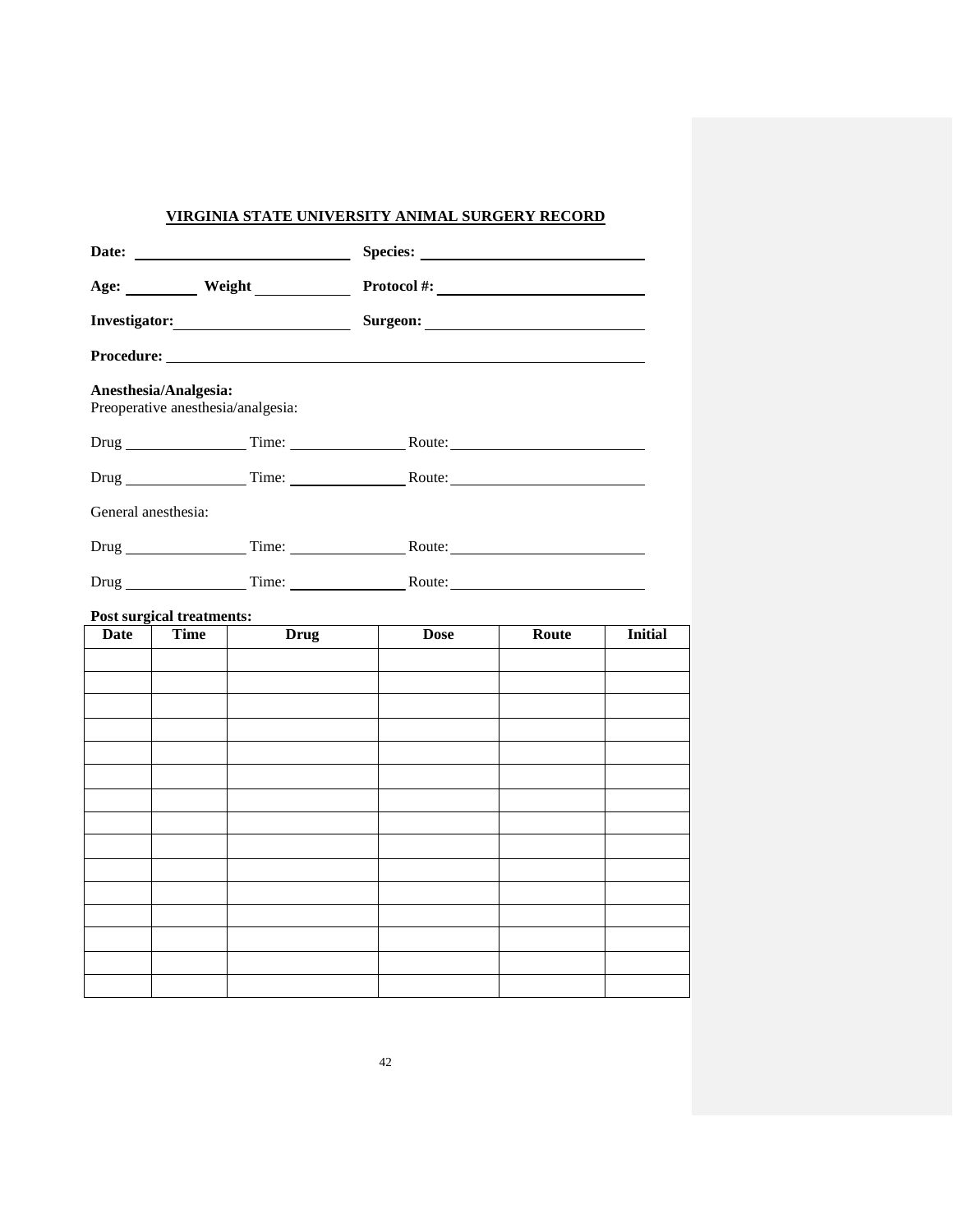## VIRGINIA STATE UNIVERSITY ANIMAL SURGERY RECORD

**Date:** ____________________ **Species:** ____________________

**Age:** ________ **Weight** ________ **Protocol #:** ____________________

**Investigator:** ____________________ **Surgeon:** ____________________

**Procedure:** ________________________________________________

**Anesthesia/Analgesia:**

Preoperative anesthesia/analgesia:

Drug ____________ Time: ____________ Route: ____________________

Drug ____________ Time: ____________ Route: ____________________

General anesthesia:

Drug ____________ Time: ____________ Route: ____________________

Drug ____________ Time: ____________ Route: ____________________

**Post surgical treatments:**

| Date | Time | Drug | Dose | Route | Initial |
|---|---|---|---|---|---|
| | | | | | |
| | | | | | |
| | | | | | |
| | | | | | |
| | | | | | |
| | | | | | |
| | | | | | |
| | | | | | |
| | | | | | |
| | | | | | |
| | | | | | |
| | | | | | |
| | | | | | |
| | | | | | |
| | | | | | |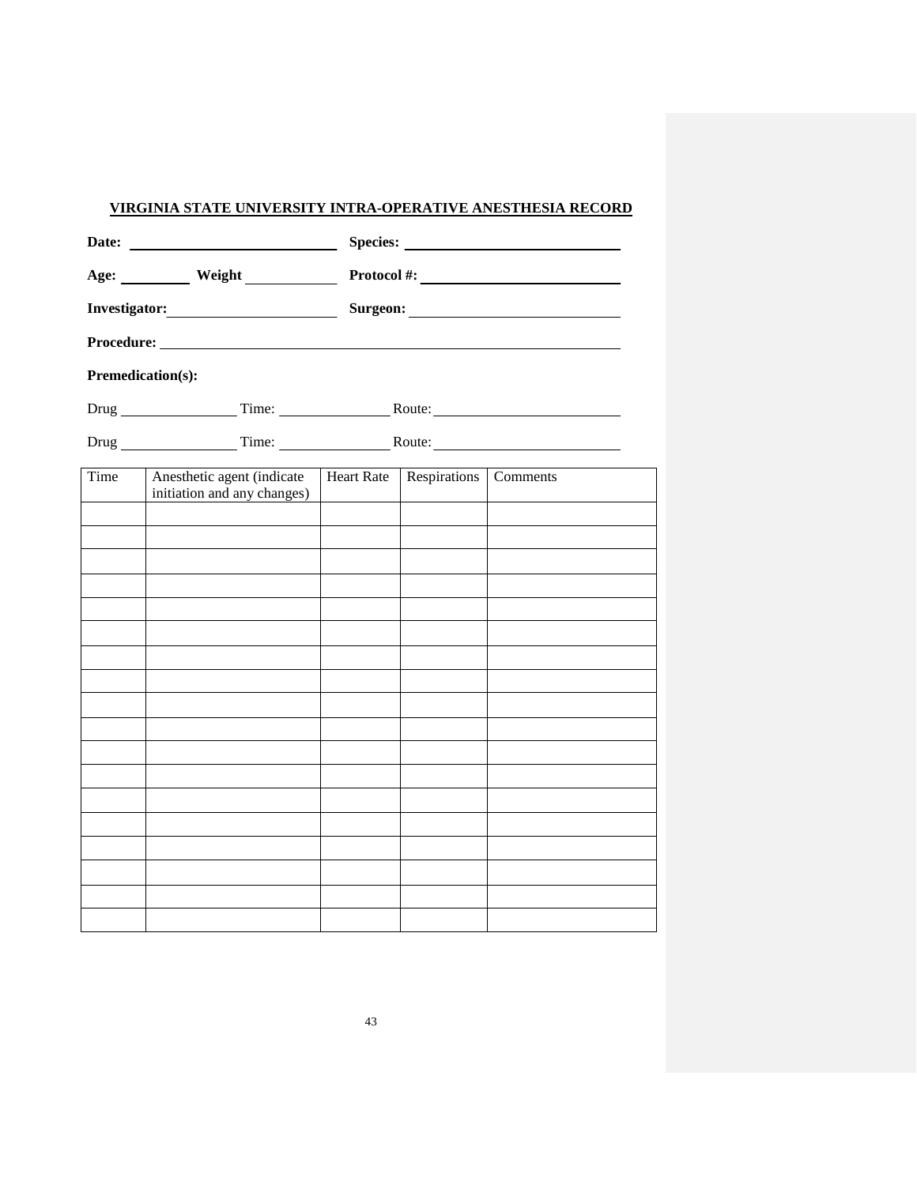## VIRGINIA STATE UNIVERSITY INTRA-OPERATIVE ANESTHESIA RECORD

**Date:** ______________________ **Species:** ______________________

**Age:** ________ **Weight** ________ **Protocol #:** ______________________

**Investigator:** ______________________ **Surgeon:** ______________________

**Procedure:** ____________________________________________________________

**Premedication(s):**

Drug ______________ Time: ______________ Route: ______________________

Drug ______________ Time: ______________ Route: ______________________

| Time | Anesthetic agent (indicate initiation and any changes) | Heart Rate | Respirations | Comments |
|---|---|---|---|---|
| | | | | |
| | | | | |
| | | | | |
| | | | | |
| | | | | |
| | | | | |
| | | | | |
| | | | | |
| | | | | |
| | | | | |
| | | | | |
| | | | | |
| | | | | |
| | | | | |
| | | | | |
| | | | | |
| | | | | |
| | | | | |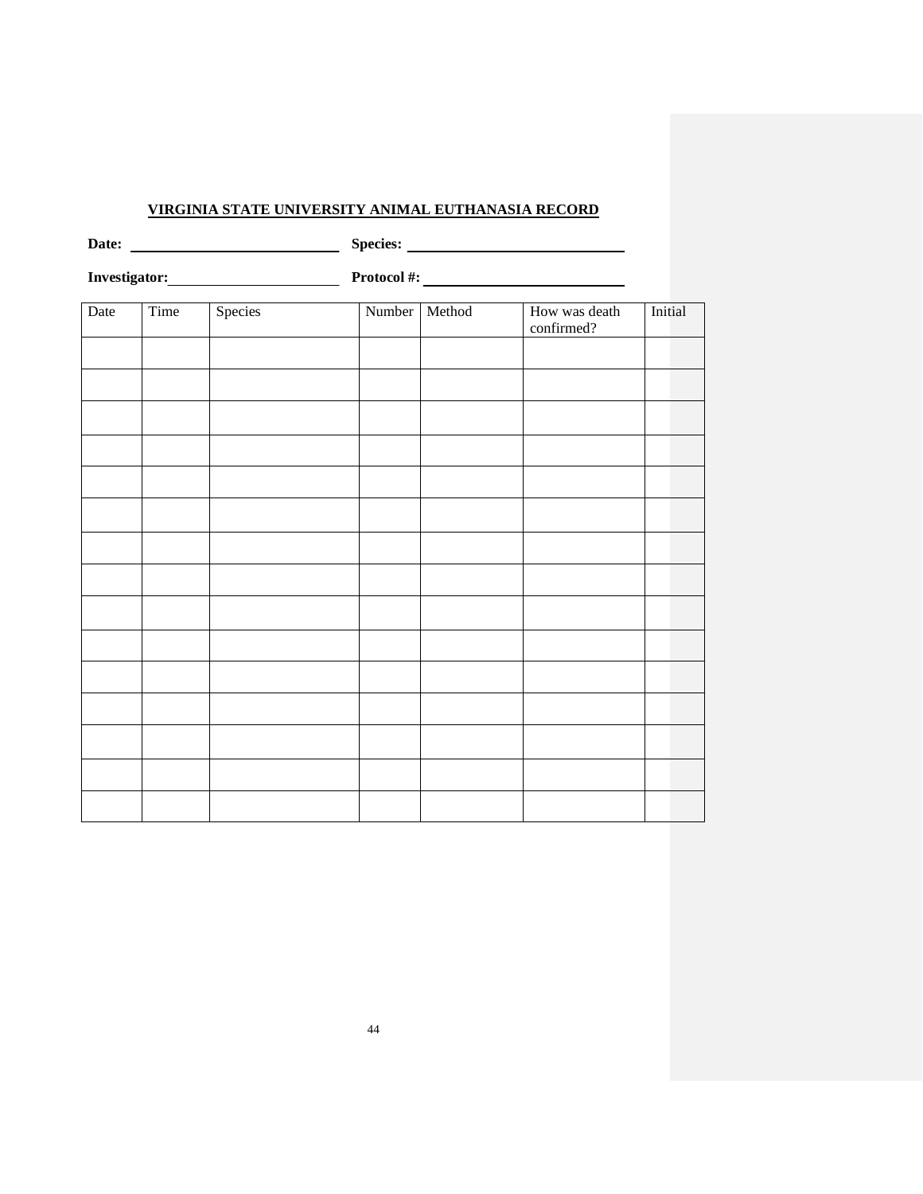**VIRGINIA STATE UNIVERSITY ANIMAL EUTHANASIA RECORD**

**Date:** ____________________________ **Species:** ______________________________

**Investigator:** ______________________ **Protocol #:** ___________________________

| Date | Time | Species | Number | Method | How was death confirmed? | Initial |
|---|---|---|---|---|---|---|
| | | | | | | |
| | | | | | | |
| | | | | | | |
| | | | | | | |
| | | | | | | |
| | | | | | | |
| | | | | | | |
| | | | | | | |
| | | | | | | |
| | | | | | | |
| | | | | | | |
| | | | | | | |
| | | | | | | |
| | | | | | | |
| | | | | | | |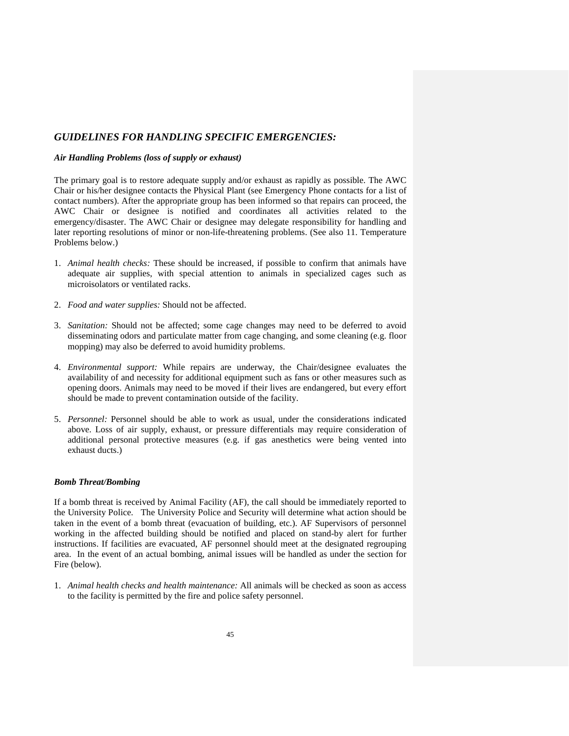## *GUIDELINES FOR HANDLING SPECIFIC EMERGENCIES:*

### *Air Handling Problems (loss of supply or exhaust)*

The primary goal is to restore adequate supply and/or exhaust as rapidly as possible. The AWC Chair or his/her designee contacts the Physical Plant (see Emergency Phone contacts for a list of contact numbers). After the appropriate group has been informed so that repairs can proceed, the AWC Chair or designee is notified and coordinates all activities related to the emergency/disaster. The AWC Chair or designee may delegate responsibility for handling and later reporting resolutions of minor or non-life-threatening problems. (See also 11. Temperature Problems below.)

1. *Animal health checks:* These should be increased, if possible to confirm that animals have adequate air supplies, with special attention to animals in specialized cages such as microisolators or ventilated racks.

2. *Food and water supplies:* Should not be affected.

3. *Sanitation:* Should not be affected; some cage changes may need to be deferred to avoid disseminating odors and particulate matter from cage changing, and some cleaning (e.g. floor mopping) may also be deferred to avoid humidity problems.

4. *Environmental support:* While repairs are underway, the Chair/designee evaluates the availability of and necessity for additional equipment such as fans or other measures such as opening doors. Animals may need to be moved if their lives are endangered, but every effort should be made to prevent contamination outside of the facility.

5. *Personnel:* Personnel should be able to work as usual, under the considerations indicated above. Loss of air supply, exhaust, or pressure differentials may require consideration of additional personal protective measures (e.g. if gas anesthetics were being vented into exhaust ducts.)

### *Bomb Threat/Bombing*

If a bomb threat is received by Animal Facility (AF), the call should be immediately reported to the University Police. The University Police and Security will determine what action should be taken in the event of a bomb threat (evacuation of building, etc.). AF Supervisors of personnel working in the affected building should be notified and placed on stand-by alert for further instructions. If facilities are evacuated, AF personnel should meet at the designated regrouping area. In the event of an actual bombing, animal issues will be handled as under the section for Fire (below).

1. *Animal health checks and health maintenance:* All animals will be checked as soon as access to the facility is permitted by the fire and police safety personnel.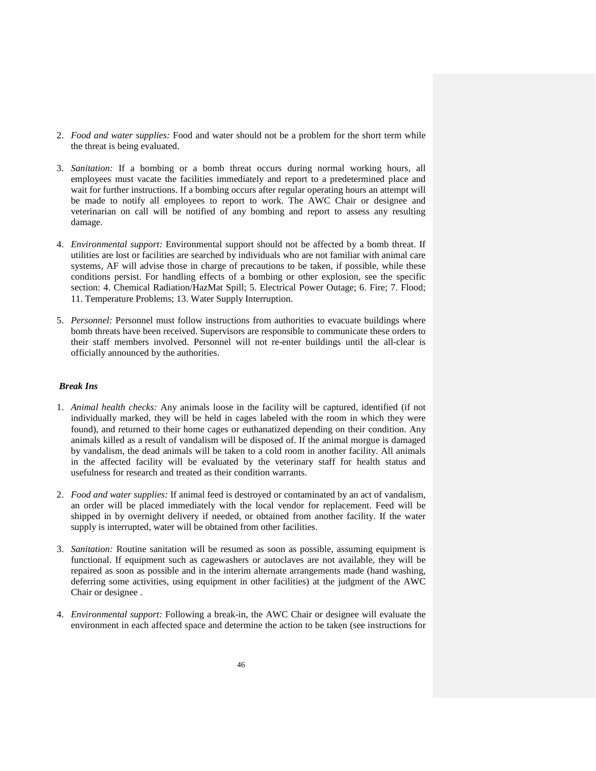2. *Food and water supplies:* Food and water should not be a problem for the short term while the threat is being evaluated.

3. *Sanitation:* If a bombing or a bomb threat occurs during normal working hours, all employees must vacate the facilities immediately and report to a predetermined place and wait for further instructions. If a bombing occurs after regular operating hours an attempt will be made to notify all employees to report to work. The AWC Chair or designee and veterinarian on call will be notified of any bombing and report to assess any resulting damage.

4. *Environmental support:* Environmental support should not be affected by a bomb threat. If utilities are lost or facilities are searched by individuals who are not familiar with animal care systems, AF will advise those in charge of precautions to be taken, if possible, while these conditions persist. For handling effects of a bombing or other explosion, see the specific section: 4. Chemical Radiation/HazMat Spill; 5. Electrical Power Outage; 6. Fire; 7. Flood; 11. Temperature Problems; 13. Water Supply Interruption.

5. *Personnel:* Personnel must follow instructions from authorities to evacuate buildings where bomb threats have been received. Supervisors are responsible to communicate these orders to their staff members involved. Personnel will not re-enter buildings until the all-clear is officially announced by the authorities.

***Break Ins***

1. *Animal health checks:* Any animals loose in the facility will be captured, identified (if not individually marked, they will be held in cages labeled with the room in which they were found), and returned to their home cages or euthanatized depending on their condition. Any animals killed as a result of vandalism will be disposed of. If the animal morgue is damaged by vandalism, the dead animals will be taken to a cold room in another facility. All animals in the affected facility will be evaluated by the veterinary staff for health status and usefulness for research and treated as their condition warrants.

2. *Food and water supplies:* If animal feed is destroyed or contaminated by an act of vandalism, an order will be placed immediately with the local vendor for replacement. Feed will be shipped in by overnight delivery if needed, or obtained from another facility. If the water supply is interrupted, water will be obtained from other facilities.

3. *Sanitation:* Routine sanitation will be resumed as soon as possible, assuming equipment is functional. If equipment such as cagewashers or autoclaves are not available, they will be repaired as soon as possible and in the interim alternate arrangements made (hand washing, deferring some activities, using equipment in other facilities) at the judgment of the AWC Chair or designee .

4. *Environmental support:* Following a break-in, the AWC Chair or designee will evaluate the environment in each affected space and determine the action to be taken (see instructions for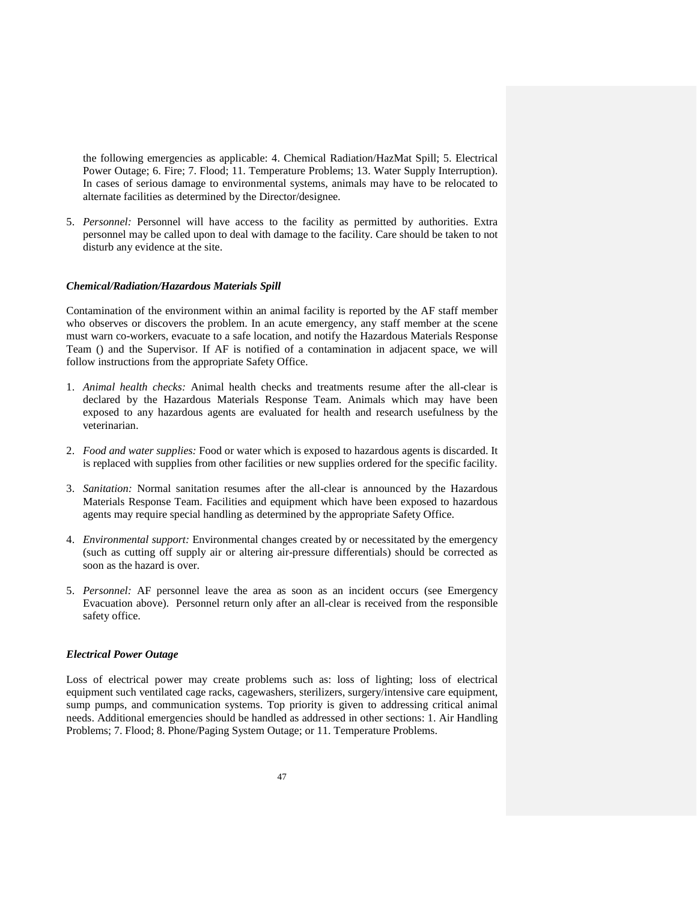the following emergencies as applicable: 4. Chemical Radiation/HazMat Spill; 5. Electrical Power Outage; 6. Fire; 7. Flood; 11. Temperature Problems; 13. Water Supply Interruption). In cases of serious damage to environmental systems, animals may have to be relocated to alternate facilities as determined by the Director/designee.

5. *Personnel:* Personnel will have access to the facility as permitted by authorities. Extra personnel may be called upon to deal with damage to the facility. Care should be taken to not disturb any evidence at the site.

### *Chemical/Radiation/Hazardous Materials Spill*

Contamination of the environment within an animal facility is reported by the AF staff member who observes or discovers the problem. In an acute emergency, any staff member at the scene must warn co-workers, evacuate to a safe location, and notify the Hazardous Materials Response Team () and the Supervisor. If AF is notified of a contamination in adjacent space, we will follow instructions from the appropriate Safety Office.

1. *Animal health checks:* Animal health checks and treatments resume after the all-clear is declared by the Hazardous Materials Response Team. Animals which may have been exposed to any hazardous agents are evaluated for health and research usefulness by the veterinarian.

2. *Food and water supplies:* Food or water which is exposed to hazardous agents is discarded. It is replaced with supplies from other facilities or new supplies ordered for the specific facility.

3. *Sanitation:* Normal sanitation resumes after the all-clear is announced by the Hazardous Materials Response Team. Facilities and equipment which have been exposed to hazardous agents may require special handling as determined by the appropriate Safety Office.

4. *Environmental support:* Environmental changes created by or necessitated by the emergency (such as cutting off supply air or altering air-pressure differentials) should be corrected as soon as the hazard is over.

5. *Personnel:* AF personnel leave the area as soon as an incident occurs (see Emergency Evacuation above). Personnel return only after an all-clear is received from the responsible safety office.

### *Electrical Power Outage*

Loss of electrical power may create problems such as: loss of lighting; loss of electrical equipment such ventilated cage racks, cagewashers, sterilizers, surgery/intensive care equipment, sump pumps, and communication systems. Top priority is given to addressing critical animal needs. Additional emergencies should be handled as addressed in other sections: 1. Air Handling Problems; 7. Flood; 8. Phone/Paging System Outage; or 11. Temperature Problems.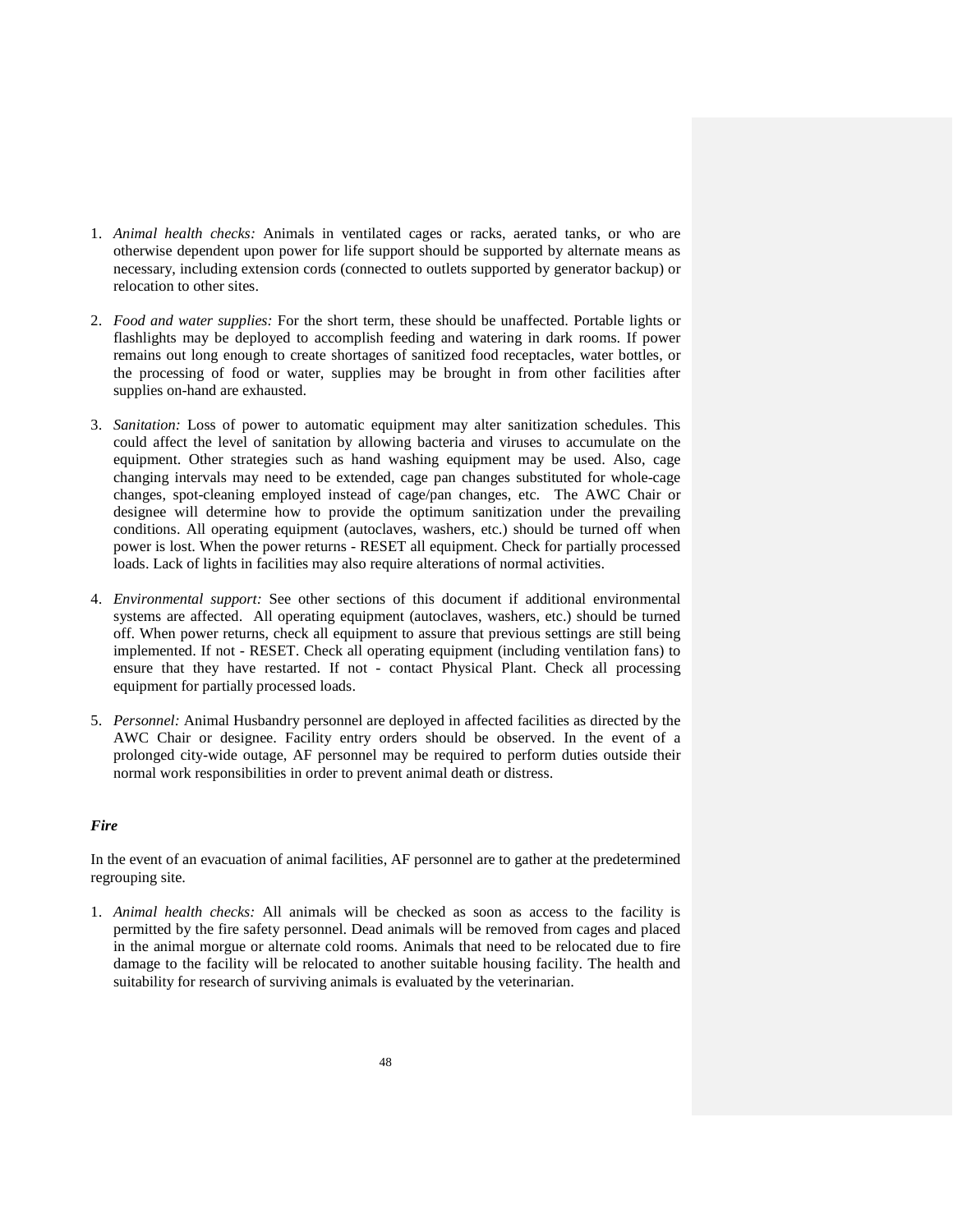1. *Animal health checks:* Animals in ventilated cages or racks, aerated tanks, or who are otherwise dependent upon power for life support should be supported by alternate means as necessary, including extension cords (connected to outlets supported by generator backup) or relocation to other sites.

2. *Food and water supplies:* For the short term, these should be unaffected. Portable lights or flashlights may be deployed to accomplish feeding and watering in dark rooms. If power remains out long enough to create shortages of sanitized food receptacles, water bottles, or the processing of food or water, supplies may be brought in from other facilities after supplies on-hand are exhausted.

3. *Sanitation:* Loss of power to automatic equipment may alter sanitization schedules. This could affect the level of sanitation by allowing bacteria and viruses to accumulate on the equipment. Other strategies such as hand washing equipment may be used. Also, cage changing intervals may need to be extended, cage pan changes substituted for whole-cage changes, spot-cleaning employed instead of cage/pan changes, etc. The AWC Chair or designee will determine how to provide the optimum sanitization under the prevailing conditions. All operating equipment (autoclaves, washers, etc.) should be turned off when power is lost. When the power returns - RESET all equipment. Check for partially processed loads. Lack of lights in facilities may also require alterations of normal activities.

4. *Environmental support:* See other sections of this document if additional environmental systems are affected. All operating equipment (autoclaves, washers, etc.) should be turned off. When power returns, check all equipment to assure that previous settings are still being implemented. If not - RESET. Check all operating equipment (including ventilation fans) to ensure that they have restarted. If not - contact Physical Plant. Check all processing equipment for partially processed loads.

5. *Personnel:* Animal Husbandry personnel are deployed in affected facilities as directed by the AWC Chair or designee. Facility entry orders should be observed. In the event of a prolonged city-wide outage, AF personnel may be required to perform duties outside their normal work responsibilities in order to prevent animal death or distress.

### *Fire*

In the event of an evacuation of animal facilities, AF personnel are to gather at the predetermined regrouping site.

1. *Animal health checks:* All animals will be checked as soon as access to the facility is permitted by the fire safety personnel. Dead animals will be removed from cages and placed in the animal morgue or alternate cold rooms. Animals that need to be relocated due to fire damage to the facility will be relocated to another suitable housing facility. The health and suitability for research of surviving animals is evaluated by the veterinarian.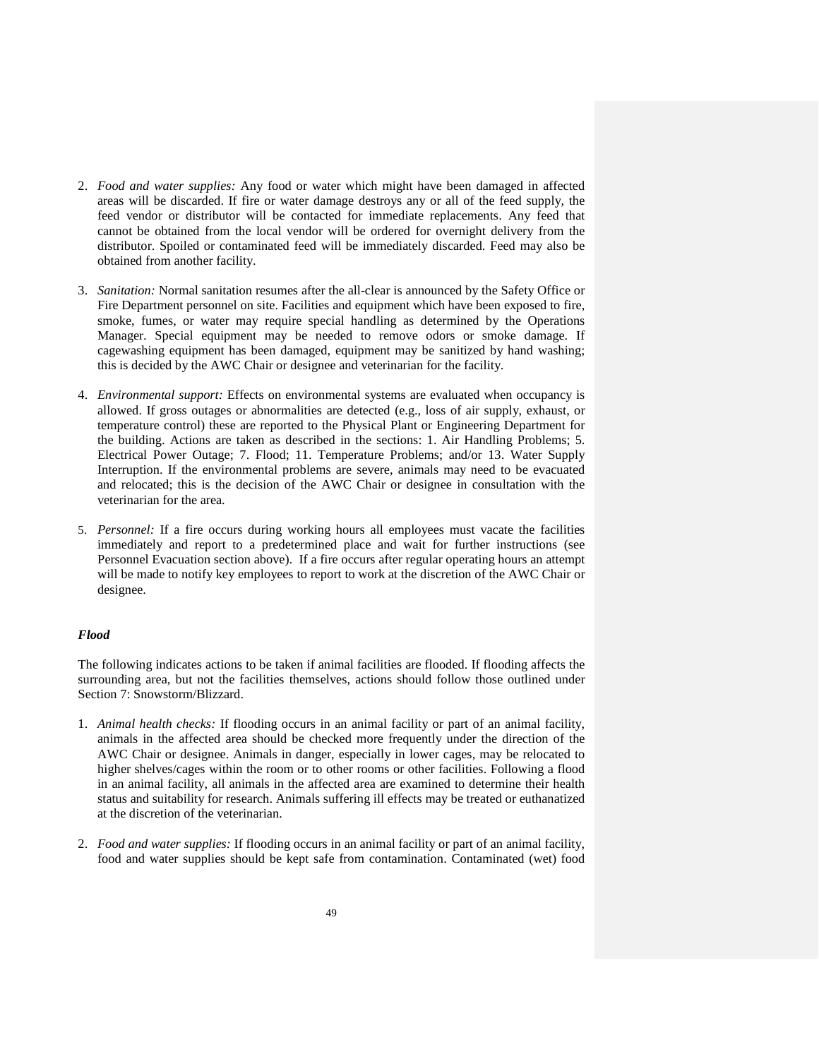2. *Food and water supplies:* Any food or water which might have been damaged in affected areas will be discarded. If fire or water damage destroys any or all of the feed supply, the feed vendor or distributor will be contacted for immediate replacements. Any feed that cannot be obtained from the local vendor will be ordered for overnight delivery from the distributor. Spoiled or contaminated feed will be immediately discarded. Feed may also be obtained from another facility.

3. *Sanitation:* Normal sanitation resumes after the all-clear is announced by the Safety Office or Fire Department personnel on site. Facilities and equipment which have been exposed to fire, smoke, fumes, or water may require special handling as determined by the Operations Manager. Special equipment may be needed to remove odors or smoke damage. If cagewashing equipment has been damaged, equipment may be sanitized by hand washing; this is decided by the AWC Chair or designee and veterinarian for the facility.

4. *Environmental support:* Effects on environmental systems are evaluated when occupancy is allowed. If gross outages or abnormalities are detected (e.g., loss of air supply, exhaust, or temperature control) these are reported to the Physical Plant or Engineering Department for the building. Actions are taken as described in the sections: 1. Air Handling Problems; 5. Electrical Power Outage; 7. Flood; 11. Temperature Problems; and/or 13. Water Supply Interruption. If the environmental problems are severe, animals may need to be evacuated and relocated; this is the decision of the AWC Chair or designee in consultation with the veterinarian for the area.

5. *Personnel:* If a fire occurs during working hours all employees must vacate the facilities immediately and report to a predetermined place and wait for further instructions (see Personnel Evacuation section above). If a fire occurs after regular operating hours an attempt will be made to notify key employees to report to work at the discretion of the AWC Chair or designee.

***Flood***

The following indicates actions to be taken if animal facilities are flooded. If flooding affects the surrounding area, but not the facilities themselves, actions should follow those outlined under Section 7: Snowstorm/Blizzard.

1. *Animal health checks:* If flooding occurs in an animal facility or part of an animal facility, animals in the affected area should be checked more frequently under the direction of the AWC Chair or designee. Animals in danger, especially in lower cages, may be relocated to higher shelves/cages within the room or to other rooms or other facilities. Following a flood in an animal facility, all animals in the affected area are examined to determine their health status and suitability for research. Animals suffering ill effects may be treated or euthanatized at the discretion of the veterinarian.

2. *Food and water supplies:* If flooding occurs in an animal facility or part of an animal facility, food and water supplies should be kept safe from contamination. Contaminated (wet) food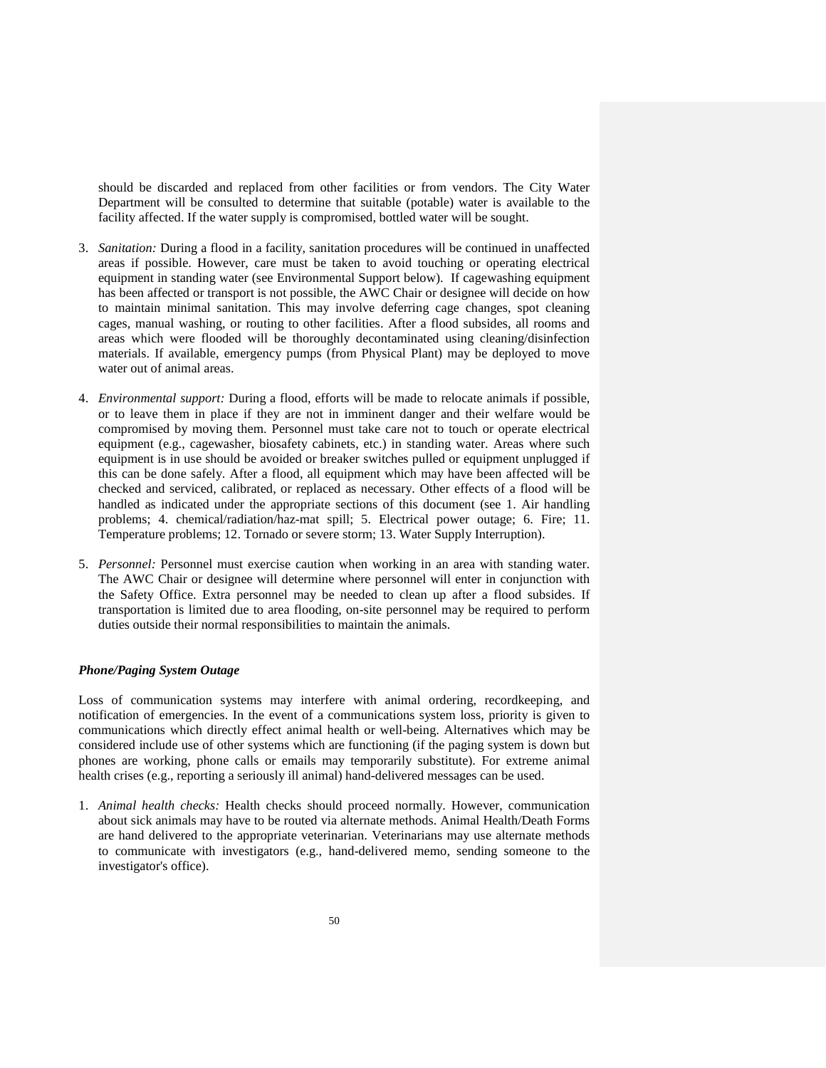should be discarded and replaced from other facilities or from vendors. The City Water Department will be consulted to determine that suitable (potable) water is available to the facility affected. If the water supply is compromised, bottled water will be sought.

3. *Sanitation:* During a flood in a facility, sanitation procedures will be continued in unaffected areas if possible. However, care must be taken to avoid touching or operating electrical equipment in standing water (see Environmental Support below). If cagewashing equipment has been affected or transport is not possible, the AWC Chair or designee will decide on how to maintain minimal sanitation. This may involve deferring cage changes, spot cleaning cages, manual washing, or routing to other facilities. After a flood subsides, all rooms and areas which were flooded will be thoroughly decontaminated using cleaning/disinfection materials. If available, emergency pumps (from Physical Plant) may be deployed to move water out of animal areas.

4. *Environmental support:* During a flood, efforts will be made to relocate animals if possible, or to leave them in place if they are not in imminent danger and their welfare would be compromised by moving them. Personnel must take care not to touch or operate electrical equipment (e.g., cagewasher, biosafety cabinets, etc.) in standing water. Areas where such equipment is in use should be avoided or breaker switches pulled or equipment unplugged if this can be done safely. After a flood, all equipment which may have been affected will be checked and serviced, calibrated, or replaced as necessary. Other effects of a flood will be handled as indicated under the appropriate sections of this document (see 1. Air handling problems; 4. chemical/radiation/haz-mat spill; 5. Electrical power outage; 6. Fire; 11. Temperature problems; 12. Tornado or severe storm; 13. Water Supply Interruption).

5. *Personnel:* Personnel must exercise caution when working in an area with standing water. The AWC Chair or designee will determine where personnel will enter in conjunction with the Safety Office. Extra personnel may be needed to clean up after a flood subsides. If transportation is limited due to area flooding, on-site personnel may be required to perform duties outside their normal responsibilities to maintain the animals.

### *Phone/Paging System Outage*

Loss of communication systems may interfere with animal ordering, recordkeeping, and notification of emergencies. In the event of a communications system loss, priority is given to communications which directly effect animal health or well-being. Alternatives which may be considered include use of other systems which are functioning (if the paging system is down but phones are working, phone calls or emails may temporarily substitute). For extreme animal health crises (e.g., reporting a seriously ill animal) hand-delivered messages can be used.

1. *Animal health checks:* Health checks should proceed normally. However, communication about sick animals may have to be routed via alternate methods. Animal Health/Death Forms are hand delivered to the appropriate veterinarian. Veterinarians may use alternate methods to communicate with investigators (e.g., hand-delivered memo, sending someone to the investigator's office).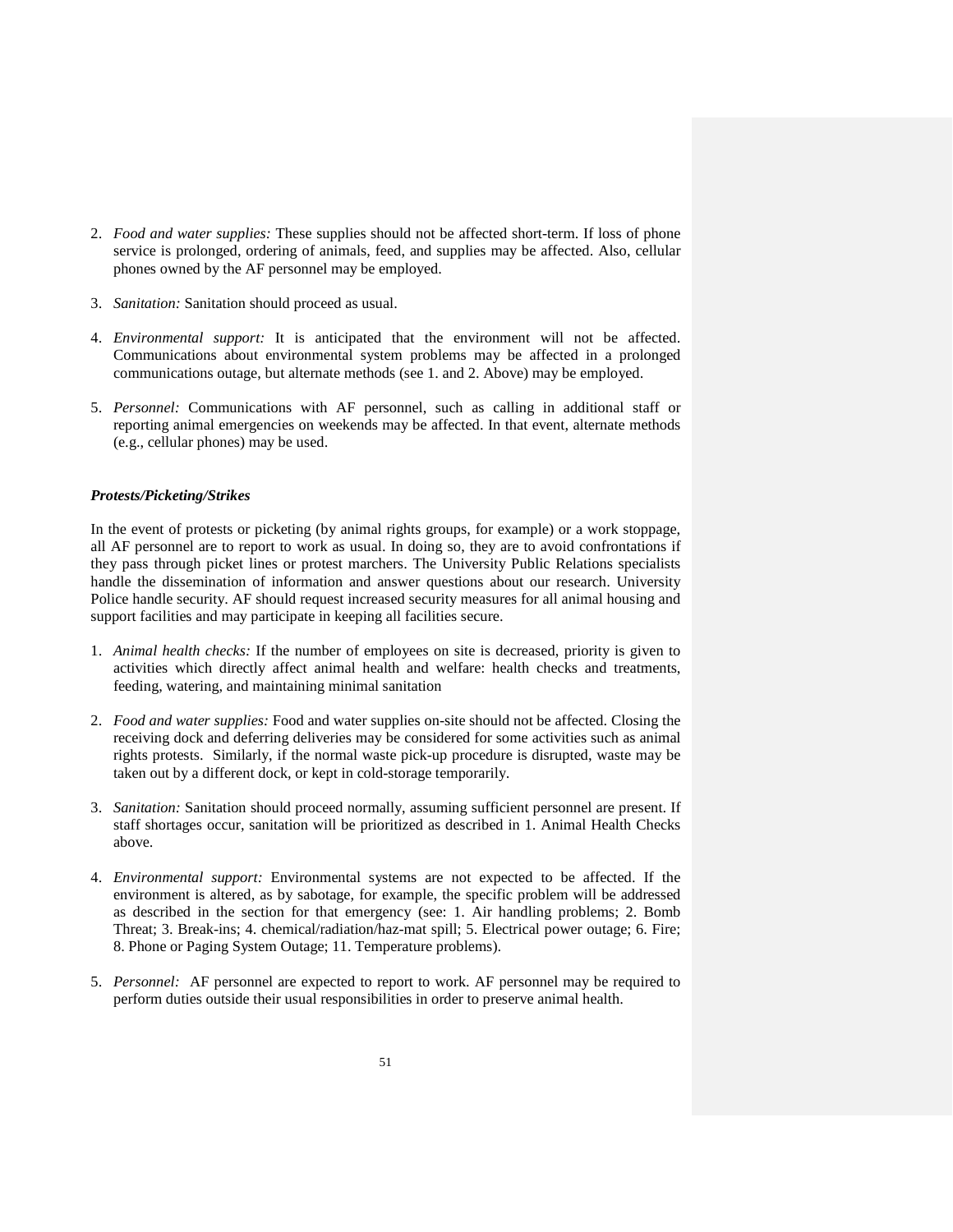2. *Food and water supplies:* These supplies should not be affected short-term. If loss of phone service is prolonged, ordering of animals, feed, and supplies may be affected. Also, cellular phones owned by the AF personnel may be employed.

3. *Sanitation:* Sanitation should proceed as usual.

4. *Environmental support:* It is anticipated that the environment will not be affected. Communications about environmental system problems may be affected in a prolonged communications outage, but alternate methods (see 1. and 2. Above) may be employed.

5. *Personnel:* Communications with AF personnel, such as calling in additional staff or reporting animal emergencies on weekends may be affected. In that event, alternate methods (e.g., cellular phones) may be used.

***Protests/Picketing/Strikes***

In the event of protests or picketing (by animal rights groups, for example) or a work stoppage, all AF personnel are to report to work as usual. In doing so, they are to avoid confrontations if they pass through picket lines or protest marchers. The University Public Relations specialists handle the dissemination of information and answer questions about our research. University Police handle security. AF should request increased security measures for all animal housing and support facilities and may participate in keeping all facilities secure.

1. *Animal health checks:* If the number of employees on site is decreased, priority is given to activities which directly affect animal health and welfare: health checks and treatments, feeding, watering, and maintaining minimal sanitation

2. *Food and water supplies:* Food and water supplies on-site should not be affected. Closing the receiving dock and deferring deliveries may be considered for some activities such as animal rights protests. Similarly, if the normal waste pick-up procedure is disrupted, waste may be taken out by a different dock, or kept in cold-storage temporarily.

3. *Sanitation:* Sanitation should proceed normally, assuming sufficient personnel are present. If staff shortages occur, sanitation will be prioritized as described in 1. Animal Health Checks above.

4. *Environmental support:* Environmental systems are not expected to be affected. If the environment is altered, as by sabotage, for example, the specific problem will be addressed as described in the section for that emergency (see: 1. Air handling problems; 2. Bomb Threat; 3. Break-ins; 4. chemical/radiation/haz-mat spill; 5. Electrical power outage; 6. Fire; 8. Phone or Paging System Outage; 11. Temperature problems).

5. *Personnel:* AF personnel are expected to report to work. AF personnel may be required to perform duties outside their usual responsibilities in order to preserve animal health.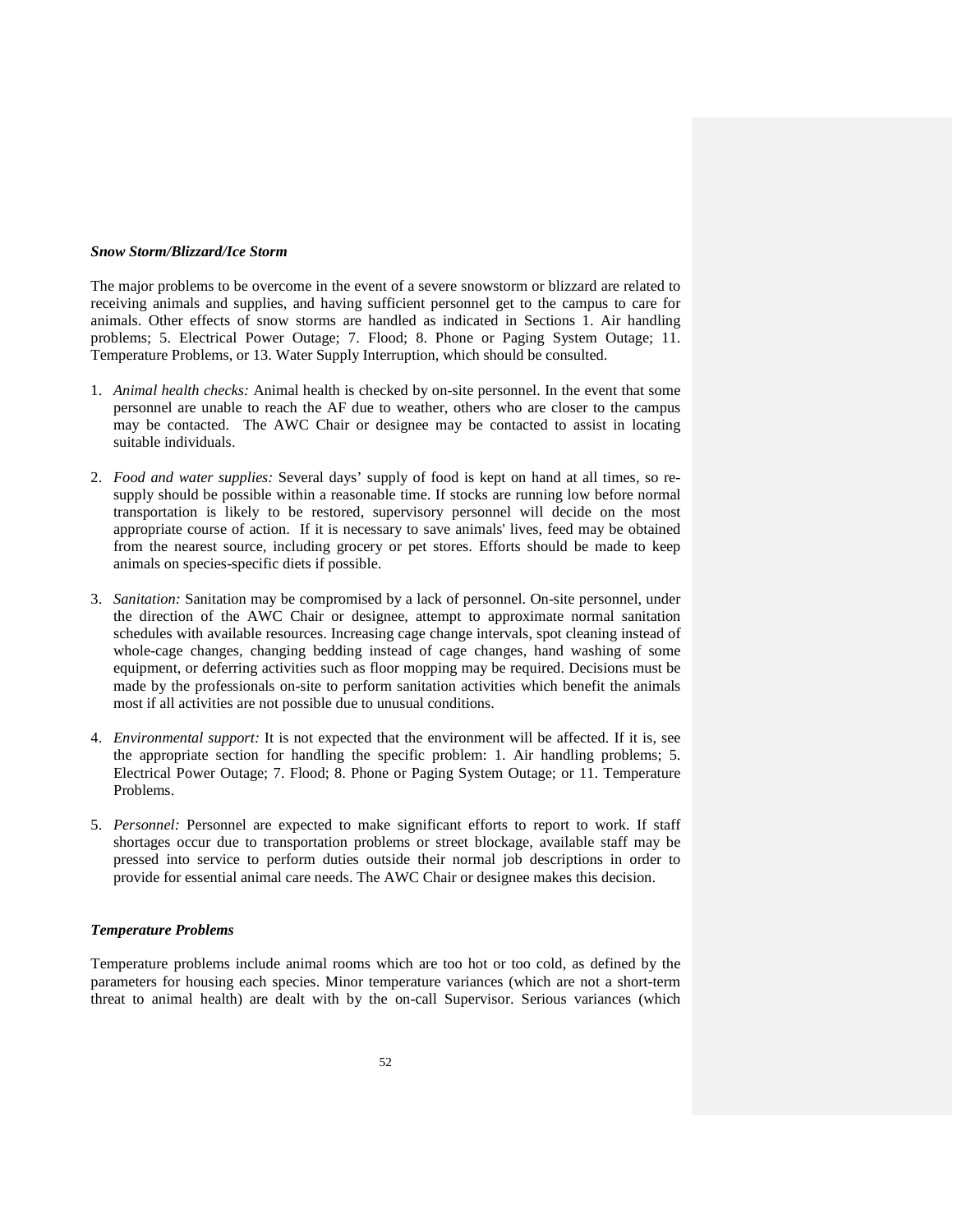### *Snow Storm/Blizzard/Ice Storm*

The major problems to be overcome in the event of a severe snowstorm or blizzard are related to receiving animals and supplies, and having sufficient personnel get to the campus to care for animals. Other effects of snow storms are handled as indicated in Sections 1. Air handling problems; 5. Electrical Power Outage; 7. Flood; 8. Phone or Paging System Outage; 11. Temperature Problems, or 13. Water Supply Interruption, which should be consulted.

1. *Animal health checks:* Animal health is checked by on-site personnel. In the event that some personnel are unable to reach the AF due to weather, others who are closer to the campus may be contacted. The AWC Chair or designee may be contacted to assist in locating suitable individuals.

2. *Food and water supplies:* Several days' supply of food is kept on hand at all times, so re-supply should be possible within a reasonable time. If stocks are running low before normal transportation is likely to be restored, supervisory personnel will decide on the most appropriate course of action. If it is necessary to save animals' lives, feed may be obtained from the nearest source, including grocery or pet stores. Efforts should be made to keep animals on species-specific diets if possible.

3. *Sanitation:* Sanitation may be compromised by a lack of personnel. On-site personnel, under the direction of the AWC Chair or designee, attempt to approximate normal sanitation schedules with available resources. Increasing cage change intervals, spot cleaning instead of whole-cage changes, changing bedding instead of cage changes, hand washing of some equipment, or deferring activities such as floor mopping may be required. Decisions must be made by the professionals on-site to perform sanitation activities which benefit the animals most if all activities are not possible due to unusual conditions.

4. *Environmental support:* It is not expected that the environment will be affected. If it is, see the appropriate section for handling the specific problem: 1. Air handling problems; 5. Electrical Power Outage; 7. Flood; 8. Phone or Paging System Outage; or 11. Temperature Problems.

5. *Personnel:* Personnel are expected to make significant efforts to report to work. If staff shortages occur due to transportation problems or street blockage, available staff may be pressed into service to perform duties outside their normal job descriptions in order to provide for essential animal care needs. The AWC Chair or designee makes this decision.

### *Temperature Problems*

Temperature problems include animal rooms which are too hot or too cold, as defined by the parameters for housing each species. Minor temperature variances (which are not a short-term threat to animal health) are dealt with by the on-call Supervisor. Serious variances (which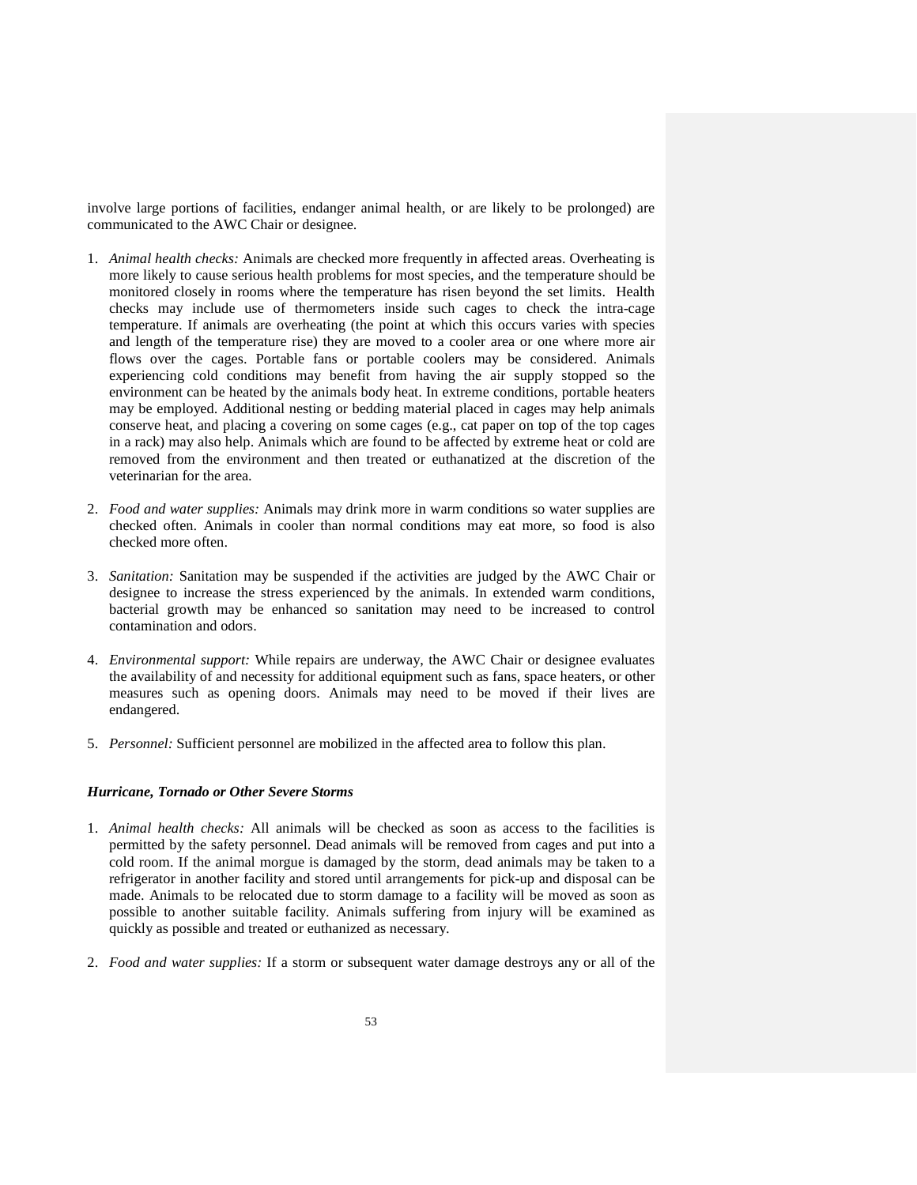involve large portions of facilities, endanger animal health, or are likely to be prolonged) are communicated to the AWC Chair or designee.

1. *Animal health checks:* Animals are checked more frequently in affected areas. Overheating is more likely to cause serious health problems for most species, and the temperature should be monitored closely in rooms where the temperature has risen beyond the set limits. Health checks may include use of thermometers inside such cages to check the intra-cage temperature. If animals are overheating (the point at which this occurs varies with species and length of the temperature rise) they are moved to a cooler area or one where more air flows over the cages. Portable fans or portable coolers may be considered. Animals experiencing cold conditions may benefit from having the air supply stopped so the environment can be heated by the animals body heat. In extreme conditions, portable heaters may be employed. Additional nesting or bedding material placed in cages may help animals conserve heat, and placing a covering on some cages (e.g., cat paper on top of the top cages in a rack) may also help. Animals which are found to be affected by extreme heat or cold are removed from the environment and then treated or euthanatized at the discretion of the veterinarian for the area.

2. *Food and water supplies:* Animals may drink more in warm conditions so water supplies are checked often. Animals in cooler than normal conditions may eat more, so food is also checked more often.

3. *Sanitation:* Sanitation may be suspended if the activities are judged by the AWC Chair or designee to increase the stress experienced by the animals. In extended warm conditions, bacterial growth may be enhanced so sanitation may need to be increased to control contamination and odors.

4. *Environmental support:* While repairs are underway, the AWC Chair or designee evaluates the availability of and necessity for additional equipment such as fans, space heaters, or other measures such as opening doors. Animals may need to be moved if their lives are endangered.

5. *Personnel:* Sufficient personnel are mobilized in the affected area to follow this plan.

### *Hurricane, Tornado or Other Severe Storms*

1. *Animal health checks:* All animals will be checked as soon as access to the facilities is permitted by the safety personnel. Dead animals will be removed from cages and put into a cold room. If the animal morgue is damaged by the storm, dead animals may be taken to a refrigerator in another facility and stored until arrangements for pick-up and disposal can be made. Animals to be relocated due to storm damage to a facility will be moved as soon as possible to another suitable facility. Animals suffering from injury will be examined as quickly as possible and treated or euthanized as necessary.

2. *Food and water supplies:* If a storm or subsequent water damage destroys any or all of the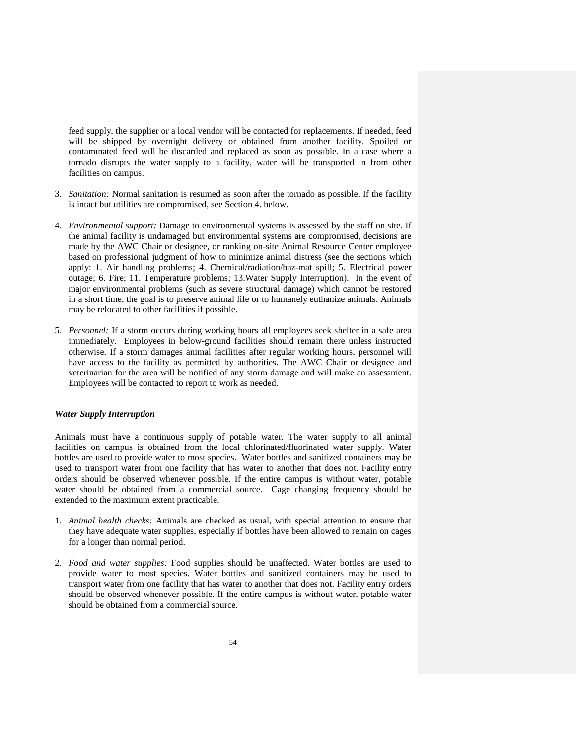feed supply, the supplier or a local vendor will be contacted for replacements. If needed, feed will be shipped by overnight delivery or obtained from another facility. Spoiled or contaminated feed will be discarded and replaced as soon as possible. In a case where a tornado disrupts the water supply to a facility, water will be transported in from other facilities on campus.

3. *Sanitation:* Normal sanitation is resumed as soon after the tornado as possible. If the facility is intact but utilities are compromised, see Section 4. below.

4. *Environmental support:* Damage to environmental systems is assessed by the staff on site. If the animal facility is undamaged but environmental systems are compromised, decisions are made by the AWC Chair or designee, or ranking on-site Animal Resource Center employee based on professional judgment of how to minimize animal distress (see the sections which apply: 1. Air handling problems; 4. Chemical/radiation/haz-mat spill; 5. Electrical power outage; 6. Fire; 11. Temperature problems; 13.Water Supply Interruption). In the event of major environmental problems (such as severe structural damage) which cannot be restored in a short time, the goal is to preserve animal life or to humanely euthanize animals. Animals may be relocated to other facilities if possible.

5. *Personnel:* If a storm occurs during working hours all employees seek shelter in a safe area immediately. Employees in below-ground facilities should remain there unless instructed otherwise. If a storm damages animal facilities after regular working hours, personnel will have access to the facility as permitted by authorities. The AWC Chair or designee and veterinarian for the area will be notified of any storm damage and will make an assessment. Employees will be contacted to report to work as needed.

***Water Supply Interruption***

Animals must have a continuous supply of potable water. The water supply to all animal facilities on campus is obtained from the local chlorinated/fluorinated water supply. Water bottles are used to provide water to most species. Water bottles and sanitized containers may be used to transport water from one facility that has water to another that does not. Facility entry orders should be observed whenever possible. If the entire campus is without water, potable water should be obtained from a commercial source. Cage changing frequency should be extended to the maximum extent practicable.

1. *Animal health checks:* Animals are checked as usual, with special attention to ensure that they have adequate water supplies, especially if bottles have been allowed to remain on cages for a longer than normal period.

2. *Food and water supplies:* Food supplies should be unaffected. Water bottles are used to provide water to most species. Water bottles and sanitized containers may be used to transport water from one facility that has water to another that does not. Facility entry orders should be observed whenever possible. If the entire campus is without water, potable water should be obtained from a commercial source.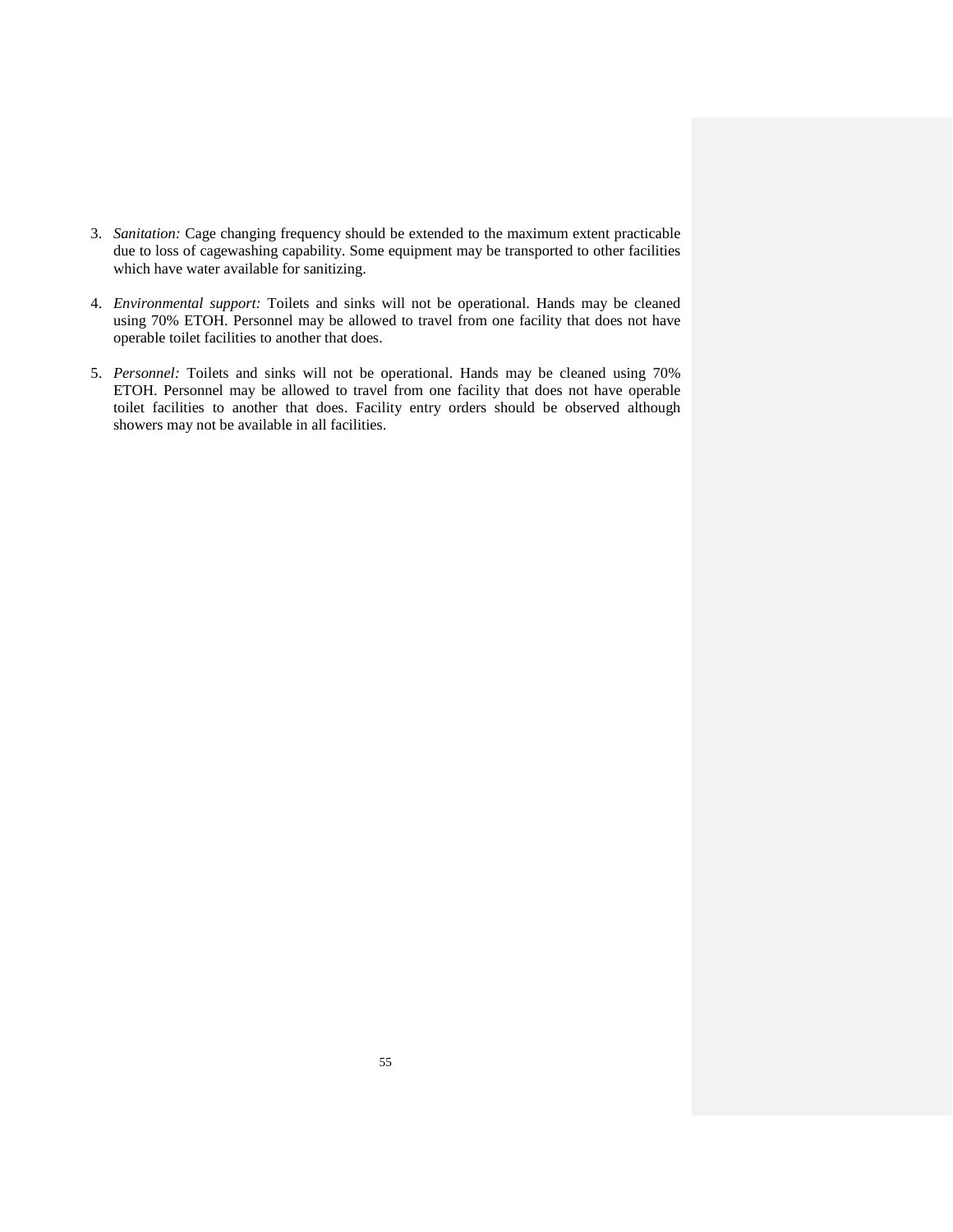3. *Sanitation:* Cage changing frequency should be extended to the maximum extent practicable due to loss of cagewashing capability. Some equipment may be transported to other facilities which have water available for sanitizing.

4. *Environmental support:* Toilets and sinks will not be operational. Hands may be cleaned using 70% ETOH. Personnel may be allowed to travel from one facility that does not have operable toilet facilities to another that does.

5. *Personnel:* Toilets and sinks will not be operational. Hands may be cleaned using 70% ETOH. Personnel may be allowed to travel from one facility that does not have operable toilet facilities to another that does. Facility entry orders should be observed although showers may not be available in all facilities.